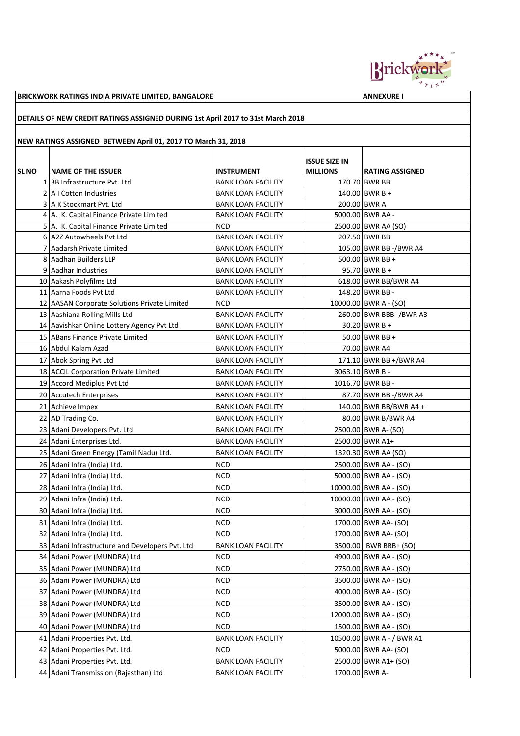**BRICKWORK RATINGS INDIA PRIVATE LIMITED, BANGALORE** **ANNEXURE I**

**DETAILS OF NEW CREDIT RATINGS ASSIGNED DURING 1st April 2017 to 31st March 2018**

**NEW RATINGS ASSIGNED BETWEEN April 01, 2017 TO March 31, 2018**

| SL NO | NAME OF THE ISSUER | INSTRUMENT | ISSUE SIZE IN MILLIONS | RATING ASSIGNED |
|---|---|---|---|---|
| 1 | 3B Infrastructure Pvt. Ltd | BANK LOAN FACILITY | 170.70 | BWR BB |
| 2 | A I Cotton Industries | BANK LOAN FACILITY | 140.00 | BWR B + |
| 3 | A K Stockmart Pvt. Ltd | BANK LOAN FACILITY | 200.00 | BWR A |
| 4 | A. K. Capital Finance Private Limited | BANK LOAN FACILITY | 5000.00 | BWR AA - |
| 5 | A. K. Capital Finance Private Limited | NCD | 2500.00 | BWR AA (SO) |
| 6 | A2Z Autowheels Pvt Ltd | BANK LOAN FACILITY | 207.50 | BWR BB |
| 7 | Aadarsh Private Limited | BANK LOAN FACILITY | 105.00 | BWR BB -/BWR A4 |
| 8 | Aadhan Builders LLP | BANK LOAN FACILITY | 500.00 | BWR BB + |
| 9 | Aadhar Industries | BANK LOAN FACILITY | 95.70 | BWR B + |
| 10 | Aakash Polyfilms Ltd | BANK LOAN FACILITY | 618.00 | BWR BB/BWR A4 |
| 11 | Aarna Foods Pvt Ltd | BANK LOAN FACILITY | 148.20 | BWR BB - |
| 12 | AASAN Corporate Solutions Private Limited | NCD | 10000.00 | BWR A - (SO) |
| 13 | Aashiana Rolling Mills Ltd | BANK LOAN FACILITY | 260.00 | BWR BBB -/BWR A3 |
| 14 | Aavishkar Online Lottery Agency Pvt Ltd | BANK LOAN FACILITY | 30.20 | BWR B + |
| 15 | ABans Finance Private Limited | BANK LOAN FACILITY | 50.00 | BWR BB + |
| 16 | Abdul Kalam Azad | BANK LOAN FACILITY | 70.00 | BWR A4 |
| 17 | Abok Spring Pvt Ltd | BANK LOAN FACILITY | 171.10 | BWR BB +/BWR A4 |
| 18 | ACCIL Corporation Private Limited | BANK LOAN FACILITY | 3063.10 | BWR B - |
| 19 | Accord Mediplus Pvt Ltd | BANK LOAN FACILITY | 1016.70 | BWR BB - |
| 20 | Accutech Enterprises | BANK LOAN FACILITY | 87.70 | BWR BB -/BWR A4 |
| 21 | Achieve Impex | BANK LOAN FACILITY | 140.00 | BWR BB/BWR A4 + |
| 22 | AD Trading Co. | BANK LOAN FACILITY | 80.00 | BWR B/BWR A4 |
| 23 | Adani Developers Pvt. Ltd | BANK LOAN FACILITY | 2500.00 | BWR A- (SO) |
| 24 | Adani Enterprises Ltd. | BANK LOAN FACILITY | 2500.00 | BWR A1+ |
| 25 | Adani Green Energy (Tamil Nadu) Ltd. | BANK LOAN FACILITY | 1320.30 | BWR AA (SO) |
| 26 | Adani Infra (India) Ltd. | NCD | 2500.00 | BWR AA - (SO) |
| 27 | Adani Infra (India) Ltd. | NCD | 5000.00 | BWR AA - (SO) |
| 28 | Adani Infra (India) Ltd. | NCD | 10000.00 | BWR AA - (SO) |
| 29 | Adani Infra (India) Ltd. | NCD | 10000.00 | BWR AA - (SO) |
| 30 | Adani Infra (India) Ltd. | NCD | 3000.00 | BWR AA - (SO) |
| 31 | Adani Infra (India) Ltd. | NCD | 1700.00 | BWR AA- (SO) |
| 32 | Adani Infra (India) Ltd. | NCD | 1700.00 | BWR AA- (SO) |
| 33 | Adani Infrastructure and Developers Pvt. Ltd | BANK LOAN FACILITY | 3500.00 | BWR BBB+ (SO) |
| 34 | Adani Power (MUNDRA) Ltd | NCD | 4900.00 | BWR AA - (SO) |
| 35 | Adani Power (MUNDRA) Ltd | NCD | 2750.00 | BWR AA - (SO) |
| 36 | Adani Power (MUNDRA) Ltd | NCD | 3500.00 | BWR AA - (SO) |
| 37 | Adani Power (MUNDRA) Ltd | NCD | 4000.00 | BWR AA - (SO) |
| 38 | Adani Power (MUNDRA) Ltd | NCD | 3500.00 | BWR AA - (SO) |
| 39 | Adani Power (MUNDRA) Ltd | NCD | 12000.00 | BWR AA - (SO) |
| 40 | Adani Power (MUNDRA) Ltd | NCD | 1500.00 | BWR AA - (SO) |
| 41 | Adani Properties Pvt. Ltd. | BANK LOAN FACILITY | 10500.00 | BWR A - / BWR A1 |
| 42 | Adani Properties Pvt. Ltd. | NCD | 5000.00 | BWR AA- (SO) |
| 43 | Adani Properties Pvt. Ltd. | BANK LOAN FACILITY | 2500.00 | BWR A1+ (SO) |
| 44 | Adani Transmission (Rajasthan) Ltd | BANK LOAN FACILITY | 1700.00 | BWR A- |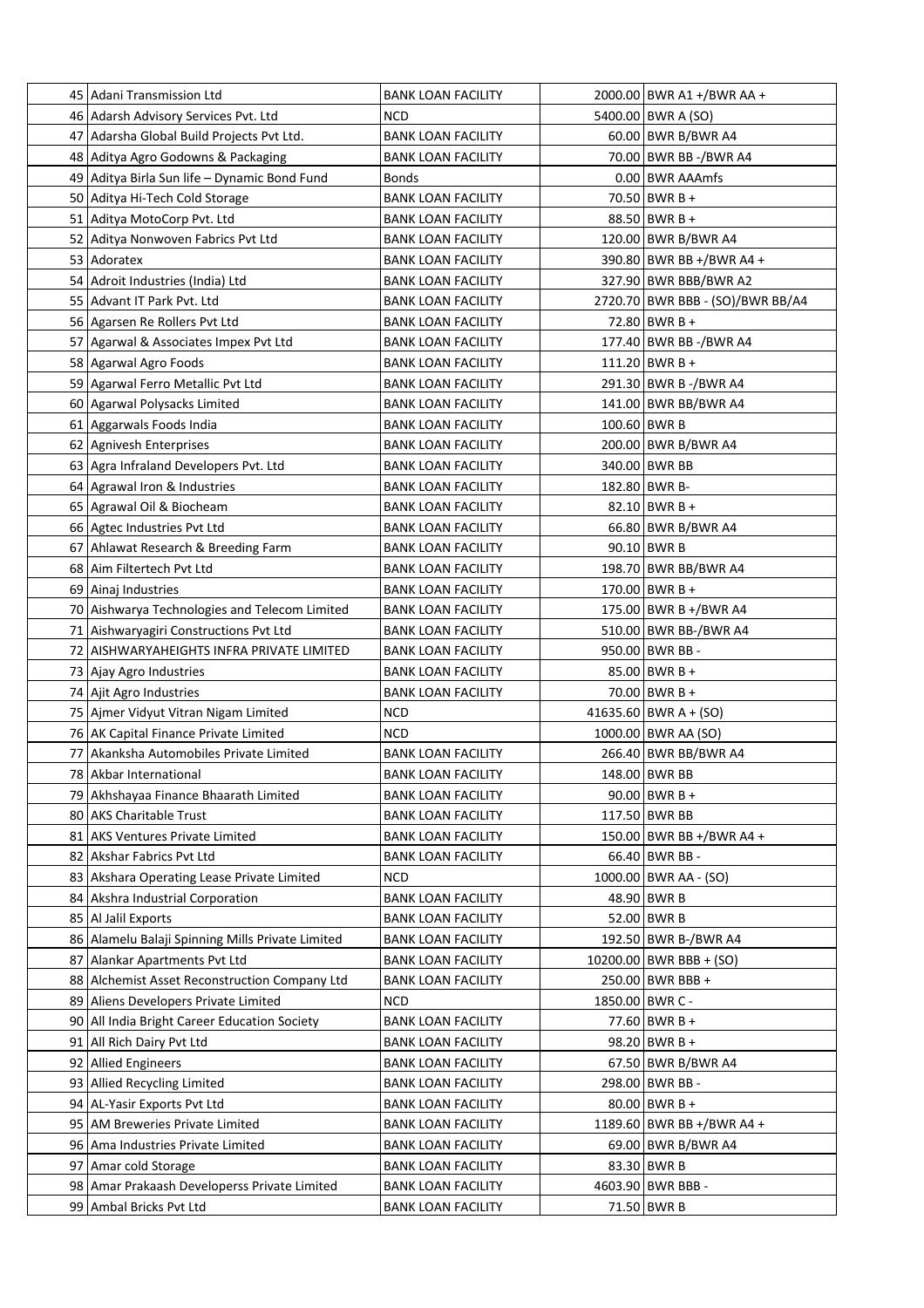| | | | | |
|---|---|---|---|---|
| 45 | Adani Transmission Ltd | BANK LOAN FACILITY | 2000.00 | BWR A1 +/BWR AA + |
| 46 | Adarsh Advisory Services Pvt. Ltd | NCD | 5400.00 | BWR A (SO) |
| 47 | Adarsha Global Build Projects Pvt Ltd. | BANK LOAN FACILITY | 60.00 | BWR B/BWR A4 |
| 48 | Aditya Agro Godowns & Packaging | BANK LOAN FACILITY | 70.00 | BWR BB -/BWR A4 |
| 49 | Aditya Birla Sun life – Dynamic Bond Fund | Bonds | 0.00 | BWR AAAmfs |
| 50 | Aditya Hi-Tech Cold Storage | BANK LOAN FACILITY | 70.50 | BWR B + |
| 51 | Aditya MotoCorp Pvt. Ltd | BANK LOAN FACILITY | 88.50 | BWR B + |
| 52 | Aditya Nonwoven Fabrics Pvt Ltd | BANK LOAN FACILITY | 120.00 | BWR B/BWR A4 |
| 53 | Adoratex | BANK LOAN FACILITY | 390.80 | BWR BB +/BWR A4 + |
| 54 | Adroit Industries (India) Ltd | BANK LOAN FACILITY | 327.90 | BWR BBB/BWR A2 |
| 55 | Advant IT Park Pvt. Ltd | BANK LOAN FACILITY | 2720.70 | BWR BBB - (SO)/BWR BB/A4 |
| 56 | Agarsen Re Rollers Pvt Ltd | BANK LOAN FACILITY | 72.80 | BWR B + |
| 57 | Agarwal & Associates Impex Pvt Ltd | BANK LOAN FACILITY | 177.40 | BWR BB -/BWR A4 |
| 58 | Agarwal Agro Foods | BANK LOAN FACILITY | 111.20 | BWR B + |
| 59 | Agarwal Ferro Metallic Pvt Ltd | BANK LOAN FACILITY | 291.30 | BWR B -/BWR A4 |
| 60 | Agarwal Polysacks Limited | BANK LOAN FACILITY | 141.00 | BWR BB/BWR A4 |
| 61 | Aggarwals Foods India | BANK LOAN FACILITY | 100.60 | BWR B |
| 62 | Agnivesh Enterprises | BANK LOAN FACILITY | 200.00 | BWR B/BWR A4 |
| 63 | Agra Infraland Developers Pvt. Ltd | BANK LOAN FACILITY | 340.00 | BWR BB |
| 64 | Agrawal Iron & Industries | BANK LOAN FACILITY | 182.80 | BWR B- |
| 65 | Agrawal Oil & Biocheam | BANK LOAN FACILITY | 82.10 | BWR B + |
| 66 | Agtec Industries Pvt Ltd | BANK LOAN FACILITY | 66.80 | BWR B/BWR A4 |
| 67 | Ahlawat Research & Breeding Farm | BANK LOAN FACILITY | 90.10 | BWR B |
| 68 | Aim Filtertech Pvt Ltd | BANK LOAN FACILITY | 198.70 | BWR BB/BWR A4 |
| 69 | Ainaj Industries | BANK LOAN FACILITY | 170.00 | BWR B + |
| 70 | Aishwarya Technologies and Telecom Limited | BANK LOAN FACILITY | 175.00 | BWR B +/BWR A4 |
| 71 | Aishwaryagiri Constructions Pvt Ltd | BANK LOAN FACILITY | 510.00 | BWR BB-/BWR A4 |
| 72 | AISHWARYAHEIGHTS INFRA PRIVATE LIMITED | BANK LOAN FACILITY | 950.00 | BWR BB - |
| 73 | Ajay Agro Industries | BANK LOAN FACILITY | 85.00 | BWR B + |
| 74 | Ajit Agro Industries | BANK LOAN FACILITY | 70.00 | BWR B + |
| 75 | Ajmer Vidyut Vitran Nigam Limited | NCD | 41635.60 | BWR A + (SO) |
| 76 | AK Capital Finance Private Limited | NCD | 1000.00 | BWR AA (SO) |
| 77 | Akanksha Automobiles Private Limited | BANK LOAN FACILITY | 266.40 | BWR BB/BWR A4 |
| 78 | Akbar International | BANK LOAN FACILITY | 148.00 | BWR BB |
| 79 | Akhshayaa Finance Bhaarath Limited | BANK LOAN FACILITY | 90.00 | BWR B + |
| 80 | AKS Charitable Trust | BANK LOAN FACILITY | 117.50 | BWR BB |
| 81 | AKS Ventures Private Limited | BANK LOAN FACILITY | 150.00 | BWR BB +/BWR A4 + |
| 82 | Akshar Fabrics Pvt Ltd | BANK LOAN FACILITY | 66.40 | BWR BB - |
| 83 | Akshara Operating Lease Private Limited | NCD | 1000.00 | BWR AA - (SO) |
| 84 | Akshra Industrial Corporation | BANK LOAN FACILITY | 48.90 | BWR B |
| 85 | Al Jalil Exports | BANK LOAN FACILITY | 52.00 | BWR B |
| 86 | Alamelu Balaji Spinning Mills Private Limited | BANK LOAN FACILITY | 192.50 | BWR B-/BWR A4 |
| 87 | Alankar Apartments Pvt Ltd | BANK LOAN FACILITY | 10200.00 | BWR BBB + (SO) |
| 88 | Alchemist Asset Reconstruction Company Ltd | BANK LOAN FACILITY | 250.00 | BWR BBB + |
| 89 | Aliens Developers Private Limited | NCD | 1850.00 | BWR C - |
| 90 | All India Bright Career Education Society | BANK LOAN FACILITY | 77.60 | BWR B + |
| 91 | All Rich Dairy Pvt Ltd | BANK LOAN FACILITY | 98.20 | BWR B + |
| 92 | Allied Engineers | BANK LOAN FACILITY | 67.50 | BWR B/BWR A4 |
| 93 | Allied Recycling Limited | BANK LOAN FACILITY | 298.00 | BWR BB - |
| 94 | AL-Yasir Exports Pvt Ltd | BANK LOAN FACILITY | 80.00 | BWR B + |
| 95 | AM Breweries Private Limited | BANK LOAN FACILITY | 1189.60 | BWR BB +/BWR A4 + |
| 96 | Ama Industries Private Limited | BANK LOAN FACILITY | 69.00 | BWR B/BWR A4 |
| 97 | Amar cold Storage | BANK LOAN FACILITY | 83.30 | BWR B |
| 98 | Amar Prakaash Developerss Private Limited | BANK LOAN FACILITY | 4603.90 | BWR BBB - |
| 99 | Ambal Bricks Pvt Ltd | BANK LOAN FACILITY | 71.50 | BWR B |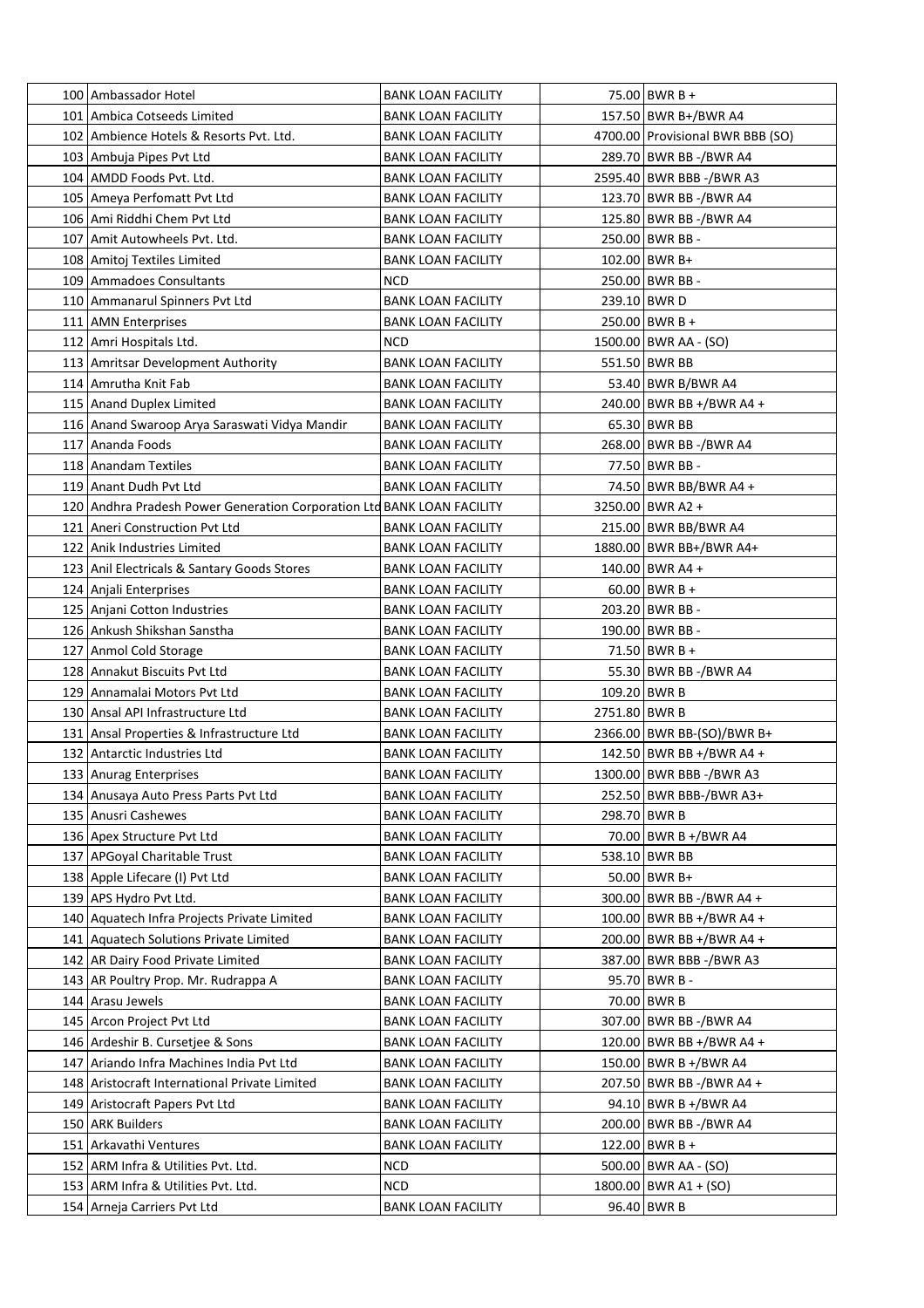| 100 | Ambassador Hotel | BANK LOAN FACILITY | 75.00 | BWR B + |
|---|---|---|---|---|
| 101 | Ambica Cotseeds Limited | BANK LOAN FACILITY | 157.50 | BWR B+/BWR A4 |
| 102 | Ambience Hotels & Resorts Pvt. Ltd. | BANK LOAN FACILITY | 4700.00 | Provisional BWR BBB (SO) |
| 103 | Ambuja Pipes Pvt Ltd | BANK LOAN FACILITY | 289.70 | BWR BB -/BWR A4 |
| 104 | AMDD Foods Pvt. Ltd. | BANK LOAN FACILITY | 2595.40 | BWR BBB -/BWR A3 |
| 105 | Ameya Perfomatt Pvt Ltd | BANK LOAN FACILITY | 123.70 | BWR BB -/BWR A4 |
| 106 | Ami Riddhi Chem Pvt Ltd | BANK LOAN FACILITY | 125.80 | BWR BB -/BWR A4 |
| 107 | Amit Autowheels Pvt. Ltd. | BANK LOAN FACILITY | 250.00 | BWR BB - |
| 108 | Amitoj Textiles Limited | BANK LOAN FACILITY | 102.00 | BWR B+ |
| 109 | Ammadoes Consultants | NCD | 250.00 | BWR BB - |
| 110 | Ammanarul Spinners Pvt Ltd | BANK LOAN FACILITY | 239.10 | BWR D |
| 111 | AMN Enterprises | BANK LOAN FACILITY | 250.00 | BWR B + |
| 112 | Amri Hospitals Ltd. | NCD | 1500.00 | BWR AA - (SO) |
| 113 | Amritsar Development Authority | BANK LOAN FACILITY | 551.50 | BWR BB |
| 114 | Amrutha Knit Fab | BANK LOAN FACILITY | 53.40 | BWR B/BWR A4 |
| 115 | Anand Duplex Limited | BANK LOAN FACILITY | 240.00 | BWR BB +/BWR A4 + |
| 116 | Anand Swaroop Arya Saraswati Vidya Mandir | BANK LOAN FACILITY | 65.30 | BWR BB |
| 117 | Ananda Foods | BANK LOAN FACILITY | 268.00 | BWR BB -/BWR A4 |
| 118 | Anandam Textiles | BANK LOAN FACILITY | 77.50 | BWR BB - |
| 119 | Anant Dudh Pvt Ltd | BANK LOAN FACILITY | 74.50 | BWR BB/BWR A4 + |
| 120 | Andhra Pradesh Power Generation Corporation Ltd | BANK LOAN FACILITY | 3250.00 | BWR A2 + |
| 121 | Aneri Construction Pvt Ltd | BANK LOAN FACILITY | 215.00 | BWR BB/BWR A4 |
| 122 | Anik Industries Limited | BANK LOAN FACILITY | 1880.00 | BWR BB+/BWR A4+ |
| 123 | Anil Electricals & Santary Goods Stores | BANK LOAN FACILITY | 140.00 | BWR A4 + |
| 124 | Anjali Enterprises | BANK LOAN FACILITY | 60.00 | BWR B + |
| 125 | Anjani Cotton Industries | BANK LOAN FACILITY | 203.20 | BWR BB - |
| 126 | Ankush Shikshan Sanstha | BANK LOAN FACILITY | 190.00 | BWR BB - |
| 127 | Anmol Cold Storage | BANK LOAN FACILITY | 71.50 | BWR B + |
| 128 | Annakut Biscuits Pvt Ltd | BANK LOAN FACILITY | 55.30 | BWR BB -/BWR A4 |
| 129 | Annamalai Motors Pvt Ltd | BANK LOAN FACILITY | 109.20 | BWR B |
| 130 | Ansal API Infrastructure Ltd | BANK LOAN FACILITY | 2751.80 | BWR B |
| 131 | Ansal Properties & Infrastructure Ltd | BANK LOAN FACILITY | 2366.00 | BWR BB-(SO)/BWR B+ |
| 132 | Antarctic Industries Ltd | BANK LOAN FACILITY | 142.50 | BWR BB +/BWR A4 + |
| 133 | Anurag Enterprises | BANK LOAN FACILITY | 1300.00 | BWR BBB -/BWR A3 |
| 134 | Anusaya Auto Press Parts Pvt Ltd | BANK LOAN FACILITY | 252.50 | BWR BBB-/BWR A3+ |
| 135 | Anusri Cashewes | BANK LOAN FACILITY | 298.70 | BWR B |
| 136 | Apex Structure Pvt Ltd | BANK LOAN FACILITY | 70.00 | BWR B +/BWR A4 |
| 137 | APGoyal Charitable Trust | BANK LOAN FACILITY | 538.10 | BWR BB |
| 138 | Apple Lifecare (I) Pvt Ltd | BANK LOAN FACILITY | 50.00 | BWR B+ |
| 139 | APS Hydro Pvt Ltd. | BANK LOAN FACILITY | 300.00 | BWR BB -/BWR A4 + |
| 140 | Aquatech Infra Projects Private Limited | BANK LOAN FACILITY | 100.00 | BWR BB +/BWR A4 + |
| 141 | Aquatech Solutions Private Limited | BANK LOAN FACILITY | 200.00 | BWR BB +/BWR A4 + |
| 142 | AR Dairy Food Private Limited | BANK LOAN FACILITY | 387.00 | BWR BBB -/BWR A3 |
| 143 | AR Poultry Prop. Mr. Rudrappa A | BANK LOAN FACILITY | 95.70 | BWR B - |
| 144 | Arasu Jewels | BANK LOAN FACILITY | 70.00 | BWR B |
| 145 | Arcon Project Pvt Ltd | BANK LOAN FACILITY | 307.00 | BWR BB -/BWR A4 |
| 146 | Ardeshir B. Cursetjee & Sons | BANK LOAN FACILITY | 120.00 | BWR BB +/BWR A4 + |
| 147 | Ariando Infra Machines India Pvt Ltd | BANK LOAN FACILITY | 150.00 | BWR B +/BWR A4 |
| 148 | Aristocraft International Private Limited | BANK LOAN FACILITY | 207.50 | BWR BB -/BWR A4 + |
| 149 | Aristocraft Papers Pvt Ltd | BANK LOAN FACILITY | 94.10 | BWR B +/BWR A4 |
| 150 | ARK Builders | BANK LOAN FACILITY | 200.00 | BWR BB -/BWR A4 |
| 151 | Arkavathi Ventures | BANK LOAN FACILITY | 122.00 | BWR B + |
| 152 | ARM Infra & Utilities Pvt. Ltd. | NCD | 500.00 | BWR AA - (SO) |
| 153 | ARM Infra & Utilities Pvt. Ltd. | NCD | 1800.00 | BWR A1 + (SO) |
| 154 | Arneja Carriers Pvt Ltd | BANK LOAN FACILITY | 96.40 | BWR B |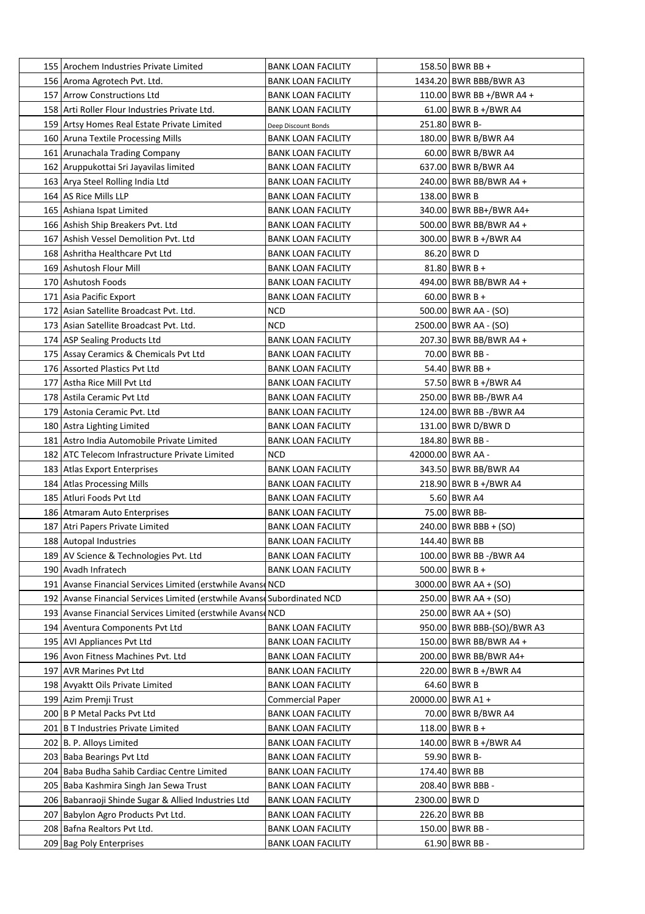| | | | | |
|---|---|---|---|---|
| 155 | Arochem Industries Private Limited | BANK LOAN FACILITY | 158.50 | BWR BB + |
| 156 | Aroma Agrotech Pvt. Ltd. | BANK LOAN FACILITY | 1434.20 | BWR BBB/BWR A3 |
| 157 | Arrow Constructions Ltd | BANK LOAN FACILITY | 110.00 | BWR BB +/BWR A4 + |
| 158 | Arti Roller Flour Industries Private Ltd. | BANK LOAN FACILITY | 61.00 | BWR B +/BWR A4 |
| 159 | Artsy Homes Real Estate Private Limited | Deep Discount Bonds | 251.80 | BWR B- |
| 160 | Aruna Textile Processing Mills | BANK LOAN FACILITY | 180.00 | BWR B/BWR A4 |
| 161 | Arunachala Trading Company | BANK LOAN FACILITY | 60.00 | BWR B/BWR A4 |
| 162 | Aruppukottai Sri Jayavilas limited | BANK LOAN FACILITY | 637.00 | BWR B/BWR A4 |
| 163 | Arya Steel Rolling India Ltd | BANK LOAN FACILITY | 240.00 | BWR BB/BWR A4 + |
| 164 | AS Rice Mills LLP | BANK LOAN FACILITY | 138.00 | BWR B |
| 165 | Ashiana Ispat Limited | BANK LOAN FACILITY | 340.00 | BWR BB+/BWR A4+ |
| 166 | Ashish Ship Breakers Pvt. Ltd | BANK LOAN FACILITY | 500.00 | BWR BB/BWR A4 + |
| 167 | Ashish Vessel Demolition Pvt. Ltd | BANK LOAN FACILITY | 300.00 | BWR B +/BWR A4 |
| 168 | Ashritha Healthcare Pvt Ltd | BANK LOAN FACILITY | 86.20 | BWR D |
| 169 | Ashutosh Flour Mill | BANK LOAN FACILITY | 81.80 | BWR B + |
| 170 | Ashutosh Foods | BANK LOAN FACILITY | 494.00 | BWR BB/BWR A4 + |
| 171 | Asia Pacific Export | BANK LOAN FACILITY | 60.00 | BWR B + |
| 172 | Asian Satellite Broadcast Pvt. Ltd. | NCD | 500.00 | BWR AA - (SO) |
| 173 | Asian Satellite Broadcast Pvt. Ltd. | NCD | 2500.00 | BWR AA - (SO) |
| 174 | ASP Sealing Products Ltd | BANK LOAN FACILITY | 207.30 | BWR BB/BWR A4 + |
| 175 | Assay Ceramics & Chemicals Pvt Ltd | BANK LOAN FACILITY | 70.00 | BWR BB - |
| 176 | Assorted Plastics Pvt Ltd | BANK LOAN FACILITY | 54.40 | BWR BB + |
| 177 | Astha Rice Mill Pvt Ltd | BANK LOAN FACILITY | 57.50 | BWR B +/BWR A4 |
| 178 | Astila Ceramic Pvt Ltd | BANK LOAN FACILITY | 250.00 | BWR BB-/BWR A4 |
| 179 | Astonia Ceramic Pvt. Ltd | BANK LOAN FACILITY | 124.00 | BWR BB -/BWR A4 |
| 180 | Astra Lighting Limited | BANK LOAN FACILITY | 131.00 | BWR D/BWR D |
| 181 | Astro India Automobile Private Limited | BANK LOAN FACILITY | 184.80 | BWR BB - |
| 182 | ATC Telecom Infrastructure Private Limited | NCD | 42000.00 | BWR AA - |
| 183 | Atlas Export Enterprises | BANK LOAN FACILITY | 343.50 | BWR BB/BWR A4 |
| 184 | Atlas Processing Mills | BANK LOAN FACILITY | 218.90 | BWR B +/BWR A4 |
| 185 | Atluri Foods Pvt Ltd | BANK LOAN FACILITY | 5.60 | BWR A4 |
| 186 | Atmaram Auto Enterprises | BANK LOAN FACILITY | 75.00 | BWR BB- |
| 187 | Atri Papers Private Limited | BANK LOAN FACILITY | 240.00 | BWR BBB + (SO) |
| 188 | Autopal Industries | BANK LOAN FACILITY | 144.40 | BWR BB |
| 189 | AV Science & Technologies Pvt. Ltd | BANK LOAN FACILITY | 100.00 | BWR BB -/BWR A4 |
| 190 | Avadh Infratech | BANK LOAN FACILITY | 500.00 | BWR B + |
| 191 | Avanse Financial Services Limited (erstwhile Avanse | NCD | 3000.00 | BWR AA + (SO) |
| 192 | Avanse Financial Services Limited (erstwhile Avanse | Subordinated NCD | 250.00 | BWR AA + (SO) |
| 193 | Avanse Financial Services Limited (erstwhile Avanse | NCD | 250.00 | BWR AA + (SO) |
| 194 | Aventura Components Pvt Ltd | BANK LOAN FACILITY | 950.00 | BWR BBB-(SO)/BWR A3 |
| 195 | AVI Appliances Pvt Ltd | BANK LOAN FACILITY | 150.00 | BWR BB/BWR A4 + |
| 196 | Avon Fitness Machines Pvt. Ltd | BANK LOAN FACILITY | 200.00 | BWR BB/BWR A4+ |
| 197 | AVR Marines Pvt Ltd | BANK LOAN FACILITY | 220.00 | BWR B +/BWR A4 |
| 198 | Avyaktt Oils Private Limited | BANK LOAN FACILITY | 64.60 | BWR B |
| 199 | Azim Premji Trust | Commercial Paper | 20000.00 | BWR A1 + |
| 200 | B P Metal Packs Pvt Ltd | BANK LOAN FACILITY | 70.00 | BWR B/BWR A4 |
| 201 | B T Industries Private Limited | BANK LOAN FACILITY | 118.00 | BWR B + |
| 202 | B. P. Alloys Limited | BANK LOAN FACILITY | 140.00 | BWR B +/BWR A4 |
| 203 | Baba Bearings Pvt Ltd | BANK LOAN FACILITY | 59.90 | BWR B- |
| 204 | Baba Budha Sahib Cardiac Centre Limited | BANK LOAN FACILITY | 174.40 | BWR BB |
| 205 | Baba Kashmira Singh Jan Sewa Trust | BANK LOAN FACILITY | 208.40 | BWR BBB - |
| 206 | Babanraoji Shinde Sugar & Allied Industries Ltd | BANK LOAN FACILITY | 2300.00 | BWR D |
| 207 | Babylon Agro Products Pvt Ltd. | BANK LOAN FACILITY | 226.20 | BWR BB |
| 208 | Bafna Realtors Pvt Ltd. | BANK LOAN FACILITY | 150.00 | BWR BB - |
| 209 | Bag Poly Enterprises | BANK LOAN FACILITY | 61.90 | BWR BB - |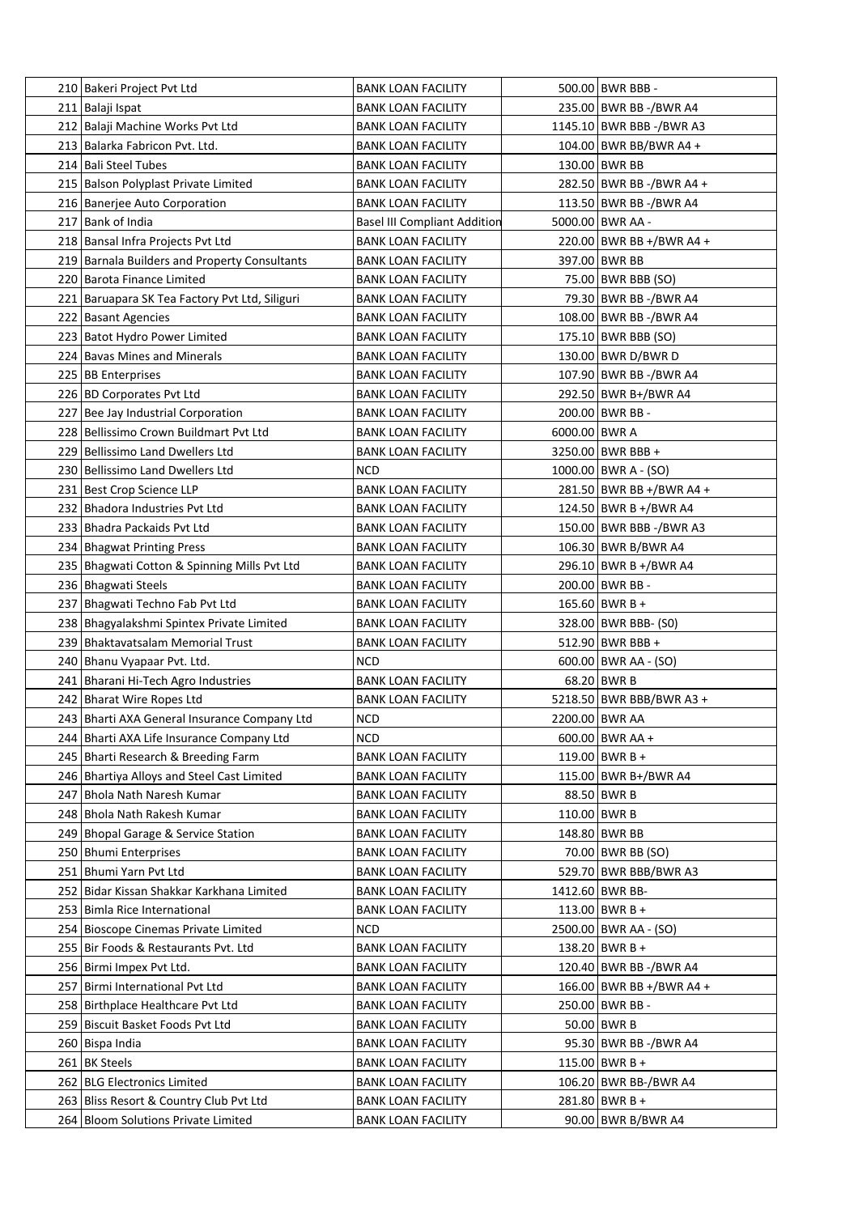| 210 | Bakeri Project Pvt Ltd | BANK LOAN FACILITY | 500.00 | BWR BBB - |
|---|---|---|---|---|
| 211 | Balaji Ispat | BANK LOAN FACILITY | 235.00 | BWR BB -/BWR A4 |
| 212 | Balaji Machine Works Pvt Ltd | BANK LOAN FACILITY | 1145.10 | BWR BBB -/BWR A3 |
| 213 | Balarka Fabricon Pvt. Ltd. | BANK LOAN FACILITY | 104.00 | BWR BB/BWR A4 + |
| 214 | Bali Steel Tubes | BANK LOAN FACILITY | 130.00 | BWR BB |
| 215 | Balson Polyplast Private Limited | BANK LOAN FACILITY | 282.50 | BWR BB -/BWR A4 + |
| 216 | Banerjee Auto Corporation | BANK LOAN FACILITY | 113.50 | BWR BB -/BWR A4 |
| 217 | Bank of India | Basel III Compliant Addition | 5000.00 | BWR AA - |
| 218 | Bansal Infra Projects Pvt Ltd | BANK LOAN FACILITY | 220.00 | BWR BB +/BWR A4 + |
| 219 | Barnala Builders and Property Consultants | BANK LOAN FACILITY | 397.00 | BWR BB |
| 220 | Barota Finance Limited | BANK LOAN FACILITY | 75.00 | BWR BBB (SO) |
| 221 | Baruapara SK Tea Factory Pvt Ltd, Siliguri | BANK LOAN FACILITY | 79.30 | BWR BB -/BWR A4 |
| 222 | Basant Agencies | BANK LOAN FACILITY | 108.00 | BWR BB -/BWR A4 |
| 223 | Batot Hydro Power Limited | BANK LOAN FACILITY | 175.10 | BWR BBB (SO) |
| 224 | Bavas Mines and Minerals | BANK LOAN FACILITY | 130.00 | BWR D/BWR D |
| 225 | BB Enterprises | BANK LOAN FACILITY | 107.90 | BWR BB -/BWR A4 |
| 226 | BD Corporates Pvt Ltd | BANK LOAN FACILITY | 292.50 | BWR B+/BWR A4 |
| 227 | Bee Jay Industrial Corporation | BANK LOAN FACILITY | 200.00 | BWR BB - |
| 228 | Bellissimo Crown Buildmart Pvt Ltd | BANK LOAN FACILITY | 6000.00 | BWR A |
| 229 | Bellissimo Land Dwellers Ltd | BANK LOAN FACILITY | 3250.00 | BWR BBB + |
| 230 | Bellissimo Land Dwellers Ltd | NCD | 1000.00 | BWR A - (SO) |
| 231 | Best Crop Science LLP | BANK LOAN FACILITY | 281.50 | BWR BB +/BWR A4 + |
| 232 | Bhadora Industries Pvt Ltd | BANK LOAN FACILITY | 124.50 | BWR B +/BWR A4 |
| 233 | Bhadra Packaids Pvt Ltd | BANK LOAN FACILITY | 150.00 | BWR BBB -/BWR A3 |
| 234 | Bhagwat Printing Press | BANK LOAN FACILITY | 106.30 | BWR B/BWR A4 |
| 235 | Bhagwati Cotton & Spinning Mills Pvt Ltd | BANK LOAN FACILITY | 296.10 | BWR B +/BWR A4 |
| 236 | Bhagwati Steels | BANK LOAN FACILITY | 200.00 | BWR BB - |
| 237 | Bhagwati Techno Fab Pvt Ltd | BANK LOAN FACILITY | 165.60 | BWR B + |
| 238 | Bhagyalakshmi Spintex Private Limited | BANK LOAN FACILITY | 328.00 | BWR BBB- (S0) |
| 239 | Bhaktavatsalam Memorial Trust | BANK LOAN FACILITY | 512.90 | BWR BBB + |
| 240 | Bhanu Vyapaar Pvt. Ltd. | NCD | 600.00 | BWR AA - (SO) |
| 241 | Bharani Hi-Tech Agro Industries | BANK LOAN FACILITY | 68.20 | BWR B |
| 242 | Bharat Wire Ropes Ltd | BANK LOAN FACILITY | 5218.50 | BWR BBB/BWR A3 + |
| 243 | Bharti AXA General Insurance Company Ltd | NCD | 2200.00 | BWR AA |
| 244 | Bharti AXA Life Insurance Company Ltd | NCD | 600.00 | BWR AA + |
| 245 | Bharti Research & Breeding Farm | BANK LOAN FACILITY | 119.00 | BWR B + |
| 246 | Bhartiya Alloys and Steel Cast Limited | BANK LOAN FACILITY | 115.00 | BWR B+/BWR A4 |
| 247 | Bhola Nath Naresh Kumar | BANK LOAN FACILITY | 88.50 | BWR B |
| 248 | Bhola Nath Rakesh Kumar | BANK LOAN FACILITY | 110.00 | BWR B |
| 249 | Bhopal Garage & Service Station | BANK LOAN FACILITY | 148.80 | BWR BB |
| 250 | Bhumi Enterprises | BANK LOAN FACILITY | 70.00 | BWR BB (SO) |
| 251 | Bhumi Yarn Pvt Ltd | BANK LOAN FACILITY | 529.70 | BWR BBB/BWR A3 |
| 252 | Bidar Kissan Shakkar Karkhana Limited | BANK LOAN FACILITY | 1412.60 | BWR BB- |
| 253 | Bimla Rice International | BANK LOAN FACILITY | 113.00 | BWR B + |
| 254 | Bioscope Cinemas Private Limited | NCD | 2500.00 | BWR AA - (SO) |
| 255 | Bir Foods & Restaurants Pvt. Ltd | BANK LOAN FACILITY | 138.20 | BWR B + |
| 256 | Birmi Impex Pvt Ltd. | BANK LOAN FACILITY | 120.40 | BWR BB -/BWR A4 |
| 257 | Birmi International Pvt Ltd | BANK LOAN FACILITY | 166.00 | BWR BB +/BWR A4 + |
| 258 | Birthplace Healthcare Pvt Ltd | BANK LOAN FACILITY | 250.00 | BWR BB - |
| 259 | Biscuit Basket Foods Pvt Ltd | BANK LOAN FACILITY | 50.00 | BWR B |
| 260 | Bispa India | BANK LOAN FACILITY | 95.30 | BWR BB -/BWR A4 |
| 261 | BK Steels | BANK LOAN FACILITY | 115.00 | BWR B + |
| 262 | BLG Electronics Limited | BANK LOAN FACILITY | 106.20 | BWR BB-/BWR A4 |
| 263 | Bliss Resort & Country Club Pvt Ltd | BANK LOAN FACILITY | 281.80 | BWR B + |
| 264 | Bloom Solutions Private Limited | BANK LOAN FACILITY | 90.00 | BWR B/BWR A4 |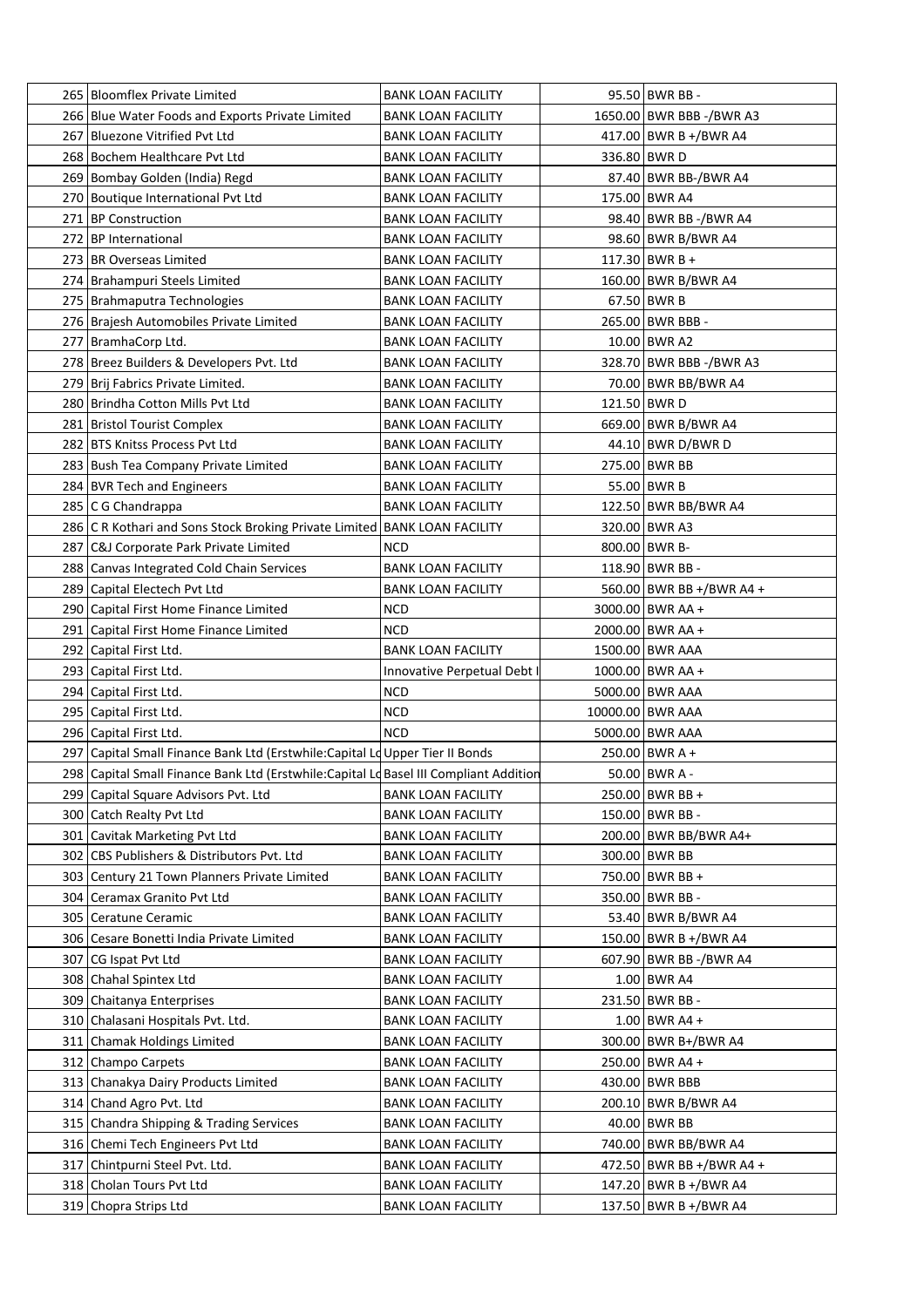| 265 | Bloomflex Private Limited | BANK LOAN FACILITY | 95.50 | BWR BB - |
|---|---|---|---|---|
| 266 | Blue Water Foods and Exports Private Limited | BANK LOAN FACILITY | 1650.00 | BWR BBB -/BWR A3 |
| 267 | Bluezone Vitrified Pvt Ltd | BANK LOAN FACILITY | 417.00 | BWR B +/BWR A4 |
| 268 | Bochem Healthcare Pvt Ltd | BANK LOAN FACILITY | 336.80 | BWR D |
| 269 | Bombay Golden (India) Regd | BANK LOAN FACILITY | 87.40 | BWR BB-/BWR A4 |
| 270 | Boutique International Pvt Ltd | BANK LOAN FACILITY | 175.00 | BWR A4 |
| 271 | BP Construction | BANK LOAN FACILITY | 98.40 | BWR BB -/BWR A4 |
| 272 | BP International | BANK LOAN FACILITY | 98.60 | BWR B/BWR A4 |
| 273 | BR Overseas Limited | BANK LOAN FACILITY | 117.30 | BWR B + |
| 274 | Brahampuri Steels Limited | BANK LOAN FACILITY | 160.00 | BWR B/BWR A4 |
| 275 | Brahmaputra Technologies | BANK LOAN FACILITY | 67.50 | BWR B |
| 276 | Brajesh Automobiles Private Limited | BANK LOAN FACILITY | 265.00 | BWR BBB - |
| 277 | BramhaCorp Ltd. | BANK LOAN FACILITY | 10.00 | BWR A2 |
| 278 | Breez Builders & Developers Pvt. Ltd | BANK LOAN FACILITY | 328.70 | BWR BBB -/BWR A3 |
| 279 | Brij Fabrics Private Limited. | BANK LOAN FACILITY | 70.00 | BWR BB/BWR A4 |
| 280 | Brindha Cotton Mills Pvt Ltd | BANK LOAN FACILITY | 121.50 | BWR D |
| 281 | Bristol Tourist Complex | BANK LOAN FACILITY | 669.00 | BWR B/BWR A4 |
| 282 | BTS Knitss Process Pvt Ltd | BANK LOAN FACILITY | 44.10 | BWR D/BWR D |
| 283 | Bush Tea Company Private Limited | BANK LOAN FACILITY | 275.00 | BWR BB |
| 284 | BVR Tech and Engineers | BANK LOAN FACILITY | 55.00 | BWR B |
| 285 | C G Chandrappa | BANK LOAN FACILITY | 122.50 | BWR BB/BWR A4 |
| 286 | C R Kothari and Sons Stock Broking Private Limited | BANK LOAN FACILITY | 320.00 | BWR A3 |
| 287 | C&J Corporate Park Private Limited | NCD | 800.00 | BWR B- |
| 288 | Canvas Integrated Cold Chain Services | BANK LOAN FACILITY | 118.90 | BWR BB - |
| 289 | Capital Electech Pvt Ltd | BANK LOAN FACILITY | 560.00 | BWR BB +/BWR A4 + |
| 290 | Capital First Home Finance Limited | NCD | 3000.00 | BWR AA + |
| 291 | Capital First Home Finance Limited | NCD | 2000.00 | BWR AA + |
| 292 | Capital First Ltd. | BANK LOAN FACILITY | 1500.00 | BWR AAA |
| 293 | Capital First Ltd. | Innovative Perpetual Debt I | 1000.00 | BWR AA + |
| 294 | Capital First Ltd. | NCD | 5000.00 | BWR AAA |
| 295 | Capital First Ltd. | NCD | 10000.00 | BWR AAA |
| 296 | Capital First Ltd. | NCD | 5000.00 | BWR AAA |
| 297 | Capital Small Finance Bank Ltd (Erstwhile:Capital Lo | Upper Tier II Bonds | 250.00 | BWR A + |
| 298 | Capital Small Finance Bank Ltd (Erstwhile:Capital Lo | Basel III Compliant Addition | 50.00 | BWR A - |
| 299 | Capital Square Advisors Pvt. Ltd | BANK LOAN FACILITY | 250.00 | BWR BB + |
| 300 | Catch Realty Pvt Ltd | BANK LOAN FACILITY | 150.00 | BWR BB - |
| 301 | Cavitak Marketing Pvt Ltd | BANK LOAN FACILITY | 200.00 | BWR BB/BWR A4+ |
| 302 | CBS Publishers & Distributors Pvt. Ltd | BANK LOAN FACILITY | 300.00 | BWR BB |
| 303 | Century 21 Town Planners Private Limited | BANK LOAN FACILITY | 750.00 | BWR BB + |
| 304 | Ceramax Granito Pvt Ltd | BANK LOAN FACILITY | 350.00 | BWR BB - |
| 305 | Ceratune Ceramic | BANK LOAN FACILITY | 53.40 | BWR B/BWR A4 |
| 306 | Cesare Bonetti India Private Limited | BANK LOAN FACILITY | 150.00 | BWR B +/BWR A4 |
| 307 | CG Ispat Pvt Ltd | BANK LOAN FACILITY | 607.90 | BWR BB -/BWR A4 |
| 308 | Chahal Spintex Ltd | BANK LOAN FACILITY | 1.00 | BWR A4 |
| 309 | Chaitanya Enterprises | BANK LOAN FACILITY | 231.50 | BWR BB - |
| 310 | Chalasani Hospitals Pvt. Ltd. | BANK LOAN FACILITY | 1.00 | BWR A4 + |
| 311 | Chamak Holdings Limited | BANK LOAN FACILITY | 300.00 | BWR B+/BWR A4 |
| 312 | Champo Carpets | BANK LOAN FACILITY | 250.00 | BWR A4 + |
| 313 | Chanakya Dairy Products Limited | BANK LOAN FACILITY | 430.00 | BWR BBB |
| 314 | Chand Agro Pvt. Ltd | BANK LOAN FACILITY | 200.10 | BWR B/BWR A4 |
| 315 | Chandra Shipping & Trading Services | BANK LOAN FACILITY | 40.00 | BWR BB |
| 316 | Chemi Tech Engineers Pvt Ltd | BANK LOAN FACILITY | 740.00 | BWR BB/BWR A4 |
| 317 | Chintpurni Steel Pvt. Ltd. | BANK LOAN FACILITY | 472.50 | BWR BB +/BWR A4 + |
| 318 | Cholan Tours Pvt Ltd | BANK LOAN FACILITY | 147.20 | BWR B +/BWR A4 |
| 319 | Chopra Strips Ltd | BANK LOAN FACILITY | 137.50 | BWR B +/BWR A4 |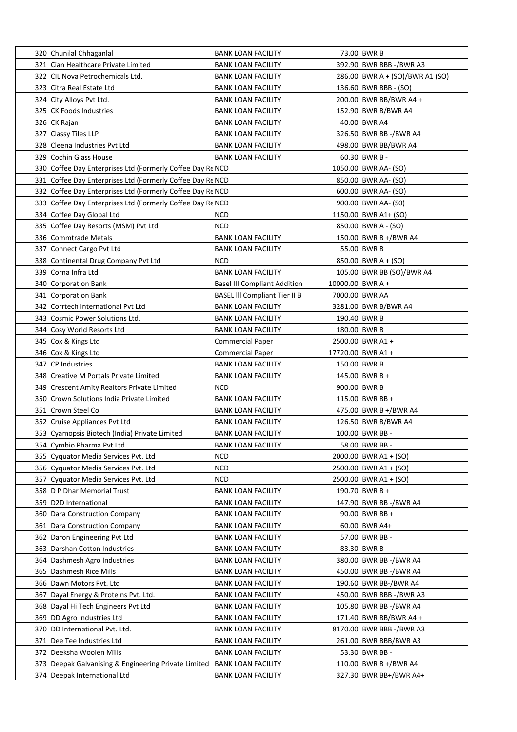| | | | | |
|---|---|---|---|---|
| 320 | Chunilal Chhaganlal | BANK LOAN FACILITY | 73.00 | BWR B |
| 321 | Cian Healthcare Private Limited | BANK LOAN FACILITY | 392.90 | BWR BBB -/BWR A3 |
| 322 | CIL Nova Petrochemicals Ltd. | BANK LOAN FACILITY | 286.00 | BWR A + (SO)/BWR A1 (SO) |
| 323 | Citra Real Estate Ltd | BANK LOAN FACILITY | 136.60 | BWR BBB - (SO) |
| 324 | City Alloys Pvt Ltd. | BANK LOAN FACILITY | 200.00 | BWR BB/BWR A4 + |
| 325 | CK Foods Industries | BANK LOAN FACILITY | 152.90 | BWR B/BWR A4 |
| 326 | CK Rajan | BANK LOAN FACILITY | 40.00 | BWR A4 |
| 327 | Classy Tiles LLP | BANK LOAN FACILITY | 326.50 | BWR BB -/BWR A4 |
| 328 | Cleena Industries Pvt Ltd | BANK LOAN FACILITY | 498.00 | BWR BB/BWR A4 |
| 329 | Cochin Glass House | BANK LOAN FACILITY | 60.30 | BWR B - |
| 330 | Coffee Day Enterprises Ltd (Formerly Coffee Day Re | NCD | 1050.00 | BWR AA- (SO) |
| 331 | Coffee Day Enterprises Ltd (Formerly Coffee Day Re | NCD | 850.00 | BWR AA- (SO) |
| 332 | Coffee Day Enterprises Ltd (Formerly Coffee Day Re | NCD | 600.00 | BWR AA- (SO) |
| 333 | Coffee Day Enterprises Ltd (Formerly Coffee Day Re | NCD | 900.00 | BWR AA- (S0) |
| 334 | Coffee Day Global Ltd | NCD | 1150.00 | BWR A1+ (SO) |
| 335 | Coffee Day Resorts (MSM) Pvt Ltd | NCD | 850.00 | BWR A - (SO) |
| 336 | Commtrade Metals | BANK LOAN FACILITY | 150.00 | BWR B +/BWR A4 |
| 337 | Connect Cargo Pvt Ltd | BANK LOAN FACILITY | 55.00 | BWR B |
| 338 | Continental Drug Company Pvt Ltd | NCD | 850.00 | BWR A + (SO) |
| 339 | Corna Infra Ltd | BANK LOAN FACILITY | 105.00 | BWR BB (SO)/BWR A4 |
| 340 | Corporation Bank | Basel III Compliant Addition | 10000.00 | BWR A + |
| 341 | Corporation Bank | BASEL lll Compliant Tier II B | 7000.00 | BWR AA |
| 342 | Corrtech International Pvt Ltd | BANK LOAN FACILITY | 3281.00 | BWR B/BWR A4 |
| 343 | Cosmic Power Solutions Ltd. | BANK LOAN FACILITY | 190.40 | BWR B |
| 344 | Cosy World Resorts Ltd | BANK LOAN FACILITY | 180.00 | BWR B |
| 345 | Cox & Kings Ltd | Commercial Paper | 2500.00 | BWR A1 + |
| 346 | Cox & Kings Ltd | Commercial Paper | 17720.00 | BWR A1 + |
| 347 | CP Industries | BANK LOAN FACILITY | 150.00 | BWR B |
| 348 | Creative M Portals Private Limited | BANK LOAN FACILITY | 145.00 | BWR B + |
| 349 | Crescent Amity Realtors Private Limited | NCD | 900.00 | BWR B |
| 350 | Crown Solutions India Private Limited | BANK LOAN FACILITY | 115.00 | BWR BB + |
| 351 | Crown Steel Co | BANK LOAN FACILITY | 475.00 | BWR B +/BWR A4 |
| 352 | Cruise Appliances Pvt Ltd | BANK LOAN FACILITY | 126.50 | BWR B/BWR A4 |
| 353 | Cyamopsis Biotech (India) Private Limited | BANK LOAN FACILITY | 100.00 | BWR BB - |
| 354 | Cymbio Pharma Pvt Ltd | BANK LOAN FACILITY | 58.00 | BWR BB - |
| 355 | Cyquator Media Services Pvt. Ltd | NCD | 2000.00 | BWR A1 + (SO) |
| 356 | Cyquator Media Services Pvt. Ltd | NCD | 2500.00 | BWR A1 + (SO) |
| 357 | Cyquator Media Services Pvt. Ltd | NCD | 2500.00 | BWR A1 + (SO) |
| 358 | D P Dhar Memorial Trust | BANK LOAN FACILITY | 190.70 | BWR B + |
| 359 | D2D International | BANK LOAN FACILITY | 147.90 | BWR BB -/BWR A4 |
| 360 | Dara Construction Company | BANK LOAN FACILITY | 90.00 | BWR BB + |
| 361 | Dara Construction Company | BANK LOAN FACILITY | 60.00 | BWR A4+ |
| 362 | Daron Engineering Pvt Ltd | BANK LOAN FACILITY | 57.00 | BWR BB - |
| 363 | Darshan Cotton Industries | BANK LOAN FACILITY | 83.30 | BWR B- |
| 364 | Dashmesh Agro Industries | BANK LOAN FACILITY | 380.00 | BWR BB -/BWR A4 |
| 365 | Dashmesh Rice Mills | BANK LOAN FACILITY | 450.00 | BWR BB -/BWR A4 |
| 366 | Dawn Motors Pvt. Ltd | BANK LOAN FACILITY | 190.60 | BWR BB-/BWR A4 |
| 367 | Dayal Energy & Proteins Pvt. Ltd. | BANK LOAN FACILITY | 450.00 | BWR BBB -/BWR A3 |
| 368 | Dayal Hi Tech Engineers Pvt Ltd | BANK LOAN FACILITY | 105.80 | BWR BB -/BWR A4 |
| 369 | DD Agro Industries Ltd | BANK LOAN FACILITY | 171.40 | BWR BB/BWR A4 + |
| 370 | DD International Pvt. Ltd. | BANK LOAN FACILITY | 8170.00 | BWR BBB -/BWR A3 |
| 371 | Dee Tee Industries Ltd | BANK LOAN FACILITY | 261.00 | BWR BBB/BWR A3 |
| 372 | Deeksha Woolen Mills | BANK LOAN FACILITY | 53.30 | BWR BB - |
| 373 | Deepak Galvanising & Engineering Private Limited | BANK LOAN FACILITY | 110.00 | BWR B +/BWR A4 |
| 374 | Deepak International Ltd | BANK LOAN FACILITY | 327.30 | BWR BB+/BWR A4+ |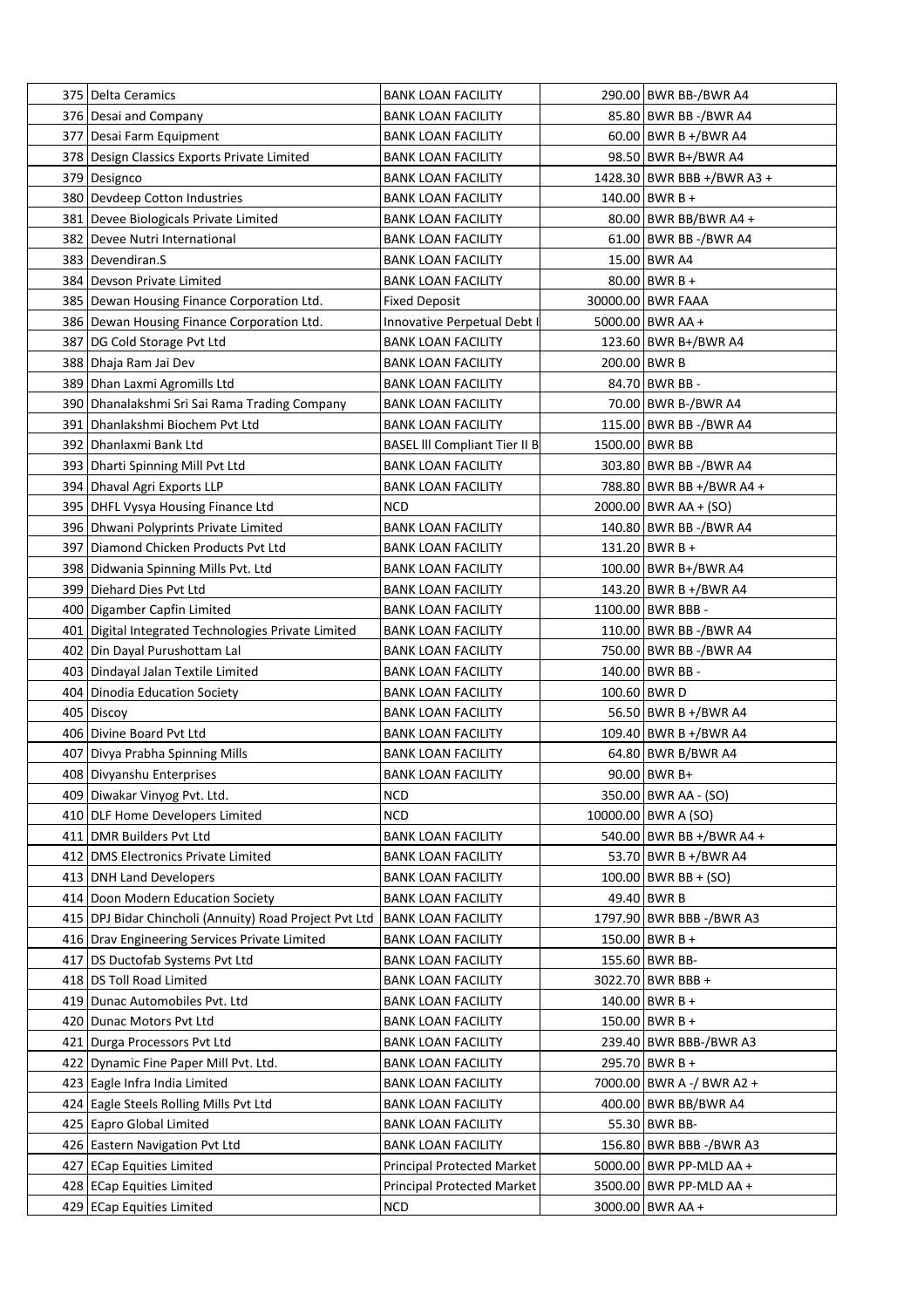| | | | | |
|---|---|---|---|---|
| 375 | Delta Ceramics | BANK LOAN FACILITY | 290.00 | BWR BB-/BWR A4 |
| 376 | Desai and Company | BANK LOAN FACILITY | 85.80 | BWR BB -/BWR A4 |
| 377 | Desai Farm Equipment | BANK LOAN FACILITY | 60.00 | BWR B +/BWR A4 |
| 378 | Design Classics Exports Private Limited | BANK LOAN FACILITY | 98.50 | BWR B+/BWR A4 |
| 379 | Designco | BANK LOAN FACILITY | 1428.30 | BWR BBB +/BWR A3 + |
| 380 | Devdeep Cotton Industries | BANK LOAN FACILITY | 140.00 | BWR B + |
| 381 | Devee Biologicals Private Limited | BANK LOAN FACILITY | 80.00 | BWR BB/BWR A4 + |
| 382 | Devee Nutri International | BANK LOAN FACILITY | 61.00 | BWR BB -/BWR A4 |
| 383 | Devendiran.S | BANK LOAN FACILITY | 15.00 | BWR A4 |
| 384 | Devson Private Limited | BANK LOAN FACILITY | 80.00 | BWR B + |
| 385 | Dewan Housing Finance Corporation Ltd. | Fixed Deposit | 30000.00 | BWR FAAA |
| 386 | Dewan Housing Finance Corporation Ltd. | Innovative Perpetual Debt I | 5000.00 | BWR AA + |
| 387 | DG Cold Storage Pvt Ltd | BANK LOAN FACILITY | 123.60 | BWR B+/BWR A4 |
| 388 | Dhaja Ram Jai Dev | BANK LOAN FACILITY | 200.00 | BWR B |
| 389 | Dhan Laxmi Agromills Ltd | BANK LOAN FACILITY | 84.70 | BWR BB - |
| 390 | Dhanalakshmi Sri Sai Rama Trading Company | BANK LOAN FACILITY | 70.00 | BWR B-/BWR A4 |
| 391 | Dhanlakshmi Biochem Pvt Ltd | BANK LOAN FACILITY | 115.00 | BWR BB -/BWR A4 |
| 392 | Dhanlaxmi Bank Ltd | BASEL lll Compliant Tier II B | 1500.00 | BWR BB |
| 393 | Dharti Spinning Mill Pvt Ltd | BANK LOAN FACILITY | 303.80 | BWR BB -/BWR A4 |
| 394 | Dhaval Agri Exports LLP | BANK LOAN FACILITY | 788.80 | BWR BB +/BWR A4 + |
| 395 | DHFL Vysya Housing Finance Ltd | NCD | 2000.00 | BWR AA + (SO) |
| 396 | Dhwani Polyprints Private Limited | BANK LOAN FACILITY | 140.80 | BWR BB -/BWR A4 |
| 397 | Diamond Chicken Products Pvt Ltd | BANK LOAN FACILITY | 131.20 | BWR B + |
| 398 | Didwania Spinning Mills Pvt. Ltd | BANK LOAN FACILITY | 100.00 | BWR B+/BWR A4 |
| 399 | Diehard Dies Pvt Ltd | BANK LOAN FACILITY | 143.20 | BWR B +/BWR A4 |
| 400 | Digamber Capfin Limited | BANK LOAN FACILITY | 1100.00 | BWR BBB - |
| 401 | Digital Integrated Technologies Private Limited | BANK LOAN FACILITY | 110.00 | BWR BB -/BWR A4 |
| 402 | Din Dayal Purushottam Lal | BANK LOAN FACILITY | 750.00 | BWR BB -/BWR A4 |
| 403 | Dindayal Jalan Textile Limited | BANK LOAN FACILITY | 140.00 | BWR BB - |
| 404 | Dinodia Education Society | BANK LOAN FACILITY | 100.60 | BWR D |
| 405 | Discoy | BANK LOAN FACILITY | 56.50 | BWR B +/BWR A4 |
| 406 | Divine Board Pvt Ltd | BANK LOAN FACILITY | 109.40 | BWR B +/BWR A4 |
| 407 | Divya Prabha Spinning Mills | BANK LOAN FACILITY | 64.80 | BWR B/BWR A4 |
| 408 | Divyanshu Enterprises | BANK LOAN FACILITY | 90.00 | BWR B+ |
| 409 | Diwakar Vinyog Pvt. Ltd. | NCD | 350.00 | BWR AA - (SO) |
| 410 | DLF Home Developers Limited | NCD | 10000.00 | BWR A (SO) |
| 411 | DMR Builders Pvt Ltd | BANK LOAN FACILITY | 540.00 | BWR BB +/BWR A4 + |
| 412 | DMS Electronics Private Limited | BANK LOAN FACILITY | 53.70 | BWR B +/BWR A4 |
| 413 | DNH Land Developers | BANK LOAN FACILITY | 100.00 | BWR BB + (SO) |
| 414 | Doon Modern Education Society | BANK LOAN FACILITY | 49.40 | BWR B |
| 415 | DPJ Bidar Chincholi (Annuity) Road Project Pvt Ltd | BANK LOAN FACILITY | 1797.90 | BWR BBB -/BWR A3 |
| 416 | Drav Engineering Services Private Limited | BANK LOAN FACILITY | 150.00 | BWR B + |
| 417 | DS Ductofab Systems Pvt Ltd | BANK LOAN FACILITY | 155.60 | BWR BB- |
| 418 | DS Toll Road Limited | BANK LOAN FACILITY | 3022.70 | BWR BBB + |
| 419 | Dunac Automobiles Pvt. Ltd | BANK LOAN FACILITY | 140.00 | BWR B + |
| 420 | Dunac Motors Pvt Ltd | BANK LOAN FACILITY | 150.00 | BWR B + |
| 421 | Durga Processors Pvt Ltd | BANK LOAN FACILITY | 239.40 | BWR BBB-/BWR A3 |
| 422 | Dynamic Fine Paper Mill Pvt. Ltd. | BANK LOAN FACILITY | 295.70 | BWR B + |
| 423 | Eagle Infra India Limited | BANK LOAN FACILITY | 7000.00 | BWR A -/ BWR A2 + |
| 424 | Eagle Steels Rolling Mills Pvt Ltd | BANK LOAN FACILITY | 400.00 | BWR BB/BWR A4 |
| 425 | Eapro Global Limited | BANK LOAN FACILITY | 55.30 | BWR BB- |
| 426 | Eastern Navigation Pvt Ltd | BANK LOAN FACILITY | 156.80 | BWR BBB -/BWR A3 |
| 427 | ECap Equities Limited | Principal Protected Market | 5000.00 | BWR PP-MLD AA + |
| 428 | ECap Equities Limited | Principal Protected Market | 3500.00 | BWR PP-MLD AA + |
| 429 | ECap Equities Limited | NCD | 3000.00 | BWR AA + |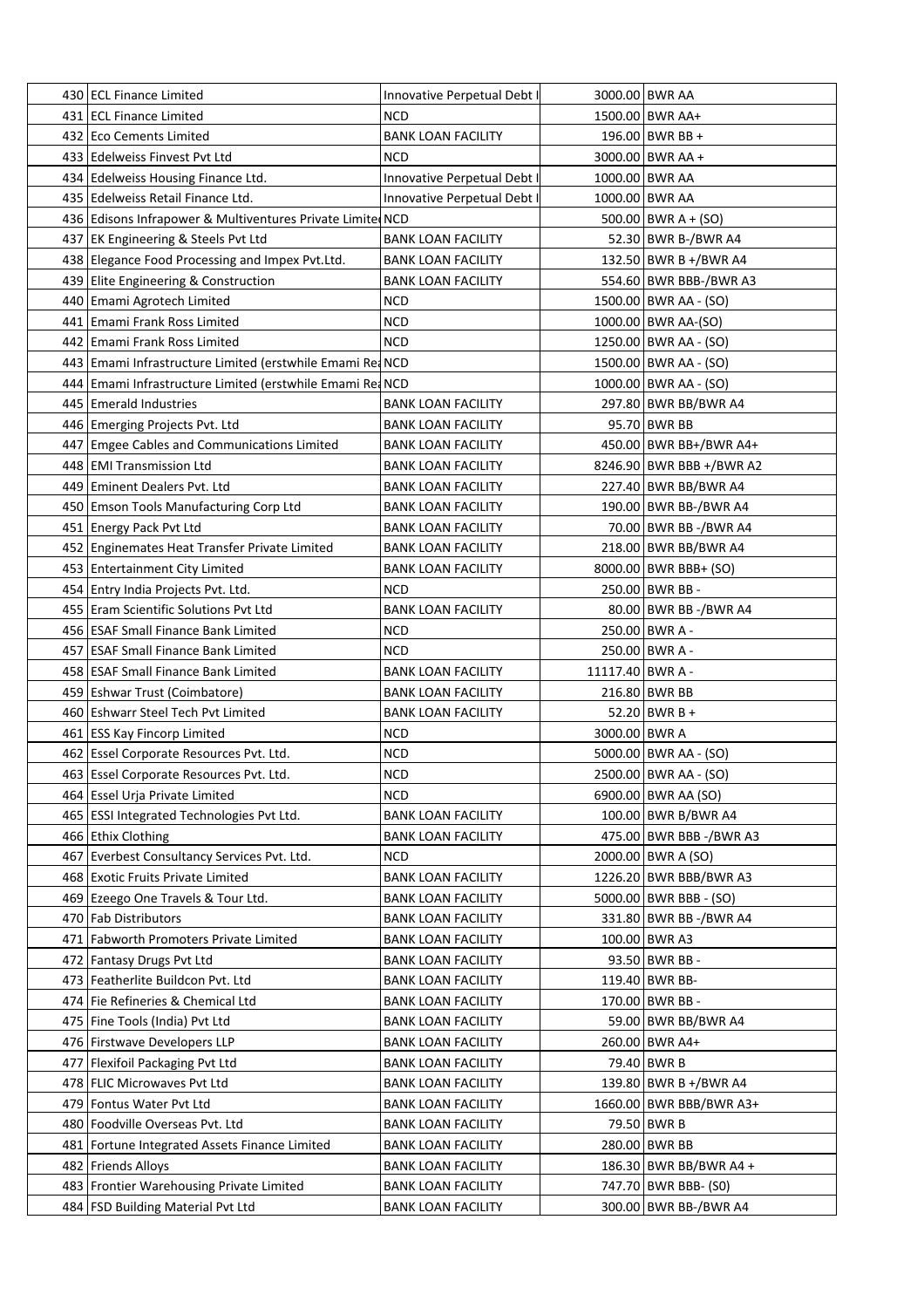| 430 | ECL Finance Limited | Innovative Perpetual Debt I | 3000.00 | BWR AA |
|---|---|---|---|---|
| 431 | ECL Finance Limited | NCD | 1500.00 | BWR AA+ |
| 432 | Eco Cements Limited | BANK LOAN FACILITY | 196.00 | BWR BB + |
| 433 | Edelweiss Finvest Pvt Ltd | NCD | 3000.00 | BWR AA + |
| 434 | Edelweiss Housing Finance Ltd. | Innovative Perpetual Debt I | 1000.00 | BWR AA |
| 435 | Edelweiss Retail Finance Ltd. | Innovative Perpetual Debt I | 1000.00 | BWR AA |
| 436 | Edisons Infrapower & Multiventures Private Limited | NCD | 500.00 | BWR A + (SO) |
| 437 | EK Engineering & Steels Pvt Ltd | BANK LOAN FACILITY | 52.30 | BWR B-/BWR A4 |
| 438 | Elegance Food Processing and Impex Pvt.Ltd. | BANK LOAN FACILITY | 132.50 | BWR B +/BWR A4 |
| 439 | Elite Engineering & Construction | BANK LOAN FACILITY | 554.60 | BWR BBB-/BWR A3 |
| 440 | Emami Agrotech Limited | NCD | 1500.00 | BWR AA - (SO) |
| 441 | Emami Frank Ross Limited | NCD | 1000.00 | BWR AA-(SO) |
| 442 | Emami Frank Ross Limited | NCD | 1250.00 | BWR AA - (SO) |
| 443 | Emami Infrastructure Limited (erstwhile Emami Rea | NCD | 1500.00 | BWR AA - (SO) |
| 444 | Emami Infrastructure Limited (erstwhile Emami Rea | NCD | 1000.00 | BWR AA - (SO) |
| 445 | Emerald Industries | BANK LOAN FACILITY | 297.80 | BWR BB/BWR A4 |
| 446 | Emerging Projects Pvt. Ltd | BANK LOAN FACILITY | 95.70 | BWR BB |
| 447 | Emgee Cables and Communications Limited | BANK LOAN FACILITY | 450.00 | BWR BB+/BWR A4+ |
| 448 | EMI Transmission Ltd | BANK LOAN FACILITY | 8246.90 | BWR BBB +/BWR A2 |
| 449 | Eminent Dealers Pvt. Ltd | BANK LOAN FACILITY | 227.40 | BWR BB/BWR A4 |
| 450 | Emson Tools Manufacturing Corp Ltd | BANK LOAN FACILITY | 190.00 | BWR BB-/BWR A4 |
| 451 | Energy Pack Pvt Ltd | BANK LOAN FACILITY | 70.00 | BWR BB -/BWR A4 |
| 452 | Enginemates Heat Transfer Private Limited | BANK LOAN FACILITY | 218.00 | BWR BB/BWR A4 |
| 453 | Entertainment City Limited | BANK LOAN FACILITY | 8000.00 | BWR BBB+ (SO) |
| 454 | Entry India Projects Pvt. Ltd. | NCD | 250.00 | BWR BB - |
| 455 | Eram Scientific Solutions Pvt Ltd | BANK LOAN FACILITY | 80.00 | BWR BB -/BWR A4 |
| 456 | ESAF Small Finance Bank Limited | NCD | 250.00 | BWR A - |
| 457 | ESAF Small Finance Bank Limited | NCD | 250.00 | BWR A - |
| 458 | ESAF Small Finance Bank Limited | BANK LOAN FACILITY | 11117.40 | BWR A - |
| 459 | Eshwar Trust (Coimbatore) | BANK LOAN FACILITY | 216.80 | BWR BB |
| 460 | Eshwarr Steel Tech Pvt Limited | BANK LOAN FACILITY | 52.20 | BWR B + |
| 461 | ESS Kay Fincorp Limited | NCD | 3000.00 | BWR A |
| 462 | Essel Corporate Resources Pvt. Ltd. | NCD | 5000.00 | BWR AA - (SO) |
| 463 | Essel Corporate Resources Pvt. Ltd. | NCD | 2500.00 | BWR AA - (SO) |
| 464 | Essel Urja Private Limited | NCD | 6900.00 | BWR AA (SO) |
| 465 | ESSI Integrated Technologies Pvt Ltd. | BANK LOAN FACILITY | 100.00 | BWR B/BWR A4 |
| 466 | Ethix Clothing | BANK LOAN FACILITY | 475.00 | BWR BBB -/BWR A3 |
| 467 | Everbest Consultancy Services Pvt. Ltd. | NCD | 2000.00 | BWR A (SO) |
| 468 | Exotic Fruits Private Limited | BANK LOAN FACILITY | 1226.20 | BWR BBB/BWR A3 |
| 469 | Ezeego One Travels & Tour Ltd. | BANK LOAN FACILITY | 5000.00 | BWR BBB - (SO) |
| 470 | Fab Distributors | BANK LOAN FACILITY | 331.80 | BWR BB -/BWR A4 |
| 471 | Fabworth Promoters Private Limited | BANK LOAN FACILITY | 100.00 | BWR A3 |
| 472 | Fantasy Drugs Pvt Ltd | BANK LOAN FACILITY | 93.50 | BWR BB - |
| 473 | Featherlite Buildcon Pvt. Ltd | BANK LOAN FACILITY | 119.40 | BWR BB- |
| 474 | Fie Refineries & Chemical Ltd | BANK LOAN FACILITY | 170.00 | BWR BB - |
| 475 | Fine Tools (India) Pvt Ltd | BANK LOAN FACILITY | 59.00 | BWR BB/BWR A4 |
| 476 | Firstwave Developers LLP | BANK LOAN FACILITY | 260.00 | BWR A4+ |
| 477 | Flexifoil Packaging Pvt Ltd | BANK LOAN FACILITY | 79.40 | BWR B |
| 478 | FLIC Microwaves Pvt Ltd | BANK LOAN FACILITY | 139.80 | BWR B +/BWR A4 |
| 479 | Fontus Water Pvt Ltd | BANK LOAN FACILITY | 1660.00 | BWR BBB/BWR A3+ |
| 480 | Foodville Overseas Pvt. Ltd | BANK LOAN FACILITY | 79.50 | BWR B |
| 481 | Fortune Integrated Assets Finance Limited | BANK LOAN FACILITY | 280.00 | BWR BB |
| 482 | Friends Alloys | BANK LOAN FACILITY | 186.30 | BWR BB/BWR A4 + |
| 483 | Frontier Warehousing Private Limited | BANK LOAN FACILITY | 747.70 | BWR BBB- (S0) |
| 484 | FSD Building Material Pvt Ltd | BANK LOAN FACILITY | 300.00 | BWR BB-/BWR A4 |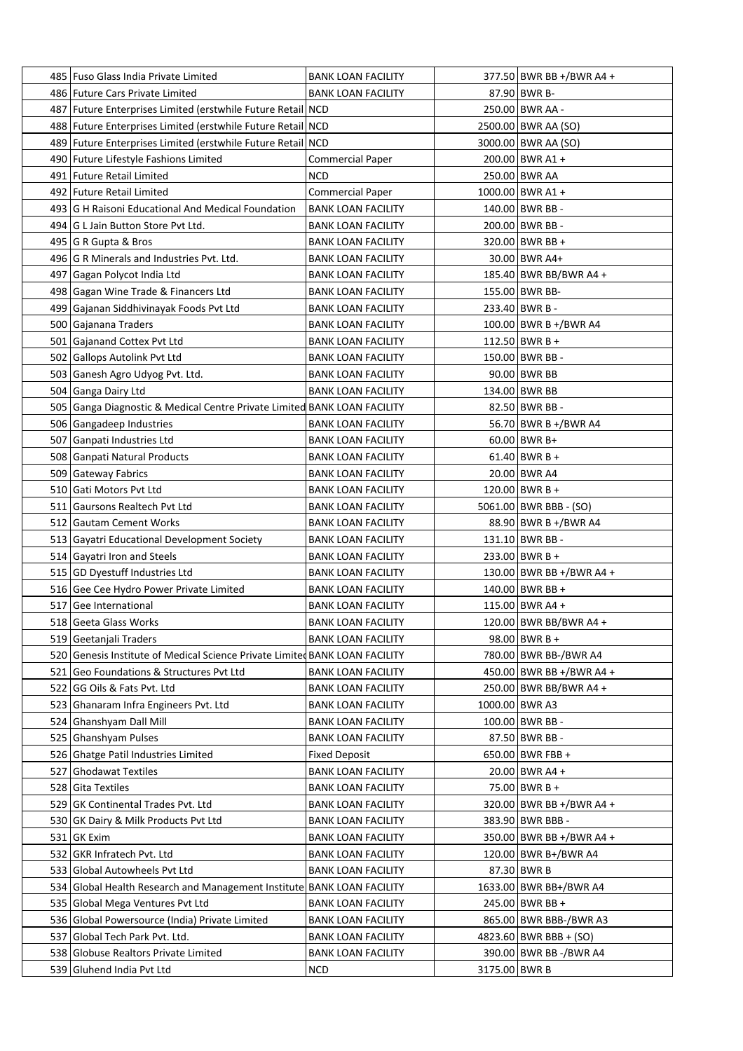| 485 | Fuso Glass India Private Limited | BANK LOAN FACILITY | 377.50 | BWR BB +/BWR A4 + |
|---|---|---|---|---|
| 486 | Future Cars Private Limited | BANK LOAN FACILITY | 87.90 | BWR B- |
| 487 | Future Enterprises Limited (erstwhile Future Retail | NCD | 250.00 | BWR AA - |
| 488 | Future Enterprises Limited (erstwhile Future Retail | NCD | 2500.00 | BWR AA (SO) |
| 489 | Future Enterprises Limited (erstwhile Future Retail | NCD | 3000.00 | BWR AA (SO) |
| 490 | Future Lifestyle Fashions Limited | Commercial Paper | 200.00 | BWR A1 + |
| 491 | Future Retail Limited | NCD | 250.00 | BWR AA |
| 492 | Future Retail Limited | Commercial Paper | 1000.00 | BWR A1 + |
| 493 | G H Raisoni Educational And Medical Foundation | BANK LOAN FACILITY | 140.00 | BWR BB - |
| 494 | G L Jain Button Store Pvt Ltd. | BANK LOAN FACILITY | 200.00 | BWR BB - |
| 495 | G R Gupta & Bros | BANK LOAN FACILITY | 320.00 | BWR BB + |
| 496 | G R Minerals and Industries Pvt. Ltd. | BANK LOAN FACILITY | 30.00 | BWR A4+ |
| 497 | Gagan Polycot India Ltd | BANK LOAN FACILITY | 185.40 | BWR BB/BWR A4 + |
| 498 | Gagan Wine Trade & Financers Ltd | BANK LOAN FACILITY | 155.00 | BWR BB- |
| 499 | Gajanan Siddhivinayak Foods Pvt Ltd | BANK LOAN FACILITY | 233.40 | BWR B - |
| 500 | Gajanana Traders | BANK LOAN FACILITY | 100.00 | BWR B +/BWR A4 |
| 501 | Gajanand Cottex Pvt Ltd | BANK LOAN FACILITY | 112.50 | BWR B + |
| 502 | Gallops Autolink Pvt Ltd | BANK LOAN FACILITY | 150.00 | BWR BB - |
| 503 | Ganesh Agro Udyog Pvt. Ltd. | BANK LOAN FACILITY | 90.00 | BWR BB |
| 504 | Ganga Dairy Ltd | BANK LOAN FACILITY | 134.00 | BWR BB |
| 505 | Ganga Diagnostic & Medical Centre Private Limited | BANK LOAN FACILITY | 82.50 | BWR BB - |
| 506 | Gangadeep Industries | BANK LOAN FACILITY | 56.70 | BWR B +/BWR A4 |
| 507 | Ganpati Industries Ltd | BANK LOAN FACILITY | 60.00 | BWR B+ |
| 508 | Ganpati Natural Products | BANK LOAN FACILITY | 61.40 | BWR B + |
| 509 | Gateway Fabrics | BANK LOAN FACILITY | 20.00 | BWR A4 |
| 510 | Gati Motors Pvt Ltd | BANK LOAN FACILITY | 120.00 | BWR B + |
| 511 | Gaursons Realtech Pvt Ltd | BANK LOAN FACILITY | 5061.00 | BWR BBB - (SO) |
| 512 | Gautam Cement Works | BANK LOAN FACILITY | 88.90 | BWR B +/BWR A4 |
| 513 | Gayatri Educational Development Society | BANK LOAN FACILITY | 131.10 | BWR BB - |
| 514 | Gayatri Iron and Steels | BANK LOAN FACILITY | 233.00 | BWR B + |
| 515 | GD Dyestuff Industries Ltd | BANK LOAN FACILITY | 130.00 | BWR BB +/BWR A4 + |
| 516 | Gee Cee Hydro Power Private Limited | BANK LOAN FACILITY | 140.00 | BWR BB + |
| 517 | Gee International | BANK LOAN FACILITY | 115.00 | BWR A4 + |
| 518 | Geeta Glass Works | BANK LOAN FACILITY | 120.00 | BWR BB/BWR A4 + |
| 519 | Geetanjali Traders | BANK LOAN FACILITY | 98.00 | BWR B + |
| 520 | Genesis Institute of Medical Science Private Limited | BANK LOAN FACILITY | 780.00 | BWR BB-/BWR A4 |
| 521 | Geo Foundations & Structures Pvt Ltd | BANK LOAN FACILITY | 450.00 | BWR BB +/BWR A4 + |
| 522 | GG Oils & Fats Pvt. Ltd. | BANK LOAN FACILITY | 250.00 | BWR BB/BWR A4 + |
| 523 | Ghanaram Infra Engineers Pvt. Ltd | BANK LOAN FACILITY | 1000.00 | BWR A3 |
| 524 | Ghanshyam Dall Mill | BANK LOAN FACILITY | 100.00 | BWR BB - |
| 525 | Ghanshyam Pulses | BANK LOAN FACILITY | 87.50 | BWR BB - |
| 526 | Ghatge Patil Industries Limited | Fixed Deposit | 650.00 | BWR FBB + |
| 527 | Ghodawat Textiles | BANK LOAN FACILITY | 20.00 | BWR A4 + |
| 528 | Gita Textiles | BANK LOAN FACILITY | 75.00 | BWR B + |
| 529 | GK Continental Trades Pvt. Ltd | BANK LOAN FACILITY | 320.00 | BWR BB +/BWR A4 + |
| 530 | GK Dairy & Milk Products Pvt Ltd | BANK LOAN FACILITY | 383.90 | BWR BBB - |
| 531 | GK Exim | BANK LOAN FACILITY | 350.00 | BWR BB +/BWR A4 + |
| 532 | GKR Infratech Pvt. Ltd | BANK LOAN FACILITY | 120.00 | BWR B+/BWR A4 |
| 533 | Global Autowheels Pvt Ltd | BANK LOAN FACILITY | 87.30 | BWR B |
| 534 | Global Health Research and Management Institute | BANK LOAN FACILITY | 1633.00 | BWR BB+/BWR A4 |
| 535 | Global Mega Ventures Pvt Ltd | BANK LOAN FACILITY | 245.00 | BWR BB + |
| 536 | Global Powersource (India) Private Limited | BANK LOAN FACILITY | 865.00 | BWR BBB-/BWR A3 |
| 537 | Global Tech Park Pvt. Ltd. | BANK LOAN FACILITY | 4823.60 | BWR BBB + (SO) |
| 538 | Globuse Realtors Private Limited | BANK LOAN FACILITY | 390.00 | BWR BB -/BWR A4 |
| 539 | Gluhend India Pvt Ltd | NCD | 3175.00 | BWR B |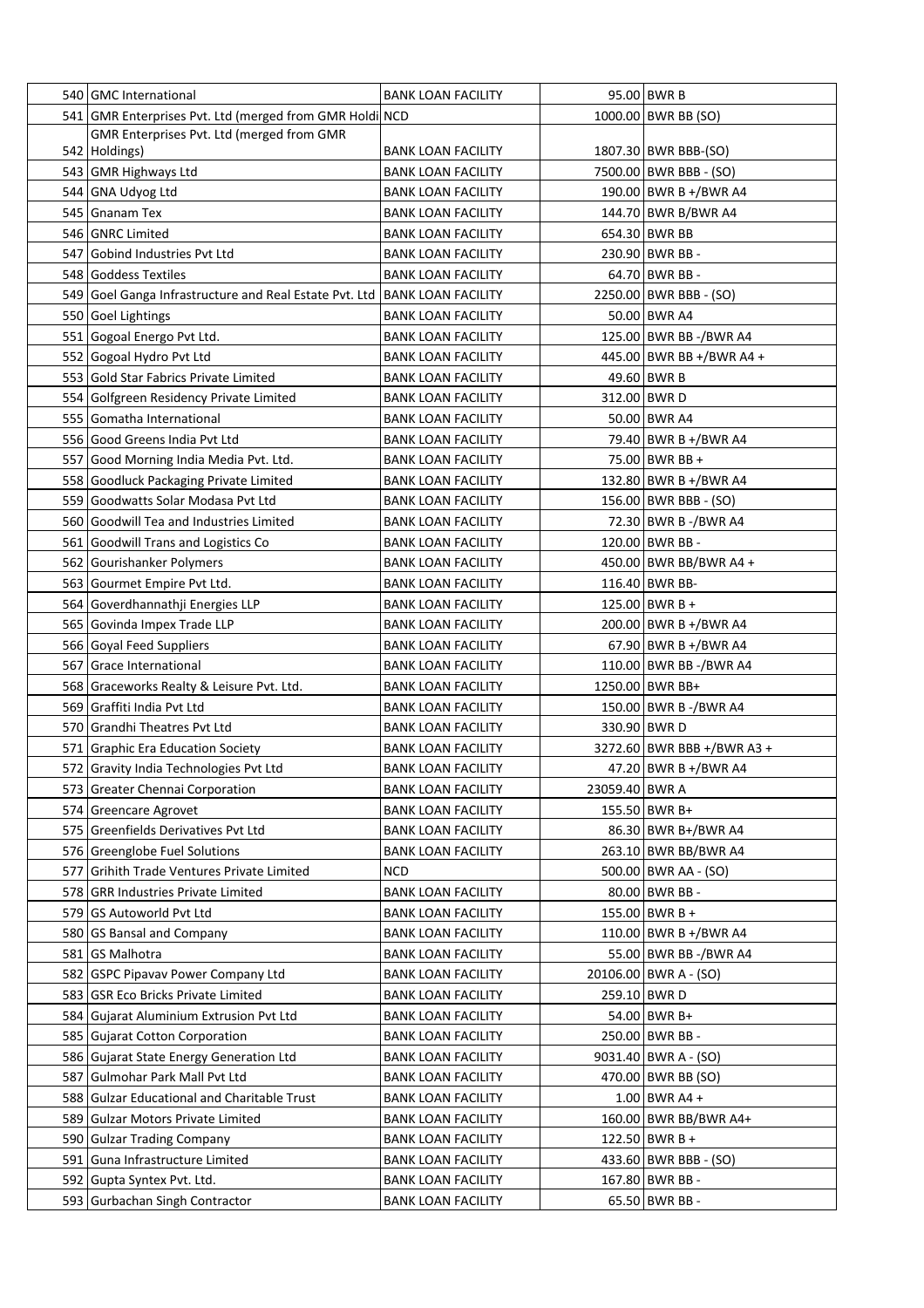| | | | | |
|---|---|---|---|---|
| 540 | GMC International | BANK LOAN FACILITY | 95.00 | BWR B |
| 541 | GMR Enterprises Pvt. Ltd (merged from GMR Holdi | NCD | 1000.00 | BWR BB (SO) |
| 542 | GMR Enterprises Pvt. Ltd (merged from GMR Holdings) | BANK LOAN FACILITY | 1807.30 | BWR BBB-(SO) |
| 543 | GMR Highways Ltd | BANK LOAN FACILITY | 7500.00 | BWR BBB - (SO) |
| 544 | GNA Udyog Ltd | BANK LOAN FACILITY | 190.00 | BWR B +/BWR A4 |
| 545 | Gnanam Tex | BANK LOAN FACILITY | 144.70 | BWR B/BWR A4 |
| 546 | GNRC Limited | BANK LOAN FACILITY | 654.30 | BWR BB |
| 547 | Gobind Industries Pvt Ltd | BANK LOAN FACILITY | 230.90 | BWR BB - |
| 548 | Goddess Textiles | BANK LOAN FACILITY | 64.70 | BWR BB - |
| 549 | Goel Ganga Infrastructure and Real Estate Pvt. Ltd | BANK LOAN FACILITY | 2250.00 | BWR BBB - (SO) |
| 550 | Goel Lightings | BANK LOAN FACILITY | 50.00 | BWR A4 |
| 551 | Gogoal Energo Pvt Ltd. | BANK LOAN FACILITY | 125.00 | BWR BB -/BWR A4 |
| 552 | Gogoal Hydro Pvt Ltd | BANK LOAN FACILITY | 445.00 | BWR BB +/BWR A4 + |
| 553 | Gold Star Fabrics Private Limited | BANK LOAN FACILITY | 49.60 | BWR B |
| 554 | Golfgreen Residency Private Limited | BANK LOAN FACILITY | 312.00 | BWR D |
| 555 | Gomatha International | BANK LOAN FACILITY | 50.00 | BWR A4 |
| 556 | Good Greens India Pvt Ltd | BANK LOAN FACILITY | 79.40 | BWR B +/BWR A4 |
| 557 | Good Morning India Media Pvt. Ltd. | BANK LOAN FACILITY | 75.00 | BWR BB + |
| 558 | Goodluck Packaging Private Limited | BANK LOAN FACILITY | 132.80 | BWR B +/BWR A4 |
| 559 | Goodwatts Solar Modasa Pvt Ltd | BANK LOAN FACILITY | 156.00 | BWR BBB - (SO) |
| 560 | Goodwill Tea and Industries Limited | BANK LOAN FACILITY | 72.30 | BWR B -/BWR A4 |
| 561 | Goodwill Trans and Logistics Co | BANK LOAN FACILITY | 120.00 | BWR BB - |
| 562 | Gourishanker Polymers | BANK LOAN FACILITY | 450.00 | BWR BB/BWR A4 + |
| 563 | Gourmet Empire Pvt Ltd. | BANK LOAN FACILITY | 116.40 | BWR BB- |
| 564 | Goverdhannathji Energies LLP | BANK LOAN FACILITY | 125.00 | BWR B + |
| 565 | Govinda Impex Trade LLP | BANK LOAN FACILITY | 200.00 | BWR B +/BWR A4 |
| 566 | Goyal Feed Suppliers | BANK LOAN FACILITY | 67.90 | BWR B +/BWR A4 |
| 567 | Grace International | BANK LOAN FACILITY | 110.00 | BWR BB -/BWR A4 |
| 568 | Graceworks Realty & Leisure Pvt. Ltd. | BANK LOAN FACILITY | 1250.00 | BWR BB+ |
| 569 | Graffiti India Pvt Ltd | BANK LOAN FACILITY | 150.00 | BWR B -/BWR A4 |
| 570 | Grandhi Theatres Pvt Ltd | BANK LOAN FACILITY | 330.90 | BWR D |
| 571 | Graphic Era Education Society | BANK LOAN FACILITY | 3272.60 | BWR BBB +/BWR A3 + |
| 572 | Gravity India Technologies Pvt Ltd | BANK LOAN FACILITY | 47.20 | BWR B +/BWR A4 |
| 573 | Greater Chennai Corporation | BANK LOAN FACILITY | 23059.40 | BWR A |
| 574 | Greencare Agrovet | BANK LOAN FACILITY | 155.50 | BWR B+ |
| 575 | Greenfields Derivatives Pvt Ltd | BANK LOAN FACILITY | 86.30 | BWR B+/BWR A4 |
| 576 | Greenglobe Fuel Solutions | BANK LOAN FACILITY | 263.10 | BWR BB/BWR A4 |
| 577 | Grihith Trade Ventures Private Limited | NCD | 500.00 | BWR AA - (SO) |
| 578 | GRR Industries Private Limited | BANK LOAN FACILITY | 80.00 | BWR BB - |
| 579 | GS Autoworld Pvt Ltd | BANK LOAN FACILITY | 155.00 | BWR B + |
| 580 | GS Bansal and Company | BANK LOAN FACILITY | 110.00 | BWR B +/BWR A4 |
| 581 | GS Malhotra | BANK LOAN FACILITY | 55.00 | BWR BB -/BWR A4 |
| 582 | GSPC Pipavav Power Company Ltd | BANK LOAN FACILITY | 20106.00 | BWR A - (SO) |
| 583 | GSR Eco Bricks Private Limited | BANK LOAN FACILITY | 259.10 | BWR D |
| 584 | Gujarat Aluminium Extrusion Pvt Ltd | BANK LOAN FACILITY | 54.00 | BWR B+ |
| 585 | Gujarat Cotton Corporation | BANK LOAN FACILITY | 250.00 | BWR BB - |
| 586 | Gujarat State Energy Generation Ltd | BANK LOAN FACILITY | 9031.40 | BWR A - (SO) |
| 587 | Gulmohar Park Mall Pvt Ltd | BANK LOAN FACILITY | 470.00 | BWR BB (SO) |
| 588 | Gulzar Educational and Charitable Trust | BANK LOAN FACILITY | 1.00 | BWR A4 + |
| 589 | Gulzar Motors Private Limited | BANK LOAN FACILITY | 160.00 | BWR BB/BWR A4+ |
| 590 | Gulzar Trading Company | BANK LOAN FACILITY | 122.50 | BWR B + |
| 591 | Guna Infrastructure Limited | BANK LOAN FACILITY | 433.60 | BWR BBB - (SO) |
| 592 | Gupta Syntex Pvt. Ltd. | BANK LOAN FACILITY | 167.80 | BWR BB - |
| 593 | Gurbachan Singh Contractor | BANK LOAN FACILITY | 65.50 | BWR BB - |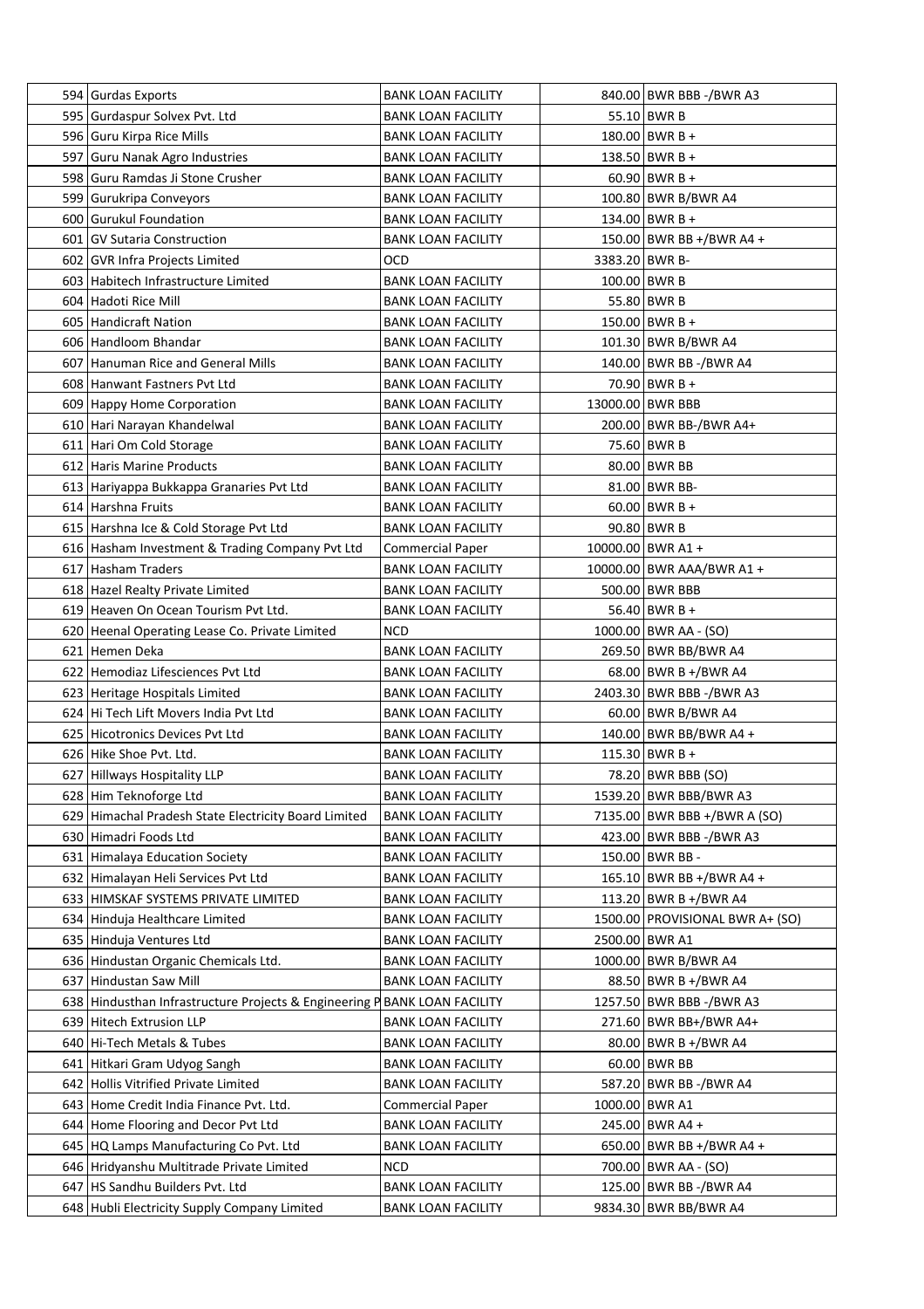| | | | | |
|---|---|---|---|---|
| 594 | Gurdas Exports | BANK LOAN FACILITY | 840.00 | BWR BBB -/BWR A3 |
| 595 | Gurdaspur Solvex Pvt. Ltd | BANK LOAN FACILITY | 55.10 | BWR B |
| 596 | Guru Kirpa Rice Mills | BANK LOAN FACILITY | 180.00 | BWR B + |
| 597 | Guru Nanak Agro Industries | BANK LOAN FACILITY | 138.50 | BWR B + |
| 598 | Guru Ramdas Ji Stone Crusher | BANK LOAN FACILITY | 60.90 | BWR B + |
| 599 | Gurukripa Conveyors | BANK LOAN FACILITY | 100.80 | BWR B/BWR A4 |
| 600 | Gurukul Foundation | BANK LOAN FACILITY | 134.00 | BWR B + |
| 601 | GV Sutaria Construction | BANK LOAN FACILITY | 150.00 | BWR BB +/BWR A4 + |
| 602 | GVR Infra Projects Limited | OCD | 3383.20 | BWR B- |
| 603 | Habitech Infrastructure Limited | BANK LOAN FACILITY | 100.00 | BWR B |
| 604 | Hadoti Rice Mill | BANK LOAN FACILITY | 55.80 | BWR B |
| 605 | Handicraft Nation | BANK LOAN FACILITY | 150.00 | BWR B + |
| 606 | Handloom Bhandar | BANK LOAN FACILITY | 101.30 | BWR B/BWR A4 |
| 607 | Hanuman Rice and General Mills | BANK LOAN FACILITY | 140.00 | BWR BB -/BWR A4 |
| 608 | Hanwant Fastners Pvt Ltd | BANK LOAN FACILITY | 70.90 | BWR B + |
| 609 | Happy Home Corporation | BANK LOAN FACILITY | 13000.00 | BWR BBB |
| 610 | Hari Narayan Khandelwal | BANK LOAN FACILITY | 200.00 | BWR BB-/BWR A4+ |
| 611 | Hari Om Cold Storage | BANK LOAN FACILITY | 75.60 | BWR B |
| 612 | Haris Marine Products | BANK LOAN FACILITY | 80.00 | BWR BB |
| 613 | Hariyappa Bukkappa Granaries Pvt Ltd | BANK LOAN FACILITY | 81.00 | BWR BB- |
| 614 | Harshna Fruits | BANK LOAN FACILITY | 60.00 | BWR B + |
| 615 | Harshna Ice & Cold Storage Pvt Ltd | BANK LOAN FACILITY | 90.80 | BWR B |
| 616 | Hasham Investment & Trading Company Pvt Ltd | Commercial Paper | 10000.00 | BWR A1 + |
| 617 | Hasham Traders | BANK LOAN FACILITY | 10000.00 | BWR AAA/BWR A1 + |
| 618 | Hazel Realty Private Limited | BANK LOAN FACILITY | 500.00 | BWR BBB |
| 619 | Heaven On Ocean Tourism Pvt Ltd. | BANK LOAN FACILITY | 56.40 | BWR B + |
| 620 | Heenal Operating Lease Co. Private Limited | NCD | 1000.00 | BWR AA - (SO) |
| 621 | Hemen Deka | BANK LOAN FACILITY | 269.50 | BWR BB/BWR A4 |
| 622 | Hemodiaz Lifesciences Pvt Ltd | BANK LOAN FACILITY | 68.00 | BWR B +/BWR A4 |
| 623 | Heritage Hospitals Limited | BANK LOAN FACILITY | 2403.30 | BWR BBB -/BWR A3 |
| 624 | Hi Tech Lift Movers India Pvt Ltd | BANK LOAN FACILITY | 60.00 | BWR B/BWR A4 |
| 625 | Hicotronics Devices Pvt Ltd | BANK LOAN FACILITY | 140.00 | BWR BB/BWR A4 + |
| 626 | Hike Shoe Pvt. Ltd. | BANK LOAN FACILITY | 115.30 | BWR B + |
| 627 | Hillways Hospitality LLP | BANK LOAN FACILITY | 78.20 | BWR BBB (SO) |
| 628 | Him Teknoforge Ltd | BANK LOAN FACILITY | 1539.20 | BWR BBB/BWR A3 |
| 629 | Himachal Pradesh State Electricity Board Limited | BANK LOAN FACILITY | 7135.00 | BWR BBB +/BWR A (SO) |
| 630 | Himadri Foods Ltd | BANK LOAN FACILITY | 423.00 | BWR BBB -/BWR A3 |
| 631 | Himalaya Education Society | BANK LOAN FACILITY | 150.00 | BWR BB - |
| 632 | Himalayan Heli Services Pvt Ltd | BANK LOAN FACILITY | 165.10 | BWR BB +/BWR A4 + |
| 633 | HIMSKAF SYSTEMS PRIVATE LIMITED | BANK LOAN FACILITY | 113.20 | BWR B +/BWR A4 |
| 634 | Hinduja Healthcare Limited | BANK LOAN FACILITY | 1500.00 | PROVISIONAL BWR A+ (SO) |
| 635 | Hinduja Ventures Ltd | BANK LOAN FACILITY | 2500.00 | BWR A1 |
| 636 | Hindustan Organic Chemicals Ltd. | BANK LOAN FACILITY | 1000.00 | BWR B/BWR A4 |
| 637 | Hindustan Saw Mill | BANK LOAN FACILITY | 88.50 | BWR B +/BWR A4 |
| 638 | Hindusthan Infrastructure Projects & Engineering P | BANK LOAN FACILITY | 1257.50 | BWR BBB -/BWR A3 |
| 639 | Hitech Extrusion LLP | BANK LOAN FACILITY | 271.60 | BWR BB+/BWR A4+ |
| 640 | Hi-Tech Metals & Tubes | BANK LOAN FACILITY | 80.00 | BWR B +/BWR A4 |
| 641 | Hitkari Gram Udyog Sangh | BANK LOAN FACILITY | 60.00 | BWR BB |
| 642 | Hollis Vitrified Private Limited | BANK LOAN FACILITY | 587.20 | BWR BB -/BWR A4 |
| 643 | Home Credit India Finance Pvt. Ltd. | Commercial Paper | 1000.00 | BWR A1 |
| 644 | Home Flooring and Decor Pvt Ltd | BANK LOAN FACILITY | 245.00 | BWR A4 + |
| 645 | HQ Lamps Manufacturing Co Pvt. Ltd | BANK LOAN FACILITY | 650.00 | BWR BB +/BWR A4 + |
| 646 | Hridyanshu Multitrade Private Limited | NCD | 700.00 | BWR AA - (SO) |
| 647 | HS Sandhu Builders Pvt. Ltd | BANK LOAN FACILITY | 125.00 | BWR BB -/BWR A4 |
| 648 | Hubli Electricity Supply Company Limited | BANK LOAN FACILITY | 9834.30 | BWR BB/BWR A4 |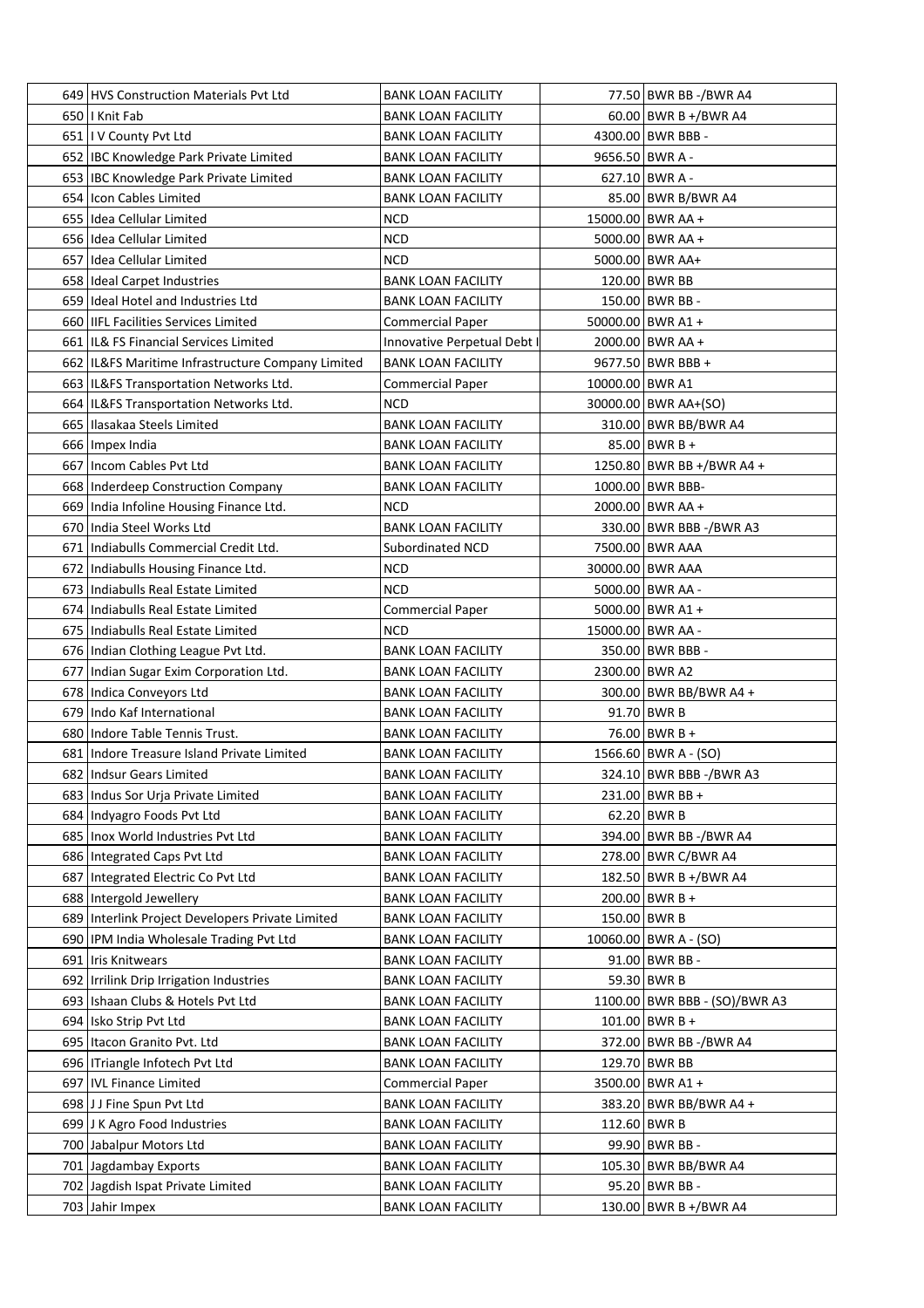| | | | | |
|---|---|---|---|---|
| 649 | HVS Construction Materials Pvt Ltd | BANK LOAN FACILITY | 77.50 | BWR BB -/BWR A4 |
| 650 | I Knit Fab | BANK LOAN FACILITY | 60.00 | BWR B +/BWR A4 |
| 651 | I V County Pvt Ltd | BANK LOAN FACILITY | 4300.00 | BWR BBB - |
| 652 | IBC Knowledge Park Private Limited | BANK LOAN FACILITY | 9656.50 | BWR A - |
| 653 | IBC Knowledge Park Private Limited | BANK LOAN FACILITY | 627.10 | BWR A - |
| 654 | Icon Cables Limited | BANK LOAN FACILITY | 85.00 | BWR B/BWR A4 |
| 655 | Idea Cellular Limited | NCD | 15000.00 | BWR AA + |
| 656 | Idea Cellular Limited | NCD | 5000.00 | BWR AA + |
| 657 | Idea Cellular Limited | NCD | 5000.00 | BWR AA+ |
| 658 | Ideal Carpet Industries | BANK LOAN FACILITY | 120.00 | BWR BB |
| 659 | Ideal Hotel and Industries Ltd | BANK LOAN FACILITY | 150.00 | BWR BB - |
| 660 | IIFL Facilities Services Limited | Commercial Paper | 50000.00 | BWR A1 + |
| 661 | IL& FS Financial Services Limited | Innovative Perpetual Debt I | 2000.00 | BWR AA + |
| 662 | IL&FS Maritime Infrastructure Company Limited | BANK LOAN FACILITY | 9677.50 | BWR BBB + |
| 663 | IL&FS Transportation Networks Ltd. | Commercial Paper | 10000.00 | BWR A1 |
| 664 | IL&FS Transportation Networks Ltd. | NCD | 30000.00 | BWR AA+(SO) |
| 665 | Ilasakaa Steels Limited | BANK LOAN FACILITY | 310.00 | BWR BB/BWR A4 |
| 666 | Impex India | BANK LOAN FACILITY | 85.00 | BWR B + |
| 667 | Incom Cables Pvt Ltd | BANK LOAN FACILITY | 1250.80 | BWR BB +/BWR A4 + |
| 668 | Inderdeep Construction Company | BANK LOAN FACILITY | 1000.00 | BWR BBB- |
| 669 | India Infoline Housing Finance Ltd. | NCD | 2000.00 | BWR AA + |
| 670 | India Steel Works Ltd | BANK LOAN FACILITY | 330.00 | BWR BBB -/BWR A3 |
| 671 | Indiabulls Commercial Credit Ltd. | Subordinated NCD | 7500.00 | BWR AAA |
| 672 | Indiabulls Housing Finance Ltd. | NCD | 30000.00 | BWR AAA |
| 673 | Indiabulls Real Estate Limited | NCD | 5000.00 | BWR AA - |
| 674 | Indiabulls Real Estate Limited | Commercial Paper | 5000.00 | BWR A1 + |
| 675 | Indiabulls Real Estate Limited | NCD | 15000.00 | BWR AA - |
| 676 | Indian Clothing League Pvt Ltd. | BANK LOAN FACILITY | 350.00 | BWR BBB - |
| 677 | Indian Sugar Exim Corporation Ltd. | BANK LOAN FACILITY | 2300.00 | BWR A2 |
| 678 | Indica Conveyors Ltd | BANK LOAN FACILITY | 300.00 | BWR BB/BWR A4 + |
| 679 | Indo Kaf International | BANK LOAN FACILITY | 91.70 | BWR B |
| 680 | Indore Table Tennis Trust. | BANK LOAN FACILITY | 76.00 | BWR B + |
| 681 | Indore Treasure Island Private Limited | BANK LOAN FACILITY | 1566.60 | BWR A - (SO) |
| 682 | Indsur Gears Limited | BANK LOAN FACILITY | 324.10 | BWR BBB -/BWR A3 |
| 683 | Indus Sor Urja Private Limited | BANK LOAN FACILITY | 231.00 | BWR BB + |
| 684 | Indyagro Foods Pvt Ltd | BANK LOAN FACILITY | 62.20 | BWR B |
| 685 | Inox World Industries Pvt Ltd | BANK LOAN FACILITY | 394.00 | BWR BB -/BWR A4 |
| 686 | Integrated Caps Pvt Ltd | BANK LOAN FACILITY | 278.00 | BWR C/BWR A4 |
| 687 | Integrated Electric Co Pvt Ltd | BANK LOAN FACILITY | 182.50 | BWR B +/BWR A4 |
| 688 | Intergold Jewellery | BANK LOAN FACILITY | 200.00 | BWR B + |
| 689 | Interlink Project Developers Private Limited | BANK LOAN FACILITY | 150.00 | BWR B |
| 690 | IPM India Wholesale Trading Pvt Ltd | BANK LOAN FACILITY | 10060.00 | BWR A - (SO) |
| 691 | Iris Knitwears | BANK LOAN FACILITY | 91.00 | BWR BB - |
| 692 | Irrilink Drip Irrigation Industries | BANK LOAN FACILITY | 59.30 | BWR B |
| 693 | Ishaan Clubs & Hotels Pvt Ltd | BANK LOAN FACILITY | 1100.00 | BWR BBB - (SO)/BWR A3 |
| 694 | Isko Strip Pvt Ltd | BANK LOAN FACILITY | 101.00 | BWR B + |
| 695 | Itacon Granito Pvt. Ltd | BANK LOAN FACILITY | 372.00 | BWR BB -/BWR A4 |
| 696 | ITriangle Infotech Pvt Ltd | BANK LOAN FACILITY | 129.70 | BWR BB |
| 697 | IVL Finance Limited | Commercial Paper | 3500.00 | BWR A1 + |
| 698 | J J Fine Spun Pvt Ltd | BANK LOAN FACILITY | 383.20 | BWR BB/BWR A4 + |
| 699 | J K Agro Food Industries | BANK LOAN FACILITY | 112.60 | BWR B |
| 700 | Jabalpur Motors Ltd | BANK LOAN FACILITY | 99.90 | BWR BB - |
| 701 | Jagdambay Exports | BANK LOAN FACILITY | 105.30 | BWR BB/BWR A4 |
| 702 | Jagdish Ispat Private Limited | BANK LOAN FACILITY | 95.20 | BWR BB - |
| 703 | Jahir Impex | BANK LOAN FACILITY | 130.00 | BWR B +/BWR A4 |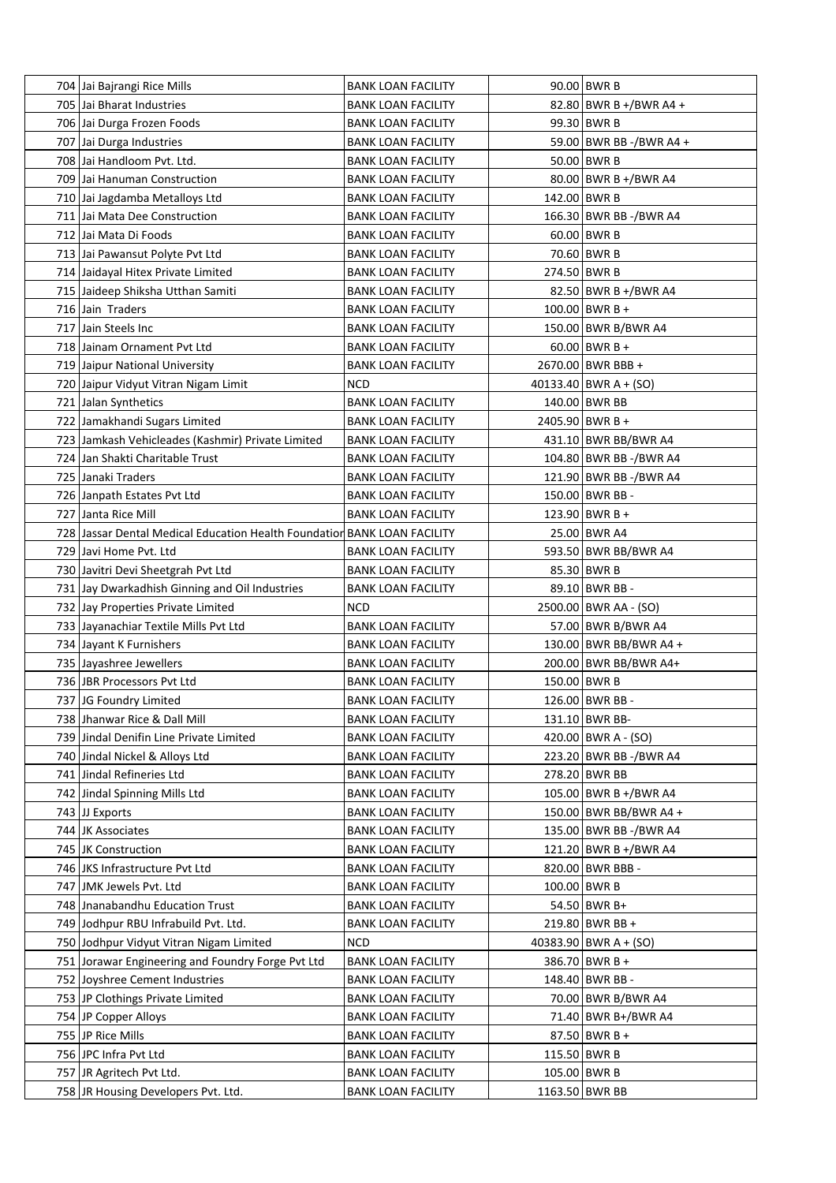| 704 | Jai Bajrangi Rice Mills | BANK LOAN FACILITY | 90.00 | BWR B |
|---|---|---|---|---|
| 705 | Jai Bharat Industries | BANK LOAN FACILITY | 82.80 | BWR B +/BWR A4 + |
| 706 | Jai Durga Frozen Foods | BANK LOAN FACILITY | 99.30 | BWR B |
| 707 | Jai Durga Industries | BANK LOAN FACILITY | 59.00 | BWR BB -/BWR A4 + |
| 708 | Jai Handloom Pvt. Ltd. | BANK LOAN FACILITY | 50.00 | BWR B |
| 709 | Jai Hanuman Construction | BANK LOAN FACILITY | 80.00 | BWR B +/BWR A4 |
| 710 | Jai Jagdamba Metalloys Ltd | BANK LOAN FACILITY | 142.00 | BWR B |
| 711 | Jai Mata Dee Construction | BANK LOAN FACILITY | 166.30 | BWR BB -/BWR A4 |
| 712 | Jai Mata Di Foods | BANK LOAN FACILITY | 60.00 | BWR B |
| 713 | Jai Pawansut Polyte Pvt Ltd | BANK LOAN FACILITY | 70.60 | BWR B |
| 714 | Jaidayal Hitex Private Limited | BANK LOAN FACILITY | 274.50 | BWR B |
| 715 | Jaideep Shiksha Utthan Samiti | BANK LOAN FACILITY | 82.50 | BWR B +/BWR A4 |
| 716 | Jain Traders | BANK LOAN FACILITY | 100.00 | BWR B + |
| 717 | Jain Steels Inc | BANK LOAN FACILITY | 150.00 | BWR B/BWR A4 |
| 718 | Jainam Ornament Pvt Ltd | BANK LOAN FACILITY | 60.00 | BWR B + |
| 719 | Jaipur National University | BANK LOAN FACILITY | 2670.00 | BWR BBB + |
| 720 | Jaipur Vidyut Vitran Nigam Limit | NCD | 40133.40 | BWR A + (SO) |
| 721 | Jalan Synthetics | BANK LOAN FACILITY | 140.00 | BWR BB |
| 722 | Jamakhandi Sugars Limited | BANK LOAN FACILITY | 2405.90 | BWR B + |
| 723 | Jamkash Vehicleades (Kashmir) Private Limited | BANK LOAN FACILITY | 431.10 | BWR BB/BWR A4 |
| 724 | Jan Shakti Charitable Trust | BANK LOAN FACILITY | 104.80 | BWR BB -/BWR A4 |
| 725 | Janaki Traders | BANK LOAN FACILITY | 121.90 | BWR BB -/BWR A4 |
| 726 | Janpath Estates Pvt Ltd | BANK LOAN FACILITY | 150.00 | BWR BB - |
| 727 | Janta Rice Mill | BANK LOAN FACILITY | 123.90 | BWR B + |
| 728 | Jassar Dental Medical Education Health Foundation | BANK LOAN FACILITY | 25.00 | BWR A4 |
| 729 | Javi Home Pvt. Ltd | BANK LOAN FACILITY | 593.50 | BWR BB/BWR A4 |
| 730 | Javitri Devi Sheetgrah Pvt Ltd | BANK LOAN FACILITY | 85.30 | BWR B |
| 731 | Jay Dwarkadhish Ginning and Oil Industries | BANK LOAN FACILITY | 89.10 | BWR BB - |
| 732 | Jay Properties Private Limited | NCD | 2500.00 | BWR AA - (SO) |
| 733 | Jayanachiar Textile Mills Pvt Ltd | BANK LOAN FACILITY | 57.00 | BWR B/BWR A4 |
| 734 | Jayant K Furnishers | BANK LOAN FACILITY | 130.00 | BWR BB/BWR A4 + |
| 735 | Jayashree Jewellers | BANK LOAN FACILITY | 200.00 | BWR BB/BWR A4+ |
| 736 | JBR Processors Pvt Ltd | BANK LOAN FACILITY | 150.00 | BWR B |
| 737 | JG Foundry Limited | BANK LOAN FACILITY | 126.00 | BWR BB - |
| 738 | Jhanwar Rice & Dall Mill | BANK LOAN FACILITY | 131.10 | BWR BB- |
| 739 | Jindal Denifin Line Private Limited | BANK LOAN FACILITY | 420.00 | BWR A - (SO) |
| 740 | Jindal Nickel & Alloys Ltd | BANK LOAN FACILITY | 223.20 | BWR BB -/BWR A4 |
| 741 | Jindal Refineries Ltd | BANK LOAN FACILITY | 278.20 | BWR BB |
| 742 | Jindal Spinning Mills Ltd | BANK LOAN FACILITY | 105.00 | BWR B +/BWR A4 |
| 743 | JJ Exports | BANK LOAN FACILITY | 150.00 | BWR BB/BWR A4 + |
| 744 | JK Associates | BANK LOAN FACILITY | 135.00 | BWR BB -/BWR A4 |
| 745 | JK Construction | BANK LOAN FACILITY | 121.20 | BWR B +/BWR A4 |
| 746 | JKS Infrastructure Pvt Ltd | BANK LOAN FACILITY | 820.00 | BWR BBB - |
| 747 | JMK Jewels Pvt. Ltd | BANK LOAN FACILITY | 100.00 | BWR B |
| 748 | Jnanabandhu Education Trust | BANK LOAN FACILITY | 54.50 | BWR B+ |
| 749 | Jodhpur RBU Infrabuild Pvt. Ltd. | BANK LOAN FACILITY | 219.80 | BWR BB + |
| 750 | Jodhpur Vidyut Vitran Nigam Limited | NCD | 40383.90 | BWR A + (SO) |
| 751 | Jorawar Engineering and Foundry Forge Pvt Ltd | BANK LOAN FACILITY | 386.70 | BWR B + |
| 752 | Joyshree Cement Industries | BANK LOAN FACILITY | 148.40 | BWR BB - |
| 753 | JP Clothings Private Limited | BANK LOAN FACILITY | 70.00 | BWR B/BWR A4 |
| 754 | JP Copper Alloys | BANK LOAN FACILITY | 71.40 | BWR B+/BWR A4 |
| 755 | JP Rice Mills | BANK LOAN FACILITY | 87.50 | BWR B + |
| 756 | JPC Infra Pvt Ltd | BANK LOAN FACILITY | 115.50 | BWR B |
| 757 | JR Agritech Pvt Ltd. | BANK LOAN FACILITY | 105.00 | BWR B |
| 758 | JR Housing Developers Pvt. Ltd. | BANK LOAN FACILITY | 1163.50 | BWR BB |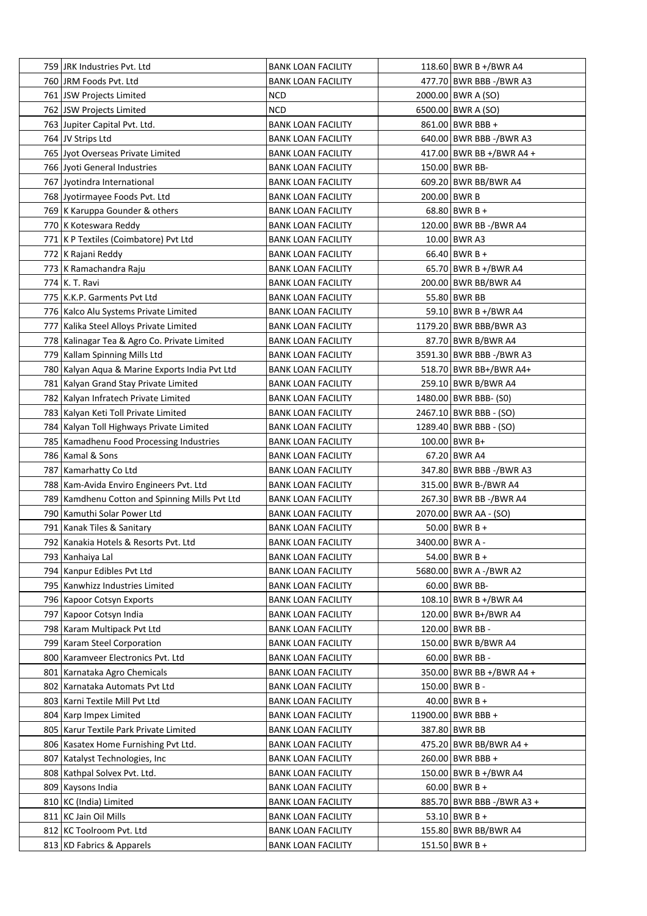| 759 | JRK Industries Pvt. Ltd | BANK LOAN FACILITY | 118.60 | BWR B +/BWR A4 |
|---|---|---|---|---|
| 760 | JRM Foods Pvt. Ltd | BANK LOAN FACILITY | 477.70 | BWR BBB -/BWR A3 |
| 761 | JSW Projects Limited | NCD | 2000.00 | BWR A (SO) |
| 762 | JSW Projects Limited | NCD | 6500.00 | BWR A (SO) |
| 763 | Jupiter Capital Pvt. Ltd. | BANK LOAN FACILITY | 861.00 | BWR BBB + |
| 764 | JV Strips Ltd | BANK LOAN FACILITY | 640.00 | BWR BBB -/BWR A3 |
| 765 | Jyot Overseas Private Limited | BANK LOAN FACILITY | 417.00 | BWR BB +/BWR A4 + |
| 766 | Jyoti General Industries | BANK LOAN FACILITY | 150.00 | BWR BB- |
| 767 | Jyotindra International | BANK LOAN FACILITY | 609.20 | BWR BB/BWR A4 |
| 768 | Jyotirmayee Foods Pvt. Ltd | BANK LOAN FACILITY | 200.00 | BWR B |
| 769 | K Karuppa Gounder & others | BANK LOAN FACILITY | 68.80 | BWR B + |
| 770 | K Koteswara Reddy | BANK LOAN FACILITY | 120.00 | BWR BB -/BWR A4 |
| 771 | K P Textiles (Coimbatore) Pvt Ltd | BANK LOAN FACILITY | 10.00 | BWR A3 |
| 772 | K Rajani Reddy | BANK LOAN FACILITY | 66.40 | BWR B + |
| 773 | K Ramachandra Raju | BANK LOAN FACILITY | 65.70 | BWR B +/BWR A4 |
| 774 | K. T. Ravi | BANK LOAN FACILITY | 200.00 | BWR BB/BWR A4 |
| 775 | K.K.P. Garments Pvt Ltd | BANK LOAN FACILITY | 55.80 | BWR BB |
| 776 | Kalco Alu Systems Private Limited | BANK LOAN FACILITY | 59.10 | BWR B +/BWR A4 |
| 777 | Kalika Steel Alloys Private Limited | BANK LOAN FACILITY | 1179.20 | BWR BBB/BWR A3 |
| 778 | Kalinagar Tea & Agro Co. Private Limited | BANK LOAN FACILITY | 87.70 | BWR B/BWR A4 |
| 779 | Kallam Spinning Mills Ltd | BANK LOAN FACILITY | 3591.30 | BWR BBB -/BWR A3 |
| 780 | Kalyan Aqua & Marine Exports India Pvt Ltd | BANK LOAN FACILITY | 518.70 | BWR BB+/BWR A4+ |
| 781 | Kalyan Grand Stay Private Limited | BANK LOAN FACILITY | 259.10 | BWR B/BWR A4 |
| 782 | Kalyan Infratech Private Limited | BANK LOAN FACILITY | 1480.00 | BWR BBB- (S0) |
| 783 | Kalyan Keti Toll Private Limited | BANK LOAN FACILITY | 2467.10 | BWR BBB - (SO) |
| 784 | Kalyan Toll Highways Private Limited | BANK LOAN FACILITY | 1289.40 | BWR BBB - (SO) |
| 785 | Kamadhenu Food Processing Industries | BANK LOAN FACILITY | 100.00 | BWR B+ |
| 786 | Kamal & Sons | BANK LOAN FACILITY | 67.20 | BWR A4 |
| 787 | Kamarhatty Co Ltd | BANK LOAN FACILITY | 347.80 | BWR BBB -/BWR A3 |
| 788 | Kam-Avida Enviro Engineers Pvt. Ltd | BANK LOAN FACILITY | 315.00 | BWR B-/BWR A4 |
| 789 | Kamdhenu Cotton and Spinning Mills Pvt Ltd | BANK LOAN FACILITY | 267.30 | BWR BB -/BWR A4 |
| 790 | Kamuthi Solar Power Ltd | BANK LOAN FACILITY | 2070.00 | BWR AA - (SO) |
| 791 | Kanak Tiles & Sanitary | BANK LOAN FACILITY | 50.00 | BWR B + |
| 792 | Kanakia Hotels & Resorts Pvt. Ltd | BANK LOAN FACILITY | 3400.00 | BWR A - |
| 793 | Kanhaiya Lal | BANK LOAN FACILITY | 54.00 | BWR B + |
| 794 | Kanpur Edibles Pvt Ltd | BANK LOAN FACILITY | 5680.00 | BWR A -/BWR A2 |
| 795 | Kanwhizz Industries Limited | BANK LOAN FACILITY | 60.00 | BWR BB- |
| 796 | Kapoor Cotsyn Exports | BANK LOAN FACILITY | 108.10 | BWR B +/BWR A4 |
| 797 | Kapoor Cotsyn India | BANK LOAN FACILITY | 120.00 | BWR B+/BWR A4 |
| 798 | Karam Multipack Pvt Ltd | BANK LOAN FACILITY | 120.00 | BWR BB - |
| 799 | Karam Steel Corporation | BANK LOAN FACILITY | 150.00 | BWR B/BWR A4 |
| 800 | Karamveer Electronics Pvt. Ltd | BANK LOAN FACILITY | 60.00 | BWR BB - |
| 801 | Karnataka Agro Chemicals | BANK LOAN FACILITY | 350.00 | BWR BB +/BWR A4 + |
| 802 | Karnataka Automats Pvt Ltd | BANK LOAN FACILITY | 150.00 | BWR B - |
| 803 | Karni Textile Mill Pvt Ltd | BANK LOAN FACILITY | 40.00 | BWR B + |
| 804 | Karp Impex Limited | BANK LOAN FACILITY | 11900.00 | BWR BBB + |
| 805 | Karur Textile Park Private Limited | BANK LOAN FACILITY | 387.80 | BWR BB |
| 806 | Kasatex Home Furnishing Pvt Ltd. | BANK LOAN FACILITY | 475.20 | BWR BB/BWR A4 + |
| 807 | Katalyst Technologies, Inc | BANK LOAN FACILITY | 260.00 | BWR BBB + |
| 808 | Kathpal Solvex Pvt. Ltd. | BANK LOAN FACILITY | 150.00 | BWR B +/BWR A4 |
| 809 | Kaysons India | BANK LOAN FACILITY | 60.00 | BWR B + |
| 810 | KC (India) Limited | BANK LOAN FACILITY | 885.70 | BWR BBB -/BWR A3 + |
| 811 | KC Jain Oil Mills | BANK LOAN FACILITY | 53.10 | BWR B + |
| 812 | KC Toolroom Pvt. Ltd | BANK LOAN FACILITY | 155.80 | BWR BB/BWR A4 |
| 813 | KD Fabrics & Apparels | BANK LOAN FACILITY | 151.50 | BWR B + |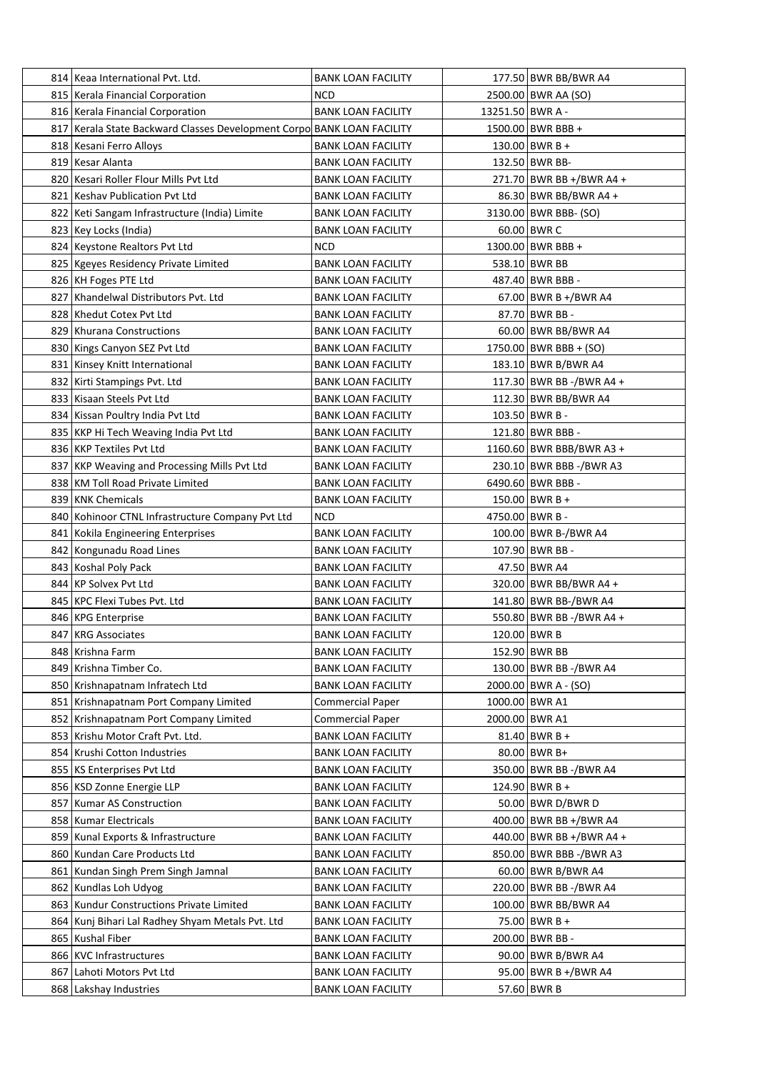| | | | | |
|---|---|---|---|---|
| 814 | Keaa International Pvt. Ltd. | BANK LOAN FACILITY | 177.50 | BWR BB/BWR A4 |
| 815 | Kerala Financial Corporation | NCD | 2500.00 | BWR AA (SO) |
| 816 | Kerala Financial Corporation | BANK LOAN FACILITY | 13251.50 | BWR A - |
| 817 | Kerala State Backward Classes Development Corpo | BANK LOAN FACILITY | 1500.00 | BWR BBB + |
| 818 | Kesani Ferro Alloys | BANK LOAN FACILITY | 130.00 | BWR B + |
| 819 | Kesar Alanta | BANK LOAN FACILITY | 132.50 | BWR BB- |
| 820 | Kesari Roller Flour Mills Pvt Ltd | BANK LOAN FACILITY | 271.70 | BWR BB +/BWR A4 + |
| 821 | Keshav Publication Pvt Ltd | BANK LOAN FACILITY | 86.30 | BWR BB/BWR A4 + |
| 822 | Keti Sangam Infrastructure (India) Limite | BANK LOAN FACILITY | 3130.00 | BWR BBB- (SO) |
| 823 | Key Locks (India) | BANK LOAN FACILITY | 60.00 | BWR C |
| 824 | Keystone Realtors Pvt Ltd | NCD | 1300.00 | BWR BBB + |
| 825 | Kgeyes Residency Private Limited | BANK LOAN FACILITY | 538.10 | BWR BB |
| 826 | KH Foges PTE Ltd | BANK LOAN FACILITY | 487.40 | BWR BBB - |
| 827 | Khandelwal Distributors Pvt. Ltd | BANK LOAN FACILITY | 67.00 | BWR B +/BWR A4 |
| 828 | Khedut Cotex Pvt Ltd | BANK LOAN FACILITY | 87.70 | BWR BB - |
| 829 | Khurana Constructions | BANK LOAN FACILITY | 60.00 | BWR BB/BWR A4 |
| 830 | Kings Canyon SEZ Pvt Ltd | BANK LOAN FACILITY | 1750.00 | BWR BBB + (SO) |
| 831 | Kinsey Knitt International | BANK LOAN FACILITY | 183.10 | BWR B/BWR A4 |
| 832 | Kirti Stampings Pvt. Ltd | BANK LOAN FACILITY | 117.30 | BWR BB -/BWR A4 + |
| 833 | Kisaan Steels Pvt Ltd | BANK LOAN FACILITY | 112.30 | BWR BB/BWR A4 |
| 834 | Kissan Poultry India Pvt Ltd | BANK LOAN FACILITY | 103.50 | BWR B - |
| 835 | KKP Hi Tech Weaving India Pvt Ltd | BANK LOAN FACILITY | 121.80 | BWR BBB - |
| 836 | KKP Textiles Pvt Ltd | BANK LOAN FACILITY | 1160.60 | BWR BBB/BWR A3 + |
| 837 | KKP Weaving and Processing Mills Pvt Ltd | BANK LOAN FACILITY | 230.10 | BWR BBB -/BWR A3 |
| 838 | KM Toll Road Private Limited | BANK LOAN FACILITY | 6490.60 | BWR BBB - |
| 839 | KNK Chemicals | BANK LOAN FACILITY | 150.00 | BWR B + |
| 840 | Kohinoor CTNL Infrastructure Company Pvt Ltd | NCD | 4750.00 | BWR B - |
| 841 | Kokila Engineering Enterprises | BANK LOAN FACILITY | 100.00 | BWR B-/BWR A4 |
| 842 | Kongunadu Road Lines | BANK LOAN FACILITY | 107.90 | BWR BB - |
| 843 | Koshal Poly Pack | BANK LOAN FACILITY | 47.50 | BWR A4 |
| 844 | KP Solvex Pvt Ltd | BANK LOAN FACILITY | 320.00 | BWR BB/BWR A4 + |
| 845 | KPC Flexi Tubes Pvt. Ltd | BANK LOAN FACILITY | 141.80 | BWR BB-/BWR A4 |
| 846 | KPG Enterprise | BANK LOAN FACILITY | 550.80 | BWR BB -/BWR A4 + |
| 847 | KRG Associates | BANK LOAN FACILITY | 120.00 | BWR B |
| 848 | Krishna Farm | BANK LOAN FACILITY | 152.90 | BWR BB |
| 849 | Krishna Timber Co. | BANK LOAN FACILITY | 130.00 | BWR BB -/BWR A4 |
| 850 | Krishnapatnam Infratech Ltd | BANK LOAN FACILITY | 2000.00 | BWR A - (SO) |
| 851 | Krishnapatnam Port Company Limited | Commercial Paper | 1000.00 | BWR A1 |
| 852 | Krishnapatnam Port Company Limited | Commercial Paper | 2000.00 | BWR A1 |
| 853 | Krishu Motor Craft Pvt. Ltd. | BANK LOAN FACILITY | 81.40 | BWR B + |
| 854 | Krushi Cotton Industries | BANK LOAN FACILITY | 80.00 | BWR B+ |
| 855 | KS Enterprises Pvt Ltd | BANK LOAN FACILITY | 350.00 | BWR BB -/BWR A4 |
| 856 | KSD Zonne Energie LLP | BANK LOAN FACILITY | 124.90 | BWR B + |
| 857 | Kumar AS Construction | BANK LOAN FACILITY | 50.00 | BWR D/BWR D |
| 858 | Kumar Electricals | BANK LOAN FACILITY | 400.00 | BWR BB +/BWR A4 |
| 859 | Kunal Exports & Infrastructure | BANK LOAN FACILITY | 440.00 | BWR BB +/BWR A4 + |
| 860 | Kundan Care Products Ltd | BANK LOAN FACILITY | 850.00 | BWR BBB -/BWR A3 |
| 861 | Kundan Singh Prem Singh Jamnal | BANK LOAN FACILITY | 60.00 | BWR B/BWR A4 |
| 862 | Kundlas Loh Udyog | BANK LOAN FACILITY | 220.00 | BWR BB -/BWR A4 |
| 863 | Kundur Constructions Private Limited | BANK LOAN FACILITY | 100.00 | BWR BB/BWR A4 |
| 864 | Kunj Bihari Lal Radhey Shyam Metals Pvt. Ltd | BANK LOAN FACILITY | 75.00 | BWR B + |
| 865 | Kushal Fiber | BANK LOAN FACILITY | 200.00 | BWR BB - |
| 866 | KVC Infrastructures | BANK LOAN FACILITY | 90.00 | BWR B/BWR A4 |
| 867 | Lahoti Motors Pvt Ltd | BANK LOAN FACILITY | 95.00 | BWR B +/BWR A4 |
| 868 | Lakshay Industries | BANK LOAN FACILITY | 57.60 | BWR B |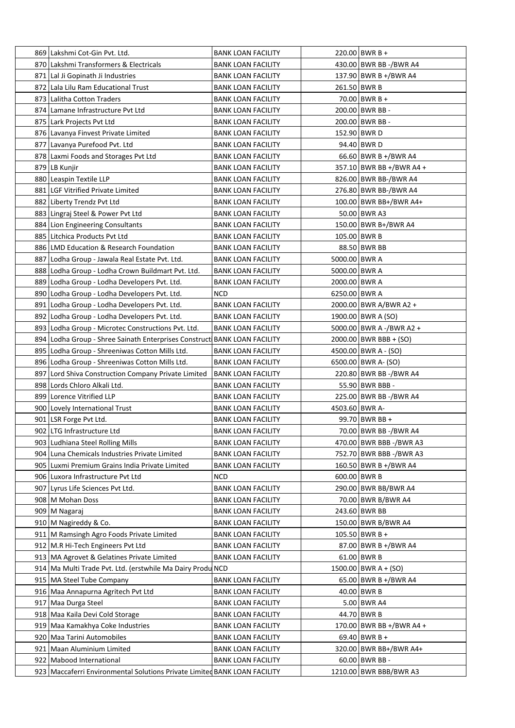| | | | | |
|---|---|---|---|---|
| 869 | Lakshmi Cot-Gin Pvt. Ltd. | BANK LOAN FACILITY | 220.00 | BWR B + |
| 870 | Lakshmi Transformers & Electricals | BANK LOAN FACILITY | 430.00 | BWR BB -/BWR A4 |
| 871 | Lal Ji Gopinath Ji Industries | BANK LOAN FACILITY | 137.90 | BWR B +/BWR A4 |
| 872 | Lala Lilu Ram Educational Trust | BANK LOAN FACILITY | 261.50 | BWR B |
| 873 | Lalitha Cotton Traders | BANK LOAN FACILITY | 70.00 | BWR B + |
| 874 | Lamane Infrastructure Pvt Ltd | BANK LOAN FACILITY | 200.00 | BWR BB - |
| 875 | Lark Projects Pvt Ltd | BANK LOAN FACILITY | 200.00 | BWR BB - |
| 876 | Lavanya Finvest Private Limited | BANK LOAN FACILITY | 152.90 | BWR D |
| 877 | Lavanya Purefood Pvt. Ltd | BANK LOAN FACILITY | 94.40 | BWR D |
| 878 | Laxmi Foods and Storages Pvt Ltd | BANK LOAN FACILITY | 66.60 | BWR B +/BWR A4 |
| 879 | LB Kunjir | BANK LOAN FACILITY | 357.10 | BWR BB +/BWR A4 + |
| 880 | Leaspin Textile LLP | BANK LOAN FACILITY | 826.00 | BWR BB-/BWR A4 |
| 881 | LGF Vitrified Private Limited | BANK LOAN FACILITY | 276.80 | BWR BB-/BWR A4 |
| 882 | Liberty Trendz Pvt Ltd | BANK LOAN FACILITY | 100.00 | BWR BB+/BWR A4+ |
| 883 | Lingraj Steel & Power Pvt Ltd | BANK LOAN FACILITY | 50.00 | BWR A3 |
| 884 | Lion Engineering Consultants | BANK LOAN FACILITY | 150.00 | BWR B+/BWR A4 |
| 885 | Litchica Products Pvt Ltd | BANK LOAN FACILITY | 105.00 | BWR B |
| 886 | LMD Education & Research Foundation | BANK LOAN FACILITY | 88.50 | BWR BB |
| 887 | Lodha Group - Jawala Real Estate Pvt. Ltd. | BANK LOAN FACILITY | 5000.00 | BWR A |
| 888 | Lodha Group - Lodha Crown Buildmart Pvt. Ltd. | BANK LOAN FACILITY | 5000.00 | BWR A |
| 889 | Lodha Group - Lodha Developers Pvt. Ltd. | BANK LOAN FACILITY | 2000.00 | BWR A |
| 890 | Lodha Group - Lodha Developers Pvt. Ltd. | NCD | 6250.00 | BWR A |
| 891 | Lodha Group - Lodha Developers Pvt. Ltd. | BANK LOAN FACILITY | 2000.00 | BWR A/BWR A2 + |
| 892 | Lodha Group - Lodha Developers Pvt. Ltd. | BANK LOAN FACILITY | 1900.00 | BWR A (SO) |
| 893 | Lodha Group - Microtec Constructions Pvt. Ltd. | BANK LOAN FACILITY | 5000.00 | BWR A -/BWR A2 + |
| 894 | Lodha Group - Shree Sainath Enterprises Construct | BANK LOAN FACILITY | 2000.00 | BWR BBB + (SO) |
| 895 | Lodha Group - Shreeniwas Cotton Mills Ltd. | BANK LOAN FACILITY | 4500.00 | BWR A - (SO) |
| 896 | Lodha Group - Shreeniwas Cotton Mills Ltd. | BANK LOAN FACILITY | 6500.00 | BWR A- (SO) |
| 897 | Lord Shiva Construction Company Private Limited | BANK LOAN FACILITY | 220.80 | BWR BB -/BWR A4 |
| 898 | Lords Chloro Alkali Ltd. | BANK LOAN FACILITY | 55.90 | BWR BBB - |
| 899 | Lorence Vitrified LLP | BANK LOAN FACILITY | 225.00 | BWR BB -/BWR A4 |
| 900 | Lovely International Trust | BANK LOAN FACILITY | 4503.60 | BWR A- |
| 901 | LSR Forge Pvt Ltd. | BANK LOAN FACILITY | 99.70 | BWR BB + |
| 902 | LTG Infrastructure Ltd | BANK LOAN FACILITY | 70.00 | BWR BB -/BWR A4 |
| 903 | Ludhiana Steel Rolling Mills | BANK LOAN FACILITY | 470.00 | BWR BBB -/BWR A3 |
| 904 | Luna Chemicals Industries Private Limited | BANK LOAN FACILITY | 752.70 | BWR BBB -/BWR A3 |
| 905 | Luxmi Premium Grains India Private Limited | BANK LOAN FACILITY | 160.50 | BWR B +/BWR A4 |
| 906 | Luxora Infrastructure Pvt Ltd | NCD | 600.00 | BWR B |
| 907 | Lyrus Life Sciences Pvt Ltd. | BANK LOAN FACILITY | 290.00 | BWR BB/BWR A4 |
| 908 | M Mohan Doss | BANK LOAN FACILITY | 70.00 | BWR B/BWR A4 |
| 909 | M Nagaraj | BANK LOAN FACILITY | 243.60 | BWR BB |
| 910 | M Nagireddy & Co. | BANK LOAN FACILITY | 150.00 | BWR B/BWR A4 |
| 911 | M Ramsingh Agro Foods Private Limited | BANK LOAN FACILITY | 105.50 | BWR B + |
| 912 | M.R Hi-Tech Engineers Pvt Ltd | BANK LOAN FACILITY | 87.00 | BWR B +/BWR A4 |
| 913 | MA Agrovet & Gelatines Private Limited | BANK LOAN FACILITY | 61.00 | BWR B |
| 914 | Ma Multi Trade Pvt. Ltd. (erstwhile Ma Dairy Produ | NCD | 1500.00 | BWR A + (SO) |
| 915 | MA Steel Tube Company | BANK LOAN FACILITY | 65.00 | BWR B +/BWR A4 |
| 916 | Maa Annapurna Agritech Pvt Ltd | BANK LOAN FACILITY | 40.00 | BWR B |
| 917 | Maa Durga Steel | BANK LOAN FACILITY | 5.00 | BWR A4 |
| 918 | Maa Kaila Devi Cold Storage | BANK LOAN FACILITY | 44.70 | BWR B |
| 919 | Maa Kamakhya Coke Industries | BANK LOAN FACILITY | 170.00 | BWR BB +/BWR A4 + |
| 920 | Maa Tarini Automobiles | BANK LOAN FACILITY | 69.40 | BWR B + |
| 921 | Maan Aluminium Limited | BANK LOAN FACILITY | 320.00 | BWR BB+/BWR A4+ |
| 922 | Mabood International | BANK LOAN FACILITY | 60.00 | BWR BB - |
| 923 | Maccaferri Environmental Solutions Private Limited | BANK LOAN FACILITY | 1210.00 | BWR BBB/BWR A3 |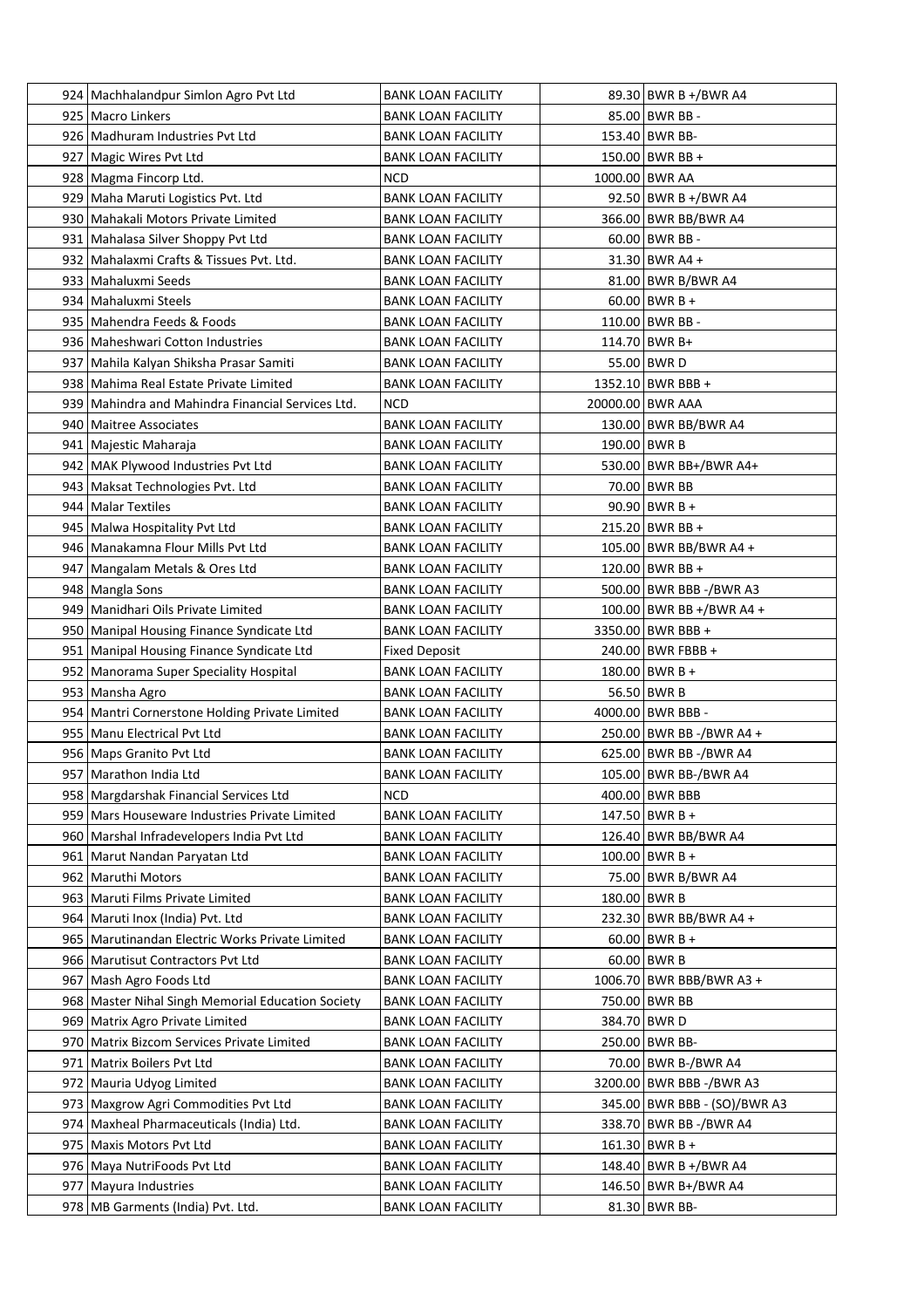| | | | | |
|---|---|---|---|---|
| 924 | Machhalandpur Simlon Agro Pvt Ltd | BANK LOAN FACILITY | 89.30 | BWR B +/BWR A4 |
| 925 | Macro Linkers | BANK LOAN FACILITY | 85.00 | BWR BB - |
| 926 | Madhuram Industries Pvt Ltd | BANK LOAN FACILITY | 153.40 | BWR BB- |
| 927 | Magic Wires Pvt Ltd | BANK LOAN FACILITY | 150.00 | BWR BB + |
| 928 | Magma Fincorp Ltd. | NCD | 1000.00 | BWR AA |
| 929 | Maha Maruti Logistics Pvt. Ltd | BANK LOAN FACILITY | 92.50 | BWR B +/BWR A4 |
| 930 | Mahakali Motors Private Limited | BANK LOAN FACILITY | 366.00 | BWR BB/BWR A4 |
| 931 | Mahalasa Silver Shoppy Pvt Ltd | BANK LOAN FACILITY | 60.00 | BWR BB - |
| 932 | Mahalaxmi Crafts & Tissues Pvt. Ltd. | BANK LOAN FACILITY | 31.30 | BWR A4 + |
| 933 | Mahaluxmi Seeds | BANK LOAN FACILITY | 81.00 | BWR B/BWR A4 |
| 934 | Mahaluxmi Steels | BANK LOAN FACILITY | 60.00 | BWR B + |
| 935 | Mahendra Feeds & Foods | BANK LOAN FACILITY | 110.00 | BWR BB - |
| 936 | Maheshwari Cotton Industries | BANK LOAN FACILITY | 114.70 | BWR B+ |
| 937 | Mahila Kalyan Shiksha Prasar Samiti | BANK LOAN FACILITY | 55.00 | BWR D |
| 938 | Mahima Real Estate Private Limited | BANK LOAN FACILITY | 1352.10 | BWR BBB + |
| 939 | Mahindra and Mahindra Financial Services Ltd. | NCD | 20000.00 | BWR AAA |
| 940 | Maitree Associates | BANK LOAN FACILITY | 130.00 | BWR BB/BWR A4 |
| 941 | Majestic Maharaja | BANK LOAN FACILITY | 190.00 | BWR B |
| 942 | MAK Plywood Industries Pvt Ltd | BANK LOAN FACILITY | 530.00 | BWR BB+/BWR A4+ |
| 943 | Maksat Technologies Pvt. Ltd | BANK LOAN FACILITY | 70.00 | BWR BB |
| 944 | Malar Textiles | BANK LOAN FACILITY | 90.90 | BWR B + |
| 945 | Malwa Hospitality Pvt Ltd | BANK LOAN FACILITY | 215.20 | BWR BB + |
| 946 | Manakamna Flour Mills Pvt Ltd | BANK LOAN FACILITY | 105.00 | BWR BB/BWR A4 + |
| 947 | Mangalam Metals & Ores Ltd | BANK LOAN FACILITY | 120.00 | BWR BB + |
| 948 | Mangla Sons | BANK LOAN FACILITY | 500.00 | BWR BBB -/BWR A3 |
| 949 | Manidhari Oils Private Limited | BANK LOAN FACILITY | 100.00 | BWR BB +/BWR A4 + |
| 950 | Manipal Housing Finance Syndicate Ltd | BANK LOAN FACILITY | 3350.00 | BWR BBB + |
| 951 | Manipal Housing Finance Syndicate Ltd | Fixed Deposit | 240.00 | BWR FBBB + |
| 952 | Manorama Super Speciality Hospital | BANK LOAN FACILITY | 180.00 | BWR B + |
| 953 | Mansha Agro | BANK LOAN FACILITY | 56.50 | BWR B |
| 954 | Mantri Cornerstone Holding Private Limited | BANK LOAN FACILITY | 4000.00 | BWR BBB - |
| 955 | Manu Electrical Pvt Ltd | BANK LOAN FACILITY | 250.00 | BWR BB -/BWR A4 + |
| 956 | Maps Granito Pvt Ltd | BANK LOAN FACILITY | 625.00 | BWR BB -/BWR A4 |
| 957 | Marathon India Ltd | BANK LOAN FACILITY | 105.00 | BWR BB-/BWR A4 |
| 958 | Margdarshak Financial Services Ltd | NCD | 400.00 | BWR BBB |
| 959 | Mars Houseware Industries Private Limited | BANK LOAN FACILITY | 147.50 | BWR B + |
| 960 | Marshal Infradevelopers India Pvt Ltd | BANK LOAN FACILITY | 126.40 | BWR BB/BWR A4 |
| 961 | Marut Nandan Paryatan Ltd | BANK LOAN FACILITY | 100.00 | BWR B + |
| 962 | Maruthi Motors | BANK LOAN FACILITY | 75.00 | BWR B/BWR A4 |
| 963 | Maruti Films Private Limited | BANK LOAN FACILITY | 180.00 | BWR B |
| 964 | Maruti Inox (India) Pvt. Ltd | BANK LOAN FACILITY | 232.30 | BWR BB/BWR A4 + |
| 965 | Marutinandan Electric Works Private Limited | BANK LOAN FACILITY | 60.00 | BWR B + |
| 966 | Marutisut Contractors Pvt Ltd | BANK LOAN FACILITY | 60.00 | BWR B |
| 967 | Mash Agro Foods Ltd | BANK LOAN FACILITY | 1006.70 | BWR BBB/BWR A3 + |
| 968 | Master Nihal Singh Memorial Education Society | BANK LOAN FACILITY | 750.00 | BWR BB |
| 969 | Matrix Agro Private Limited | BANK LOAN FACILITY | 384.70 | BWR D |
| 970 | Matrix Bizcom Services Private Limited | BANK LOAN FACILITY | 250.00 | BWR BB- |
| 971 | Matrix Boilers Pvt Ltd | BANK LOAN FACILITY | 70.00 | BWR B-/BWR A4 |
| 972 | Mauria Udyog Limited | BANK LOAN FACILITY | 3200.00 | BWR BBB -/BWR A3 |
| 973 | Maxgrow Agri Commodities Pvt Ltd | BANK LOAN FACILITY | 345.00 | BWR BBB - (SO)/BWR A3 |
| 974 | Maxheal Pharmaceuticals (India) Ltd. | BANK LOAN FACILITY | 338.70 | BWR BB -/BWR A4 |
| 975 | Maxis Motors Pvt Ltd | BANK LOAN FACILITY | 161.30 | BWR B + |
| 976 | Maya NutriFoods Pvt Ltd | BANK LOAN FACILITY | 148.40 | BWR B +/BWR A4 |
| 977 | Mayura Industries | BANK LOAN FACILITY | 146.50 | BWR B+/BWR A4 |
| 978 | MB Garments (India) Pvt. Ltd. | BANK LOAN FACILITY | 81.30 | BWR BB- |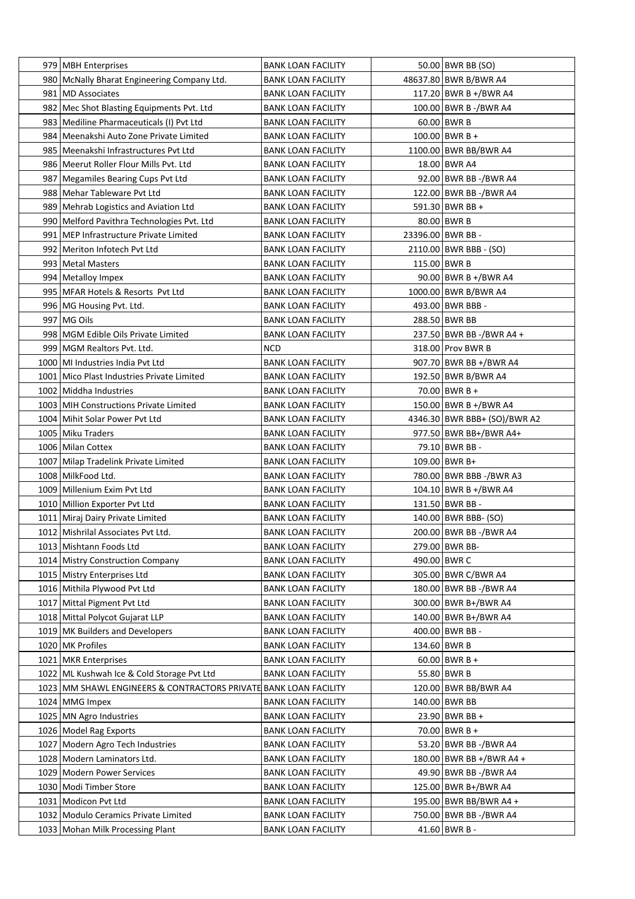| 979 | MBH Enterprises | BANK LOAN FACILITY | 50.00 | BWR BB (SO) |
|---|---|---|---|---|
| 980 | McNally Bharat Engineering Company Ltd. | BANK LOAN FACILITY | 48637.80 | BWR B/BWR A4 |
| 981 | MD Associates | BANK LOAN FACILITY | 117.20 | BWR B +/BWR A4 |
| 982 | Mec Shot Blasting Equipments Pvt. Ltd | BANK LOAN FACILITY | 100.00 | BWR B -/BWR A4 |
| 983 | Mediline Pharmaceuticals (I) Pvt Ltd | BANK LOAN FACILITY | 60.00 | BWR B |
| 984 | Meenakshi Auto Zone Private Limited | BANK LOAN FACILITY | 100.00 | BWR B + |
| 985 | Meenakshi Infrastructures Pvt Ltd | BANK LOAN FACILITY | 1100.00 | BWR BB/BWR A4 |
| 986 | Meerut Roller Flour Mills Pvt. Ltd | BANK LOAN FACILITY | 18.00 | BWR A4 |
| 987 | Megamiles Bearing Cups Pvt Ltd | BANK LOAN FACILITY | 92.00 | BWR BB -/BWR A4 |
| 988 | Mehar Tableware Pvt Ltd | BANK LOAN FACILITY | 122.00 | BWR BB -/BWR A4 |
| 989 | Mehrab Logistics and Aviation Ltd | BANK LOAN FACILITY | 591.30 | BWR BB + |
| 990 | Melford Pavithra Technologies Pvt. Ltd | BANK LOAN FACILITY | 80.00 | BWR B |
| 991 | MEP Infrastructure Private Limited | BANK LOAN FACILITY | 23396.00 | BWR BB - |
| 992 | Meriton Infotech Pvt Ltd | BANK LOAN FACILITY | 2110.00 | BWR BBB - (SO) |
| 993 | Metal Masters | BANK LOAN FACILITY | 115.00 | BWR B |
| 994 | Metalloy Impex | BANK LOAN FACILITY | 90.00 | BWR B +/BWR A4 |
| 995 | MFAR Hotels & Resorts Pvt Ltd | BANK LOAN FACILITY | 1000.00 | BWR B/BWR A4 |
| 996 | MG Housing Pvt. Ltd. | BANK LOAN FACILITY | 493.00 | BWR BBB - |
| 997 | MG Oils | BANK LOAN FACILITY | 288.50 | BWR BB |
| 998 | MGM Edible Oils Private Limited | BANK LOAN FACILITY | 237.50 | BWR BB -/BWR A4 + |
| 999 | MGM Realtors Pvt. Ltd. | NCD | 318.00 | Prov BWR B |
| 1000 | MI Industries India Pvt Ltd | BANK LOAN FACILITY | 907.70 | BWR BB +/BWR A4 |
| 1001 | Mico Plast Industries Private Limited | BANK LOAN FACILITY | 192.50 | BWR B/BWR A4 |
| 1002 | Middha Industries | BANK LOAN FACILITY | 70.00 | BWR B + |
| 1003 | MIH Constructions Private Limited | BANK LOAN FACILITY | 150.00 | BWR B +/BWR A4 |
| 1004 | Mihit Solar Power Pvt Ltd | BANK LOAN FACILITY | 4346.30 | BWR BBB+ (SO)/BWR A2 |
| 1005 | Miku Traders | BANK LOAN FACILITY | 977.50 | BWR BB+/BWR A4+ |
| 1006 | Milan Cottex | BANK LOAN FACILITY | 79.10 | BWR BB - |
| 1007 | Milap Tradelink Private Limited | BANK LOAN FACILITY | 109.00 | BWR B+ |
| 1008 | MilkFood Ltd. | BANK LOAN FACILITY | 780.00 | BWR BBB -/BWR A3 |
| 1009 | Millenium Exim Pvt Ltd | BANK LOAN FACILITY | 104.10 | BWR B +/BWR A4 |
| 1010 | Million Exporter Pvt Ltd | BANK LOAN FACILITY | 131.50 | BWR BB - |
| 1011 | Miraj Dairy Private Limited | BANK LOAN FACILITY | 140.00 | BWR BBB- (SO) |
| 1012 | Mishrilal Associates Pvt Ltd. | BANK LOAN FACILITY | 200.00 | BWR BB -/BWR A4 |
| 1013 | Mishtann Foods Ltd | BANK LOAN FACILITY | 279.00 | BWR BB- |
| 1014 | Mistry Construction Company | BANK LOAN FACILITY | 490.00 | BWR C |
| 1015 | Mistry Enterprises Ltd | BANK LOAN FACILITY | 305.00 | BWR C/BWR A4 |
| 1016 | Mithila Plywood Pvt Ltd | BANK LOAN FACILITY | 180.00 | BWR BB -/BWR A4 |
| 1017 | Mittal Pigment Pvt Ltd | BANK LOAN FACILITY | 300.00 | BWR B+/BWR A4 |
| 1018 | Mittal Polycot Gujarat LLP | BANK LOAN FACILITY | 140.00 | BWR B+/BWR A4 |
| 1019 | MK Builders and Developers | BANK LOAN FACILITY | 400.00 | BWR BB - |
| 1020 | MK Profiles | BANK LOAN FACILITY | 134.60 | BWR B |
| 1021 | MKR Enterprises | BANK LOAN FACILITY | 60.00 | BWR B + |
| 1022 | ML Kushwah Ice & Cold Storage Pvt Ltd | BANK LOAN FACILITY | 55.80 | BWR B |
| 1023 | MM SHAWL ENGINEERS & CONTRACTORS PRIVATE | BANK LOAN FACILITY | 120.00 | BWR BB/BWR A4 |
| 1024 | MMG Impex | BANK LOAN FACILITY | 140.00 | BWR BB |
| 1025 | MN Agro Industries | BANK LOAN FACILITY | 23.90 | BWR BB + |
| 1026 | Model Rag Exports | BANK LOAN FACILITY | 70.00 | BWR B + |
| 1027 | Modern Agro Tech Industries | BANK LOAN FACILITY | 53.20 | BWR BB -/BWR A4 |
| 1028 | Modern Laminators Ltd. | BANK LOAN FACILITY | 180.00 | BWR BB +/BWR A4 + |
| 1029 | Modern Power Services | BANK LOAN FACILITY | 49.90 | BWR BB -/BWR A4 |
| 1030 | Modi Timber Store | BANK LOAN FACILITY | 125.00 | BWR B+/BWR A4 |
| 1031 | Modicon Pvt Ltd | BANK LOAN FACILITY | 195.00 | BWR BB/BWR A4 + |
| 1032 | Modulo Ceramics Private Limited | BANK LOAN FACILITY | 750.00 | BWR BB -/BWR A4 |
| 1033 | Mohan Milk Processing Plant | BANK LOAN FACILITY | 41.60 | BWR B - |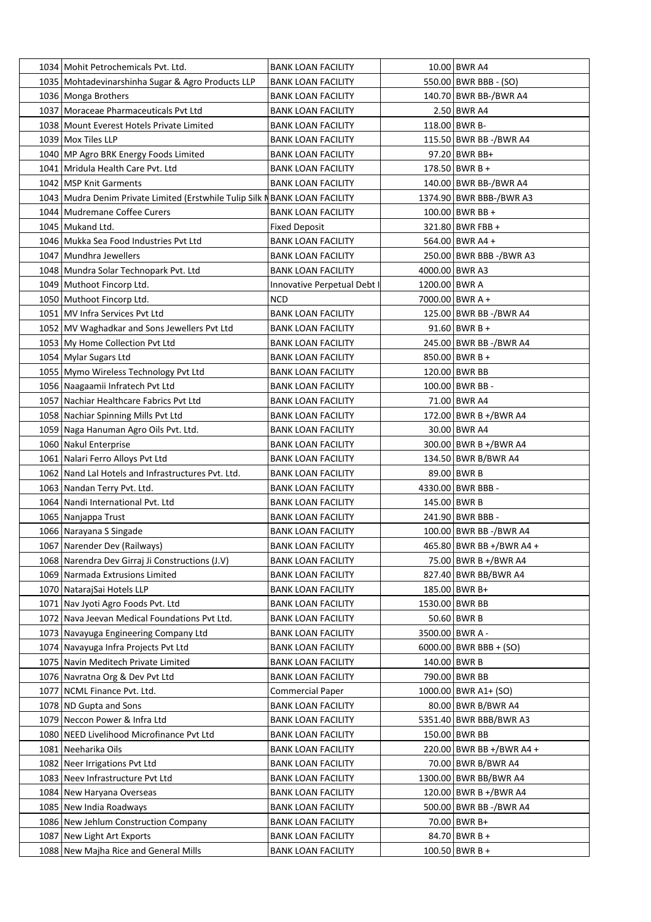| | | | | |
|---|---|---|---|---|
| 1034 | Mohit Petrochemicals Pvt. Ltd. | BANK LOAN FACILITY | 10.00 | BWR A4 |
| 1035 | Mohtadevinarshinha Sugar & Agro Products LLP | BANK LOAN FACILITY | 550.00 | BWR BBB - (SO) |
| 1036 | Monga Brothers | BANK LOAN FACILITY | 140.70 | BWR BB-/BWR A4 |
| 1037 | Moraceae Pharmaceuticals Pvt Ltd | BANK LOAN FACILITY | 2.50 | BWR A4 |
| 1038 | Mount Everest Hotels Private Limited | BANK LOAN FACILITY | 118.00 | BWR B- |
| 1039 | Mox Tiles LLP | BANK LOAN FACILITY | 115.50 | BWR BB -/BWR A4 |
| 1040 | MP Agro BRK Energy Foods Limited | BANK LOAN FACILITY | 97.20 | BWR BB+ |
| 1041 | Mridula Health Care Pvt. Ltd | BANK LOAN FACILITY | 178.50 | BWR B + |
| 1042 | MSP Knit Garments | BANK LOAN FACILITY | 140.00 | BWR BB-/BWR A4 |
| 1043 | Mudra Denim Private Limited (Erstwhile Tulip Silk M | BANK LOAN FACILITY | 1374.90 | BWR BBB-/BWR A3 |
| 1044 | Mudremane Coffee Curers | BANK LOAN FACILITY | 100.00 | BWR BB + |
| 1045 | Mukand Ltd. | Fixed Deposit | 321.80 | BWR FBB + |
| 1046 | Mukka Sea Food Industries Pvt Ltd | BANK LOAN FACILITY | 564.00 | BWR A4 + |
| 1047 | Mundhra Jewellers | BANK LOAN FACILITY | 250.00 | BWR BBB -/BWR A3 |
| 1048 | Mundra Solar Technopark Pvt. Ltd | BANK LOAN FACILITY | 4000.00 | BWR A3 |
| 1049 | Muthoot Fincorp Ltd. | Innovative Perpetual Debt I | 1200.00 | BWR A |
| 1050 | Muthoot Fincorp Ltd. | NCD | 7000.00 | BWR A + |
| 1051 | MV Infra Services Pvt Ltd | BANK LOAN FACILITY | 125.00 | BWR BB -/BWR A4 |
| 1052 | MV Waghadkar and Sons Jewellers Pvt Ltd | BANK LOAN FACILITY | 91.60 | BWR B + |
| 1053 | My Home Collection Pvt Ltd | BANK LOAN FACILITY | 245.00 | BWR BB -/BWR A4 |
| 1054 | Mylar Sugars Ltd | BANK LOAN FACILITY | 850.00 | BWR B + |
| 1055 | Mymo Wireless Technology Pvt Ltd | BANK LOAN FACILITY | 120.00 | BWR BB |
| 1056 | Naagaamii Infratech Pvt Ltd | BANK LOAN FACILITY | 100.00 | BWR BB - |
| 1057 | Nachiar Healthcare Fabrics Pvt Ltd | BANK LOAN FACILITY | 71.00 | BWR A4 |
| 1058 | Nachiar Spinning Mills Pvt Ltd | BANK LOAN FACILITY | 172.00 | BWR B +/BWR A4 |
| 1059 | Naga Hanuman Agro Oils Pvt. Ltd. | BANK LOAN FACILITY | 30.00 | BWR A4 |
| 1060 | Nakul Enterprise | BANK LOAN FACILITY | 300.00 | BWR B +/BWR A4 |
| 1061 | Nalari Ferro Alloys Pvt Ltd | BANK LOAN FACILITY | 134.50 | BWR B/BWR A4 |
| 1062 | Nand Lal Hotels and Infrastructures Pvt. Ltd. | BANK LOAN FACILITY | 89.00 | BWR B |
| 1063 | Nandan Terry Pvt. Ltd. | BANK LOAN FACILITY | 4330.00 | BWR BBB - |
| 1064 | Nandi International Pvt. Ltd | BANK LOAN FACILITY | 145.00 | BWR B |
| 1065 | Nanjappa Trust | BANK LOAN FACILITY | 241.90 | BWR BBB - |
| 1066 | Narayana S Singade | BANK LOAN FACILITY | 100.00 | BWR BB -/BWR A4 |
| 1067 | Narender Dev (Railways) | BANK LOAN FACILITY | 465.80 | BWR BB +/BWR A4 + |
| 1068 | Narendra Dev Girraj Ji Constructions (J.V) | BANK LOAN FACILITY | 75.00 | BWR B +/BWR A4 |
| 1069 | Narmada Extrusions Limited | BANK LOAN FACILITY | 827.40 | BWR BB/BWR A4 |
| 1070 | NatarajSai Hotels LLP | BANK LOAN FACILITY | 185.00 | BWR B+ |
| 1071 | Nav Jyoti Agro Foods Pvt. Ltd | BANK LOAN FACILITY | 1530.00 | BWR BB |
| 1072 | Nava Jeevan Medical Foundations Pvt Ltd. | BANK LOAN FACILITY | 50.60 | BWR B |
| 1073 | Navayuga Engineering Company Ltd | BANK LOAN FACILITY | 3500.00 | BWR A - |
| 1074 | Navayuga Infra Projects Pvt Ltd | BANK LOAN FACILITY | 6000.00 | BWR BBB + (SO) |
| 1075 | Navin Meditech Private Limited | BANK LOAN FACILITY | 140.00 | BWR B |
| 1076 | Navratna Org & Dev Pvt Ltd | BANK LOAN FACILITY | 790.00 | BWR BB |
| 1077 | NCML Finance Pvt. Ltd. | Commercial Paper | 1000.00 | BWR A1+ (SO) |
| 1078 | ND Gupta and Sons | BANK LOAN FACILITY | 80.00 | BWR B/BWR A4 |
| 1079 | Neccon Power & Infra Ltd | BANK LOAN FACILITY | 5351.40 | BWR BBB/BWR A3 |
| 1080 | NEED Livelihood Microfinance Pvt Ltd | BANK LOAN FACILITY | 150.00 | BWR BB |
| 1081 | Neeharika Oils | BANK LOAN FACILITY | 220.00 | BWR BB +/BWR A4 + |
| 1082 | Neer Irrigations Pvt Ltd | BANK LOAN FACILITY | 70.00 | BWR B/BWR A4 |
| 1083 | Neev Infrastructure Pvt Ltd | BANK LOAN FACILITY | 1300.00 | BWR BB/BWR A4 |
| 1084 | New Haryana Overseas | BANK LOAN FACILITY | 120.00 | BWR B +/BWR A4 |
| 1085 | New India Roadways | BANK LOAN FACILITY | 500.00 | BWR BB -/BWR A4 |
| 1086 | New Jehlum Construction Company | BANK LOAN FACILITY | 70.00 | BWR B+ |
| 1087 | New Light Art Exports | BANK LOAN FACILITY | 84.70 | BWR B + |
| 1088 | New Majha Rice and General Mills | BANK LOAN FACILITY | 100.50 | BWR B + |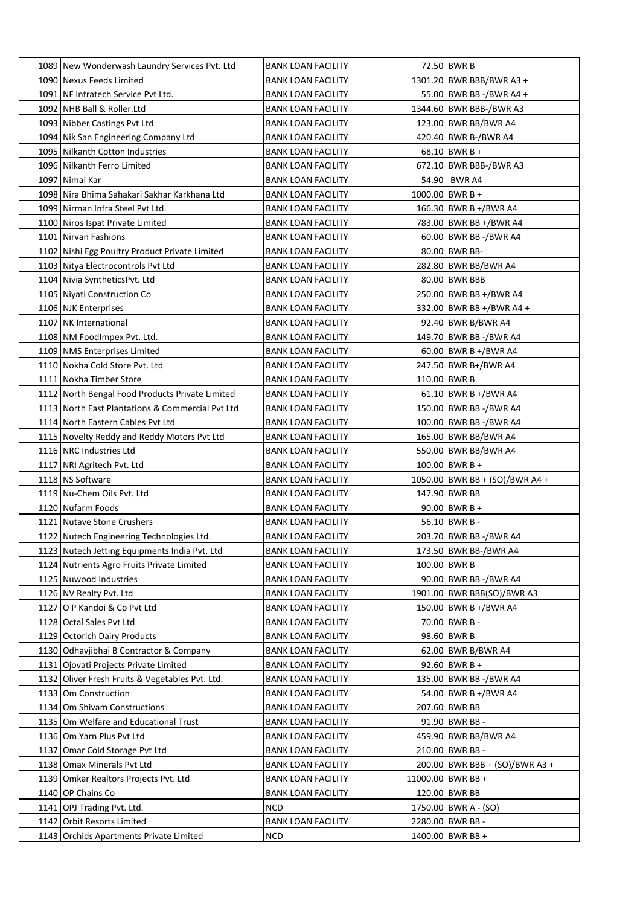| | | | | |
|---|---|---|---|---|
| 1089 | New Wonderwash Laundry Services Pvt. Ltd | BANK LOAN FACILITY | 72.50 | BWR B |
| 1090 | Nexus Feeds Limited | BANK LOAN FACILITY | 1301.20 | BWR BBB/BWR A3 + |
| 1091 | NF Infratech Service Pvt Ltd. | BANK LOAN FACILITY | 55.00 | BWR BB -/BWR A4 + |
| 1092 | NHB Ball & Roller.Ltd | BANK LOAN FACILITY | 1344.60 | BWR BBB-/BWR A3 |
| 1093 | Nibber Castings Pvt Ltd | BANK LOAN FACILITY | 123.00 | BWR BB/BWR A4 |
| 1094 | Nik San Engineering Company Ltd | BANK LOAN FACILITY | 420.40 | BWR B-/BWR A4 |
| 1095 | Nilkanth Cotton Industries | BANK LOAN FACILITY | 68.10 | BWR B + |
| 1096 | Nilkanth Ferro Limited | BANK LOAN FACILITY | 672.10 | BWR BBB-/BWR A3 |
| 1097 | Nimai Kar | BANK LOAN FACILITY | 54.90 | BWR A4 |
| 1098 | Nira Bhima Sahakari Sakhar Karkhana Ltd | BANK LOAN FACILITY | 1000.00 | BWR B + |
| 1099 | Nirman Infra Steel Pvt Ltd. | BANK LOAN FACILITY | 166.30 | BWR B +/BWR A4 |
| 1100 | Niros Ispat Private Limited | BANK LOAN FACILITY | 783.00 | BWR BB +/BWR A4 |
| 1101 | Nirvan Fashions | BANK LOAN FACILITY | 60.00 | BWR BB -/BWR A4 |
| 1102 | Nishi Egg Poultry Product Private Limited | BANK LOAN FACILITY | 80.00 | BWR BB- |
| 1103 | Nitya Electrocontrols Pvt Ltd | BANK LOAN FACILITY | 282.80 | BWR BB/BWR A4 |
| 1104 | Nivia SyntheticsPvt. Ltd | BANK LOAN FACILITY | 80.00 | BWR BBB |
| 1105 | Niyati Construction Co | BANK LOAN FACILITY | 250.00 | BWR BB +/BWR A4 |
| 1106 | NJK Enterprises | BANK LOAN FACILITY | 332.00 | BWR BB +/BWR A4 + |
| 1107 | NK International | BANK LOAN FACILITY | 92.40 | BWR B/BWR A4 |
| 1108 | NM FoodImpex Pvt. Ltd. | BANK LOAN FACILITY | 149.70 | BWR BB -/BWR A4 |
| 1109 | NMS Enterprises Limited | BANK LOAN FACILITY | 60.00 | BWR B +/BWR A4 |
| 1110 | Nokha Cold Store Pvt. Ltd | BANK LOAN FACILITY | 247.50 | BWR B+/BWR A4 |
| 1111 | Nokha Timber Store | BANK LOAN FACILITY | 110.00 | BWR B |
| 1112 | North Bengal Food Products Private Limited | BANK LOAN FACILITY | 61.10 | BWR B +/BWR A4 |
| 1113 | North East Plantations & Commercial Pvt Ltd | BANK LOAN FACILITY | 150.00 | BWR BB -/BWR A4 |
| 1114 | North Eastern Cables Pvt Ltd | BANK LOAN FACILITY | 100.00 | BWR BB -/BWR A4 |
| 1115 | Novelty Reddy and Reddy Motors Pvt Ltd | BANK LOAN FACILITY | 165.00 | BWR BB/BWR A4 |
| 1116 | NRC Industries Ltd | BANK LOAN FACILITY | 550.00 | BWR BB/BWR A4 |
| 1117 | NRI Agritech Pvt. Ltd | BANK LOAN FACILITY | 100.00 | BWR B + |
| 1118 | NS Software | BANK LOAN FACILITY | 1050.00 | BWR BB + (SO)/BWR A4 + |
| 1119 | Nu-Chem Oils Pvt. Ltd | BANK LOAN FACILITY | 147.90 | BWR BB |
| 1120 | Nufarm Foods | BANK LOAN FACILITY | 90.00 | BWR B + |
| 1121 | Nutave Stone Crushers | BANK LOAN FACILITY | 56.10 | BWR B - |
| 1122 | Nutech Engineering Technologies Ltd. | BANK LOAN FACILITY | 203.70 | BWR BB -/BWR A4 |
| 1123 | Nutech Jetting Equipments India Pvt. Ltd | BANK LOAN FACILITY | 173.50 | BWR BB-/BWR A4 |
| 1124 | Nutrients Agro Fruits Private Limited | BANK LOAN FACILITY | 100.00 | BWR B |
| 1125 | Nuwood Industries | BANK LOAN FACILITY | 90.00 | BWR BB -/BWR A4 |
| 1126 | NV Realty Pvt. Ltd | BANK LOAN FACILITY | 1901.00 | BWR BBB(SO)/BWR A3 |
| 1127 | O P Kandoi & Co Pvt Ltd | BANK LOAN FACILITY | 150.00 | BWR B +/BWR A4 |
| 1128 | Octal Sales Pvt Ltd | BANK LOAN FACILITY | 70.00 | BWR B - |
| 1129 | Octorich Dairy Products | BANK LOAN FACILITY | 98.60 | BWR B |
| 1130 | Odhavjibhai B Contractor & Company | BANK LOAN FACILITY | 62.00 | BWR B/BWR A4 |
| 1131 | Ojovati Projects Private Limited | BANK LOAN FACILITY | 92.60 | BWR B + |
| 1132 | Oliver Fresh Fruits & Vegetables Pvt. Ltd. | BANK LOAN FACILITY | 135.00 | BWR BB -/BWR A4 |
| 1133 | Om Construction | BANK LOAN FACILITY | 54.00 | BWR B +/BWR A4 |
| 1134 | Om Shivam Constructions | BANK LOAN FACILITY | 207.60 | BWR BB |
| 1135 | Om Welfare and Educational Trust | BANK LOAN FACILITY | 91.90 | BWR BB - |
| 1136 | Om Yarn Plus Pvt Ltd | BANK LOAN FACILITY | 459.90 | BWR BB/BWR A4 |
| 1137 | Omar Cold Storage Pvt Ltd | BANK LOAN FACILITY | 210.00 | BWR BB - |
| 1138 | Omax Minerals Pvt Ltd | BANK LOAN FACILITY | 200.00 | BWR BBB + (SO)/BWR A3 + |
| 1139 | Omkar Realtors Projects Pvt. Ltd | BANK LOAN FACILITY | 11000.00 | BWR BB + |
| 1140 | OP Chains Co | BANK LOAN FACILITY | 120.00 | BWR BB |
| 1141 | OPJ Trading Pvt. Ltd. | NCD | 1750.00 | BWR A - (SO) |
| 1142 | Orbit Resorts Limited | BANK LOAN FACILITY | 2280.00 | BWR BB - |
| 1143 | Orchids Apartments Private Limited | NCD | 1400.00 | BWR BB + |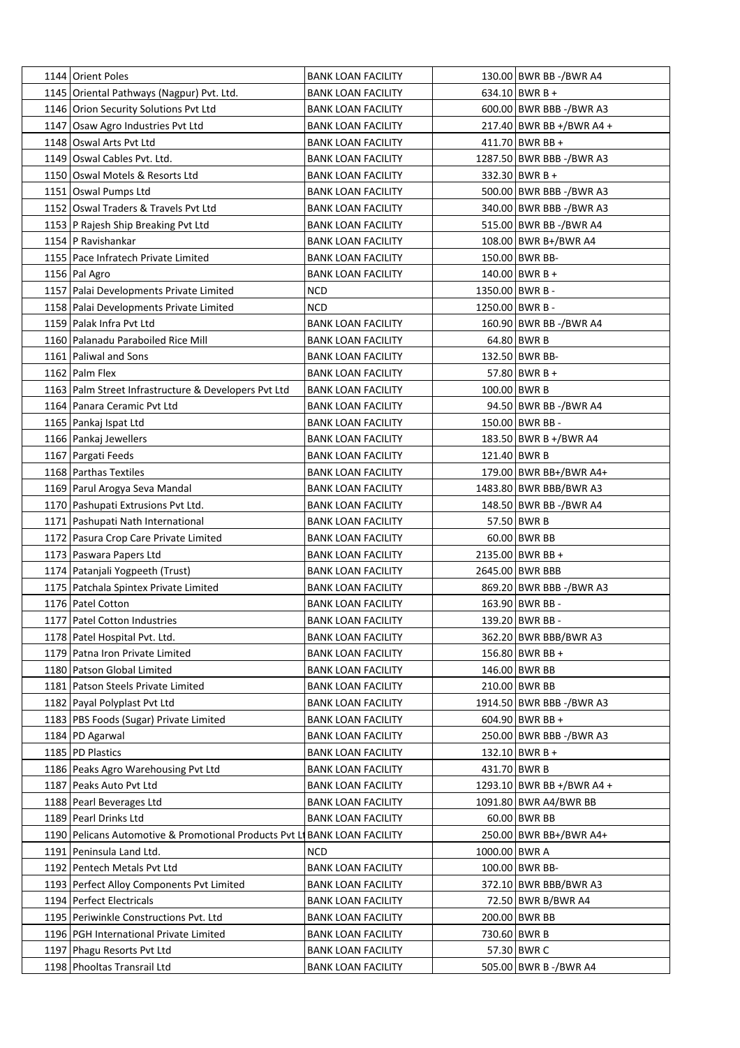| | | | | |
|---|---|---|---|---|
| 1144 | Orient Poles | BANK LOAN FACILITY | 130.00 | BWR BB -/BWR A4 |
| 1145 | Oriental Pathways (Nagpur) Pvt. Ltd. | BANK LOAN FACILITY | 634.10 | BWR B + |
| 1146 | Orion Security Solutions Pvt Ltd | BANK LOAN FACILITY | 600.00 | BWR BBB -/BWR A3 |
| 1147 | Osaw Agro Industries Pvt Ltd | BANK LOAN FACILITY | 217.40 | BWR BB +/BWR A4 + |
| 1148 | Oswal Arts Pvt Ltd | BANK LOAN FACILITY | 411.70 | BWR BB + |
| 1149 | Oswal Cables Pvt. Ltd. | BANK LOAN FACILITY | 1287.50 | BWR BBB -/BWR A3 |
| 1150 | Oswal Motels & Resorts Ltd | BANK LOAN FACILITY | 332.30 | BWR B + |
| 1151 | Oswal Pumps Ltd | BANK LOAN FACILITY | 500.00 | BWR BBB -/BWR A3 |
| 1152 | Oswal Traders & Travels Pvt Ltd | BANK LOAN FACILITY | 340.00 | BWR BBB -/BWR A3 |
| 1153 | P Rajesh Ship Breaking Pvt Ltd | BANK LOAN FACILITY | 515.00 | BWR BB -/BWR A4 |
| 1154 | P Ravishankar | BANK LOAN FACILITY | 108.00 | BWR B+/BWR A4 |
| 1155 | Pace Infratech Private Limited | BANK LOAN FACILITY | 150.00 | BWR BB- |
| 1156 | Pal Agro | BANK LOAN FACILITY | 140.00 | BWR B + |
| 1157 | Palai Developments Private Limited | NCD | 1350.00 | BWR B - |
| 1158 | Palai Developments Private Limited | NCD | 1250.00 | BWR B - |
| 1159 | Palak Infra Pvt Ltd | BANK LOAN FACILITY | 160.90 | BWR BB -/BWR A4 |
| 1160 | Palanadu Paraboiled Rice Mill | BANK LOAN FACILITY | 64.80 | BWR B |
| 1161 | Paliwal and Sons | BANK LOAN FACILITY | 132.50 | BWR BB- |
| 1162 | Palm Flex | BANK LOAN FACILITY | 57.80 | BWR B + |
| 1163 | Palm Street Infrastructure & Developers Pvt Ltd | BANK LOAN FACILITY | 100.00 | BWR B |
| 1164 | Panara Ceramic Pvt Ltd | BANK LOAN FACILITY | 94.50 | BWR BB -/BWR A4 |
| 1165 | Pankaj Ispat Ltd | BANK LOAN FACILITY | 150.00 | BWR BB - |
| 1166 | Pankaj Jewellers | BANK LOAN FACILITY | 183.50 | BWR B +/BWR A4 |
| 1167 | Pargati Feeds | BANK LOAN FACILITY | 121.40 | BWR B |
| 1168 | Parthas Textiles | BANK LOAN FACILITY | 179.00 | BWR BB+/BWR A4+ |
| 1169 | Parul Arogya Seva Mandal | BANK LOAN FACILITY | 1483.80 | BWR BBB/BWR A3 |
| 1170 | Pashupati Extrusions Pvt Ltd. | BANK LOAN FACILITY | 148.50 | BWR BB -/BWR A4 |
| 1171 | Pashupati Nath International | BANK LOAN FACILITY | 57.50 | BWR B |
| 1172 | Pasura Crop Care Private Limited | BANK LOAN FACILITY | 60.00 | BWR BB |
| 1173 | Paswara Papers Ltd | BANK LOAN FACILITY | 2135.00 | BWR BB + |
| 1174 | Patanjali Yogpeeth (Trust) | BANK LOAN FACILITY | 2645.00 | BWR BBB |
| 1175 | Patchala Spintex Private Limited | BANK LOAN FACILITY | 869.20 | BWR BBB -/BWR A3 |
| 1176 | Patel Cotton | BANK LOAN FACILITY | 163.90 | BWR BB - |
| 1177 | Patel Cotton Industries | BANK LOAN FACILITY | 139.20 | BWR BB - |
| 1178 | Patel Hospital Pvt. Ltd. | BANK LOAN FACILITY | 362.20 | BWR BBB/BWR A3 |
| 1179 | Patna Iron Private Limited | BANK LOAN FACILITY | 156.80 | BWR BB + |
| 1180 | Patson Global Limited | BANK LOAN FACILITY | 146.00 | BWR BB |
| 1181 | Patson Steels Private Limited | BANK LOAN FACILITY | 210.00 | BWR BB |
| 1182 | Payal Polyplast Pvt Ltd | BANK LOAN FACILITY | 1914.50 | BWR BBB -/BWR A3 |
| 1183 | PBS Foods (Sugar) Private Limited | BANK LOAN FACILITY | 604.90 | BWR BB + |
| 1184 | PD Agarwal | BANK LOAN FACILITY | 250.00 | BWR BBB -/BWR A3 |
| 1185 | PD Plastics | BANK LOAN FACILITY | 132.10 | BWR B + |
| 1186 | Peaks Agro Warehousing Pvt Ltd | BANK LOAN FACILITY | 431.70 | BWR B |
| 1187 | Peaks Auto Pvt Ltd | BANK LOAN FACILITY | 1293.10 | BWR BB +/BWR A4 + |
| 1188 | Pearl Beverages Ltd | BANK LOAN FACILITY | 1091.80 | BWR A4/BWR BB |
| 1189 | Pearl Drinks Ltd | BANK LOAN FACILITY | 60.00 | BWR BB |
| 1190 | Pelicans Automotive & Promotional Products Pvt Lt | BANK LOAN FACILITY | 250.00 | BWR BB+/BWR A4+ |
| 1191 | Peninsula Land Ltd. | NCD | 1000.00 | BWR A |
| 1192 | Pentech Metals Pvt Ltd | BANK LOAN FACILITY | 100.00 | BWR BB- |
| 1193 | Perfect Alloy Components Pvt Limited | BANK LOAN FACILITY | 372.10 | BWR BBB/BWR A3 |
| 1194 | Perfect Electricals | BANK LOAN FACILITY | 72.50 | BWR B/BWR A4 |
| 1195 | Periwinkle Constructions Pvt. Ltd | BANK LOAN FACILITY | 200.00 | BWR BB |
| 1196 | PGH International Private Limited | BANK LOAN FACILITY | 730.60 | BWR B |
| 1197 | Phagu Resorts Pvt Ltd | BANK LOAN FACILITY | 57.30 | BWR C |
| 1198 | Phooltas Transrail Ltd | BANK LOAN FACILITY | 505.00 | BWR B -/BWR A4 |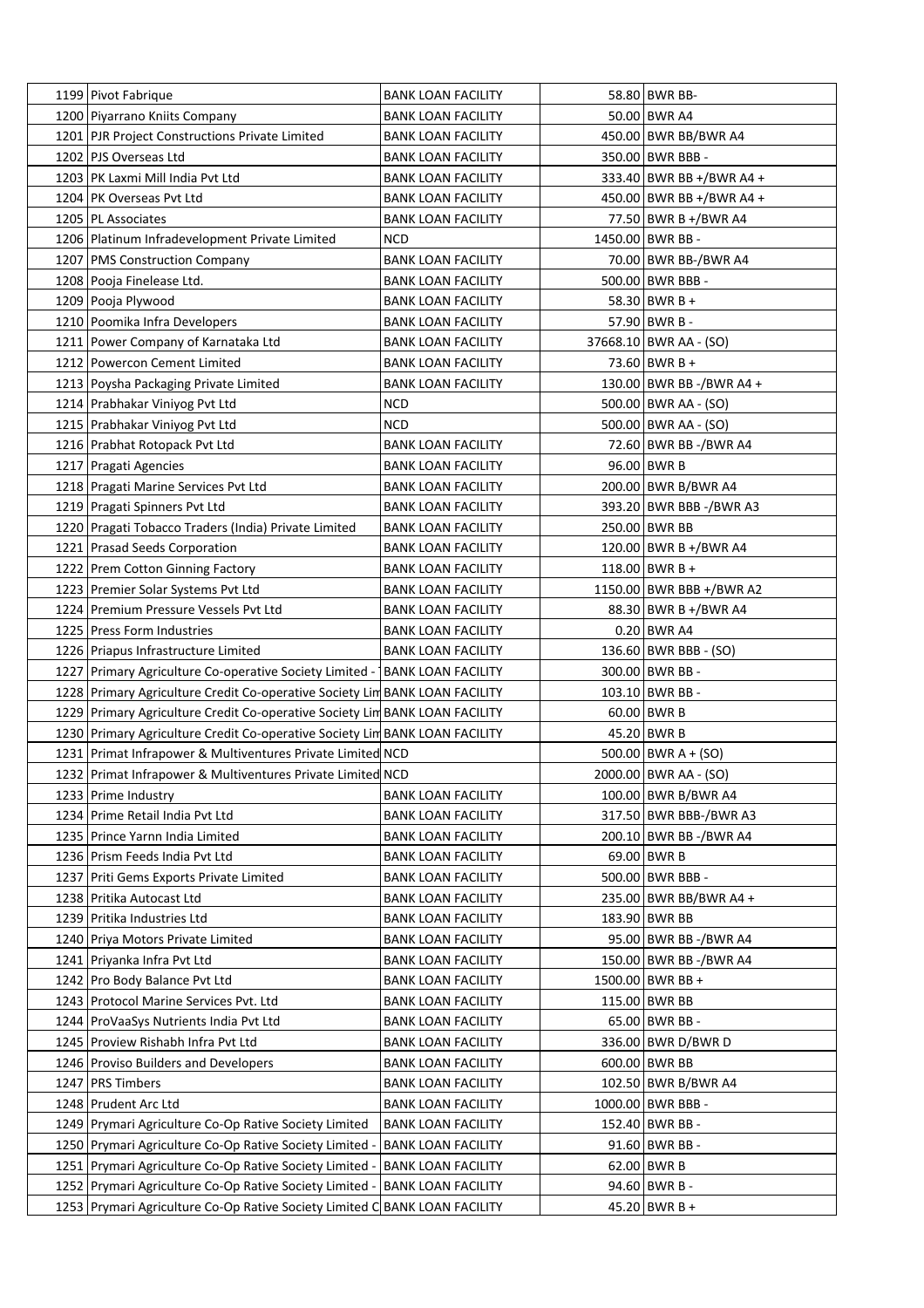| | | | | |
|---|---|---|---|---|
| 1199 | Pivot Fabrique | BANK LOAN FACILITY | 58.80 | BWR BB- |
| 1200 | Piyarrano Kniits Company | BANK LOAN FACILITY | 50.00 | BWR A4 |
| 1201 | PJR Project Constructions Private Limited | BANK LOAN FACILITY | 450.00 | BWR BB/BWR A4 |
| 1202 | PJS Overseas Ltd | BANK LOAN FACILITY | 350.00 | BWR BBB - |
| 1203 | PK Laxmi Mill India Pvt Ltd | BANK LOAN FACILITY | 333.40 | BWR BB +/BWR A4 + |
| 1204 | PK Overseas Pvt Ltd | BANK LOAN FACILITY | 450.00 | BWR BB +/BWR A4 + |
| 1205 | PL Associates | BANK LOAN FACILITY | 77.50 | BWR B +/BWR A4 |
| 1206 | Platinum Infradevelopment Private Limited | NCD | 1450.00 | BWR BB - |
| 1207 | PMS Construction Company | BANK LOAN FACILITY | 70.00 | BWR BB-/BWR A4 |
| 1208 | Pooja Finelease Ltd. | BANK LOAN FACILITY | 500.00 | BWR BBB - |
| 1209 | Pooja Plywood | BANK LOAN FACILITY | 58.30 | BWR B + |
| 1210 | Poomika Infra Developers | BANK LOAN FACILITY | 57.90 | BWR B - |
| 1211 | Power Company of Karnataka Ltd | BANK LOAN FACILITY | 37668.10 | BWR AA - (SO) |
| 1212 | Powercon Cement Limited | BANK LOAN FACILITY | 73.60 | BWR B + |
| 1213 | Poysha Packaging Private Limited | BANK LOAN FACILITY | 130.00 | BWR BB -/BWR A4 + |
| 1214 | Prabhakar Viniyog Pvt Ltd | NCD | 500.00 | BWR AA - (SO) |
| 1215 | Prabhakar Viniyog Pvt Ltd | NCD | 500.00 | BWR AA - (SO) |
| 1216 | Prabhat Rotopack Pvt Ltd | BANK LOAN FACILITY | 72.60 | BWR BB -/BWR A4 |
| 1217 | Pragati Agencies | BANK LOAN FACILITY | 96.00 | BWR B |
| 1218 | Pragati Marine Services Pvt Ltd | BANK LOAN FACILITY | 200.00 | BWR B/BWR A4 |
| 1219 | Pragati Spinners Pvt Ltd | BANK LOAN FACILITY | 393.20 | BWR BBB -/BWR A3 |
| 1220 | Pragati Tobacco Traders (India) Private Limited | BANK LOAN FACILITY | 250.00 | BWR BB |
| 1221 | Prasad Seeds Corporation | BANK LOAN FACILITY | 120.00 | BWR B +/BWR A4 |
| 1222 | Prem Cotton Ginning Factory | BANK LOAN FACILITY | 118.00 | BWR B + |
| 1223 | Premier Solar Systems Pvt Ltd | BANK LOAN FACILITY | 1150.00 | BWR BBB +/BWR A2 |
| 1224 | Premium Pressure Vessels Pvt Ltd | BANK LOAN FACILITY | 88.30 | BWR B +/BWR A4 |
| 1225 | Press Form Industries | BANK LOAN FACILITY | 0.20 | BWR A4 |
| 1226 | Priapus Infrastructure Limited | BANK LOAN FACILITY | 136.60 | BWR BBB - (SO) |
| 1227 | Primary Agriculture Co-operative Society Limited - | BANK LOAN FACILITY | 300.00 | BWR BB - |
| 1228 | Primary Agriculture Credit Co-operative Society Lim | BANK LOAN FACILITY | 103.10 | BWR BB - |
| 1229 | Primary Agriculture Credit Co-operative Society Lim | BANK LOAN FACILITY | 60.00 | BWR B |
| 1230 | Primary Agriculture Credit Co-operative Society Lim | BANK LOAN FACILITY | 45.20 | BWR B |
| 1231 | Primat Infrapower & Multiventures Private Limited | NCD | 500.00 | BWR A + (SO) |
| 1232 | Primat Infrapower & Multiventures Private Limited | NCD | 2000.00 | BWR AA - (SO) |
| 1233 | Prime Industry | BANK LOAN FACILITY | 100.00 | BWR B/BWR A4 |
| 1234 | Prime Retail India Pvt Ltd | BANK LOAN FACILITY | 317.50 | BWR BBB-/BWR A3 |
| 1235 | Prince Yarnn India Limited | BANK LOAN FACILITY | 200.10 | BWR BB -/BWR A4 |
| 1236 | Prism Feeds India Pvt Ltd | BANK LOAN FACILITY | 69.00 | BWR B |
| 1237 | Priti Gems Exports Private Limited | BANK LOAN FACILITY | 500.00 | BWR BBB - |
| 1238 | Pritika Autocast Ltd | BANK LOAN FACILITY | 235.00 | BWR BB/BWR A4 + |
| 1239 | Pritika Industries Ltd | BANK LOAN FACILITY | 183.90 | BWR BB |
| 1240 | Priya Motors Private Limited | BANK LOAN FACILITY | 95.00 | BWR BB -/BWR A4 |
| 1241 | Priyanka Infra Pvt Ltd | BANK LOAN FACILITY | 150.00 | BWR BB -/BWR A4 |
| 1242 | Pro Body Balance Pvt Ltd | BANK LOAN FACILITY | 1500.00 | BWR BB + |
| 1243 | Protocol Marine Services Pvt. Ltd | BANK LOAN FACILITY | 115.00 | BWR BB |
| 1244 | ProVaaSys Nutrients India Pvt Ltd | BANK LOAN FACILITY | 65.00 | BWR BB - |
| 1245 | Proview Rishabh Infra Pvt Ltd | BANK LOAN FACILITY | 336.00 | BWR D/BWR D |
| 1246 | Proviso Builders and Developers | BANK LOAN FACILITY | 600.00 | BWR BB |
| 1247 | PRS Timbers | BANK LOAN FACILITY | 102.50 | BWR B/BWR A4 |
| 1248 | Prudent Arc Ltd | BANK LOAN FACILITY | 1000.00 | BWR BBB - |
| 1249 | Prymari Agriculture Co-Op Rative Society Limited | BANK LOAN FACILITY | 152.40 | BWR BB - |
| 1250 | Prymari Agriculture Co-Op Rative Society Limited - | BANK LOAN FACILITY | 91.60 | BWR BB - |
| 1251 | Prymari Agriculture Co-Op Rative Society Limited - | BANK LOAN FACILITY | 62.00 | BWR B |
| 1252 | Prymari Agriculture Co-Op Rative Society Limited - | BANK LOAN FACILITY | 94.60 | BWR B - |
| 1253 | Prymari Agriculture Co-Op Rative Society Limited C | BANK LOAN FACILITY | 45.20 | BWR B + |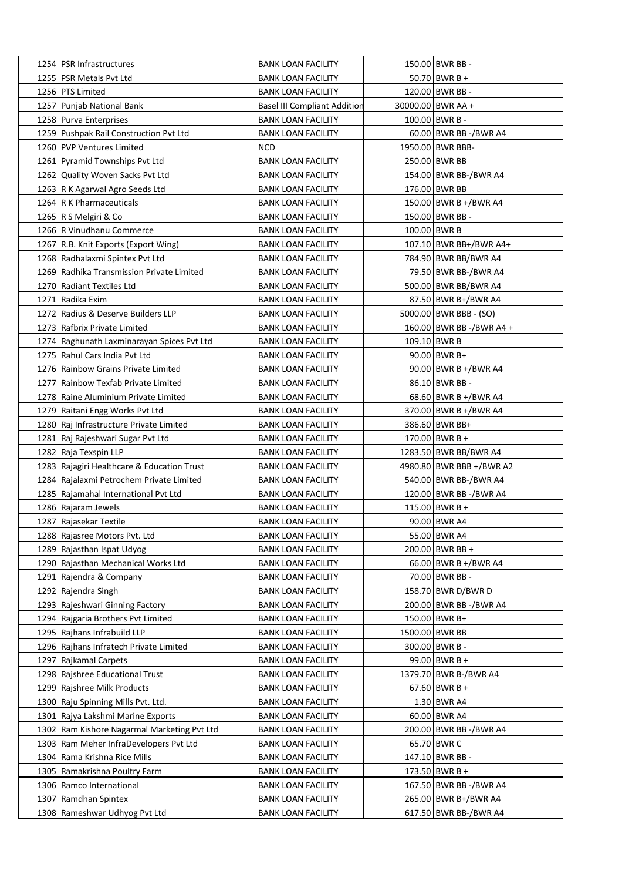| | | | | |
|---|---|---|---|---|
| 1254 | PSR Infrastructures | BANK LOAN FACILITY | 150.00 | BWR BB - |
| 1255 | PSR Metals Pvt Ltd | BANK LOAN FACILITY | 50.70 | BWR B + |
| 1256 | PTS Limited | BANK LOAN FACILITY | 120.00 | BWR BB - |
| 1257 | Punjab National Bank | Basel III Compliant Addition | 30000.00 | BWR AA + |
| 1258 | Purva Enterprises | BANK LOAN FACILITY | 100.00 | BWR B - |
| 1259 | Pushpak Rail Construction Pvt Ltd | BANK LOAN FACILITY | 60.00 | BWR BB -/BWR A4 |
| 1260 | PVP Ventures Limited | NCD | 1950.00 | BWR BBB- |
| 1261 | Pyramid Townships Pvt Ltd | BANK LOAN FACILITY | 250.00 | BWR BB |
| 1262 | Quality Woven Sacks Pvt Ltd | BANK LOAN FACILITY | 154.00 | BWR BB-/BWR A4 |
| 1263 | R K Agarwal Agro Seeds Ltd | BANK LOAN FACILITY | 176.00 | BWR BB |
| 1264 | R K Pharmaceuticals | BANK LOAN FACILITY | 150.00 | BWR B +/BWR A4 |
| 1265 | R S Melgiri & Co | BANK LOAN FACILITY | 150.00 | BWR BB - |
| 1266 | R Vinudhanu Commerce | BANK LOAN FACILITY | 100.00 | BWR B |
| 1267 | R.B. Knit Exports (Export Wing) | BANK LOAN FACILITY | 107.10 | BWR BB+/BWR A4+ |
| 1268 | Radhalaxmi Spintex Pvt Ltd | BANK LOAN FACILITY | 784.90 | BWR BB/BWR A4 |
| 1269 | Radhika Transmission Private Limited | BANK LOAN FACILITY | 79.50 | BWR BB-/BWR A4 |
| 1270 | Radiant Textiles Ltd | BANK LOAN FACILITY | 500.00 | BWR BB/BWR A4 |
| 1271 | Radika Exim | BANK LOAN FACILITY | 87.50 | BWR B+/BWR A4 |
| 1272 | Radius & Deserve Builders LLP | BANK LOAN FACILITY | 5000.00 | BWR BBB - (SO) |
| 1273 | Rafbrix Private Limited | BANK LOAN FACILITY | 160.00 | BWR BB -/BWR A4 + |
| 1274 | Raghunath Laxminarayan Spices Pvt Ltd | BANK LOAN FACILITY | 109.10 | BWR B |
| 1275 | Rahul Cars India Pvt Ltd | BANK LOAN FACILITY | 90.00 | BWR B+ |
| 1276 | Rainbow Grains Private Limited | BANK LOAN FACILITY | 90.00 | BWR B +/BWR A4 |
| 1277 | Rainbow Texfab Private Limited | BANK LOAN FACILITY | 86.10 | BWR BB - |
| 1278 | Raine Aluminium Private Limited | BANK LOAN FACILITY | 68.60 | BWR B +/BWR A4 |
| 1279 | Raitani Engg Works Pvt Ltd | BANK LOAN FACILITY | 370.00 | BWR B +/BWR A4 |
| 1280 | Raj Infrastructure Private Limited | BANK LOAN FACILITY | 386.60 | BWR BB+ |
| 1281 | Raj Rajeshwari Sugar Pvt Ltd | BANK LOAN FACILITY | 170.00 | BWR B + |
| 1282 | Raja Texspin LLP | BANK LOAN FACILITY | 1283.50 | BWR BB/BWR A4 |
| 1283 | Rajagiri Healthcare & Education Trust | BANK LOAN FACILITY | 4980.80 | BWR BBB +/BWR A2 |
| 1284 | Rajalaxmi Petrochem Private Limited | BANK LOAN FACILITY | 540.00 | BWR BB-/BWR A4 |
| 1285 | Rajamahal International Pvt Ltd | BANK LOAN FACILITY | 120.00 | BWR BB -/BWR A4 |
| 1286 | Rajaram Jewels | BANK LOAN FACILITY | 115.00 | BWR B + |
| 1287 | Rajasekar Textile | BANK LOAN FACILITY | 90.00 | BWR A4 |
| 1288 | Rajasree Motors Pvt. Ltd | BANK LOAN FACILITY | 55.00 | BWR A4 |
| 1289 | Rajasthan Ispat Udyog | BANK LOAN FACILITY | 200.00 | BWR BB + |
| 1290 | Rajasthan Mechanical Works Ltd | BANK LOAN FACILITY | 66.00 | BWR B +/BWR A4 |
| 1291 | Rajendra & Company | BANK LOAN FACILITY | 70.00 | BWR BB - |
| 1292 | Rajendra Singh | BANK LOAN FACILITY | 158.70 | BWR D/BWR D |
| 1293 | Rajeshwari Ginning Factory | BANK LOAN FACILITY | 200.00 | BWR BB -/BWR A4 |
| 1294 | Rajgaria Brothers Pvt Limited | BANK LOAN FACILITY | 150.00 | BWR B+ |
| 1295 | Rajhans Infrabuild LLP | BANK LOAN FACILITY | 1500.00 | BWR BB |
| 1296 | Rajhans Infratech Private Limited | BANK LOAN FACILITY | 300.00 | BWR B - |
| 1297 | Rajkamal Carpets | BANK LOAN FACILITY | 99.00 | BWR B + |
| 1298 | Rajshree Educational Trust | BANK LOAN FACILITY | 1379.70 | BWR B-/BWR A4 |
| 1299 | Rajshree Milk Products | BANK LOAN FACILITY | 67.60 | BWR B + |
| 1300 | Raju Spinning Mills Pvt. Ltd. | BANK LOAN FACILITY | 1.30 | BWR A4 |
| 1301 | Rajya Lakshmi Marine Exports | BANK LOAN FACILITY | 60.00 | BWR A4 |
| 1302 | Ram Kishore Nagarmal Marketing Pvt Ltd | BANK LOAN FACILITY | 200.00 | BWR BB -/BWR A4 |
| 1303 | Ram Meher InfraDevelopers Pvt Ltd | BANK LOAN FACILITY | 65.70 | BWR C |
| 1304 | Rama Krishna Rice Mills | BANK LOAN FACILITY | 147.10 | BWR BB - |
| 1305 | Ramakrishna Poultry Farm | BANK LOAN FACILITY | 173.50 | BWR B + |
| 1306 | Ramco International | BANK LOAN FACILITY | 167.50 | BWR BB -/BWR A4 |
| 1307 | Ramdhan Spintex | BANK LOAN FACILITY | 265.00 | BWR B+/BWR A4 |
| 1308 | Rameshwar Udhyog Pvt Ltd | BANK LOAN FACILITY | 617.50 | BWR BB-/BWR A4 |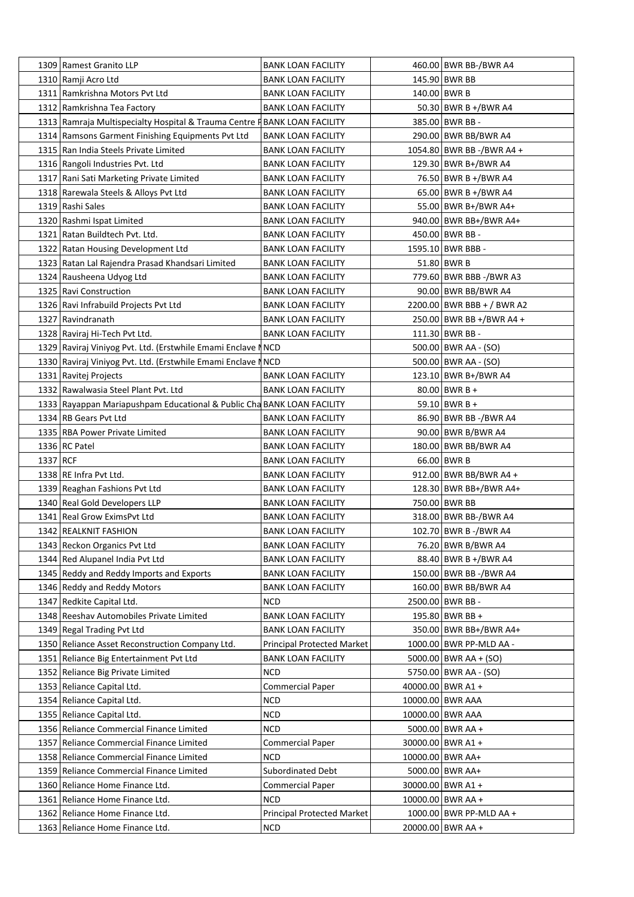| | | | | |
|---|---|---|---|---|
| 1309 | Ramest Granito LLP | BANK LOAN FACILITY | 460.00 | BWR BB-/BWR A4 |
| 1310 | Ramji Acro Ltd | BANK LOAN FACILITY | 145.90 | BWR BB |
| 1311 | Ramkrishna Motors Pvt Ltd | BANK LOAN FACILITY | 140.00 | BWR B |
| 1312 | Ramkrishna Tea Factory | BANK LOAN FACILITY | 50.30 | BWR B +/BWR A4 |
| 1313 | Ramraja Multispecialty Hospital & Trauma Centre P | BANK LOAN FACILITY | 385.00 | BWR BB - |
| 1314 | Ramsons Garment Finishing Equipments Pvt Ltd | BANK LOAN FACILITY | 290.00 | BWR BB/BWR A4 |
| 1315 | Ran India Steels Private Limited | BANK LOAN FACILITY | 1054.80 | BWR BB -/BWR A4 + |
| 1316 | Rangoli Industries Pvt. Ltd | BANK LOAN FACILITY | 129.30 | BWR B+/BWR A4 |
| 1317 | Rani Sati Marketing Private Limited | BANK LOAN FACILITY | 76.50 | BWR B +/BWR A4 |
| 1318 | Rarewala Steels & Alloys Pvt Ltd | BANK LOAN FACILITY | 65.00 | BWR B +/BWR A4 |
| 1319 | Rashi Sales | BANK LOAN FACILITY | 55.00 | BWR B+/BWR A4+ |
| 1320 | Rashmi Ispat Limited | BANK LOAN FACILITY | 940.00 | BWR BB+/BWR A4+ |
| 1321 | Ratan Buildtech Pvt. Ltd. | BANK LOAN FACILITY | 450.00 | BWR BB - |
| 1322 | Ratan Housing Development Ltd | BANK LOAN FACILITY | 1595.10 | BWR BBB - |
| 1323 | Ratan Lal Rajendra Prasad Khandsari Limited | BANK LOAN FACILITY | 51.80 | BWR B |
| 1324 | Rausheena Udyog Ltd | BANK LOAN FACILITY | 779.60 | BWR BBB -/BWR A3 |
| 1325 | Ravi Construction | BANK LOAN FACILITY | 90.00 | BWR BB/BWR A4 |
| 1326 | Ravi Infrabuild Projects Pvt Ltd | BANK LOAN FACILITY | 2200.00 | BWR BBB + / BWR A2 |
| 1327 | Ravindranath | BANK LOAN FACILITY | 250.00 | BWR BB +/BWR A4 + |
| 1328 | Raviraj Hi-Tech Pvt Ltd. | BANK LOAN FACILITY | 111.30 | BWR BB - |
| 1329 | Raviraj Viniyog Pvt. Ltd. (Erstwhile Emami Enclave M | NCD | 500.00 | BWR AA - (SO) |
| 1330 | Raviraj Viniyog Pvt. Ltd. (Erstwhile Emami Enclave M | NCD | 500.00 | BWR AA - (SO) |
| 1331 | Ravitej Projects | BANK LOAN FACILITY | 123.10 | BWR B+/BWR A4 |
| 1332 | Rawalwasia Steel Plant Pvt. Ltd | BANK LOAN FACILITY | 80.00 | BWR B + |
| 1333 | Rayappan Mariapushpam Educational & Public Cha | BANK LOAN FACILITY | 59.10 | BWR B + |
| 1334 | RB Gears Pvt Ltd | BANK LOAN FACILITY | 86.90 | BWR BB -/BWR A4 |
| 1335 | RBA Power Private Limited | BANK LOAN FACILITY | 90.00 | BWR B/BWR A4 |
| 1336 | RC Patel | BANK LOAN FACILITY | 180.00 | BWR BB/BWR A4 |
| 1337 | RCF | BANK LOAN FACILITY | 66.00 | BWR B |
| 1338 | RE Infra Pvt Ltd. | BANK LOAN FACILITY | 912.00 | BWR BB/BWR A4 + |
| 1339 | Reaghan Fashions Pvt Ltd | BANK LOAN FACILITY | 128.30 | BWR BB+/BWR A4+ |
| 1340 | Real Gold Developers LLP | BANK LOAN FACILITY | 750.00 | BWR BB |
| 1341 | Real Grow EximsPvt Ltd | BANK LOAN FACILITY | 318.00 | BWR BB-/BWR A4 |
| 1342 | REALKNIT FASHION | BANK LOAN FACILITY | 102.70 | BWR B -/BWR A4 |
| 1343 | Reckon Organics Pvt Ltd | BANK LOAN FACILITY | 76.20 | BWR B/BWR A4 |
| 1344 | Red Alupanel India Pvt Ltd | BANK LOAN FACILITY | 88.40 | BWR B +/BWR A4 |
| 1345 | Reddy and Reddy Imports and Exports | BANK LOAN FACILITY | 150.00 | BWR BB -/BWR A4 |
| 1346 | Reddy and Reddy Motors | BANK LOAN FACILITY | 160.00 | BWR BB/BWR A4 |
| 1347 | Redkite Capital Ltd. | NCD | 2500.00 | BWR BB - |
| 1348 | Reeshav Automobiles Private Limited | BANK LOAN FACILITY | 195.80 | BWR BB + |
| 1349 | Regal Trading Pvt Ltd | BANK LOAN FACILITY | 350.00 | BWR BB+/BWR A4+ |
| 1350 | Reliance Asset Reconstruction Company Ltd. | Principal Protected Market | 1000.00 | BWR PP-MLD AA - |
| 1351 | Reliance Big Entertainment Pvt Ltd | BANK LOAN FACILITY | 5000.00 | BWR AA + (SO) |
| 1352 | Reliance Big Private Limited | NCD | 5750.00 | BWR AA - (SO) |
| 1353 | Reliance Capital Ltd. | Commercial Paper | 40000.00 | BWR A1 + |
| 1354 | Reliance Capital Ltd. | NCD | 10000.00 | BWR AAA |
| 1355 | Reliance Capital Ltd. | NCD | 10000.00 | BWR AAA |
| 1356 | Reliance Commercial Finance Limited | NCD | 5000.00 | BWR AA + |
| 1357 | Reliance Commercial Finance Limited | Commercial Paper | 30000.00 | BWR A1 + |
| 1358 | Reliance Commercial Finance Limited | NCD | 10000.00 | BWR AA+ |
| 1359 | Reliance Commercial Finance Limited | Subordinated Debt | 5000.00 | BWR AA+ |
| 1360 | Reliance Home Finance Ltd. | Commercial Paper | 30000.00 | BWR A1 + |
| 1361 | Reliance Home Finance Ltd. | NCD | 10000.00 | BWR AA + |
| 1362 | Reliance Home Finance Ltd. | Principal Protected Market | 1000.00 | BWR PP-MLD AA + |
| 1363 | Reliance Home Finance Ltd. | NCD | 20000.00 | BWR AA + |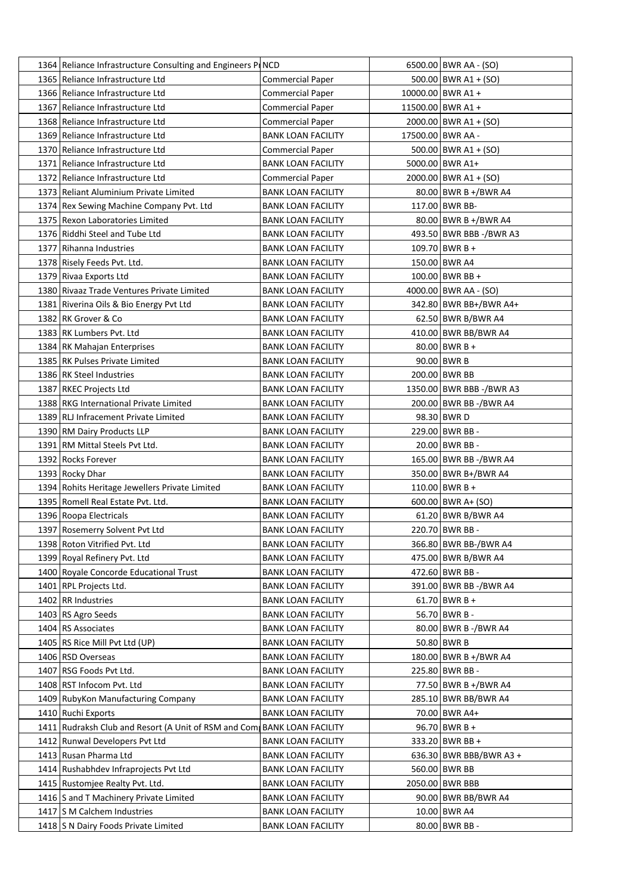| | | | | |
|---|---|---|---|---|
| 1364 | Reliance Infrastructure Consulting and Engineers Pr | NCD | 6500.00 | BWR AA - (SO) |
| 1365 | Reliance Infrastructure Ltd | Commercial Paper | 500.00 | BWR A1 + (SO) |
| 1366 | Reliance Infrastructure Ltd | Commercial Paper | 10000.00 | BWR A1 + |
| 1367 | Reliance Infrastructure Ltd | Commercial Paper | 11500.00 | BWR A1 + |
| 1368 | Reliance Infrastructure Ltd | Commercial Paper | 2000.00 | BWR A1 + (SO) |
| 1369 | Reliance Infrastructure Ltd | BANK LOAN FACILITY | 17500.00 | BWR AA - |
| 1370 | Reliance Infrastructure Ltd | Commercial Paper | 500.00 | BWR A1 + (SO) |
| 1371 | Reliance Infrastructure Ltd | BANK LOAN FACILITY | 5000.00 | BWR A1+ |
| 1372 | Reliance Infrastructure Ltd | Commercial Paper | 2000.00 | BWR A1 + (SO) |
| 1373 | Reliant Aluminium Private Limited | BANK LOAN FACILITY | 80.00 | BWR B +/BWR A4 |
| 1374 | Rex Sewing Machine Company Pvt. Ltd | BANK LOAN FACILITY | 117.00 | BWR BB- |
| 1375 | Rexon Laboratories Limited | BANK LOAN FACILITY | 80.00 | BWR B +/BWR A4 |
| 1376 | Riddhi Steel and Tube Ltd | BANK LOAN FACILITY | 493.50 | BWR BBB -/BWR A3 |
| 1377 | Rihanna Industries | BANK LOAN FACILITY | 109.70 | BWR B + |
| 1378 | Risely Feeds Pvt. Ltd. | BANK LOAN FACILITY | 150.00 | BWR A4 |
| 1379 | Rivaa Exports Ltd | BANK LOAN FACILITY | 100.00 | BWR BB + |
| 1380 | Rivaaz Trade Ventures Private Limited | BANK LOAN FACILITY | 4000.00 | BWR AA - (SO) |
| 1381 | Riverina Oils & Bio Energy Pvt Ltd | BANK LOAN FACILITY | 342.80 | BWR BB+/BWR A4+ |
| 1382 | RK Grover & Co | BANK LOAN FACILITY | 62.50 | BWR B/BWR A4 |
| 1383 | RK Lumbers Pvt. Ltd | BANK LOAN FACILITY | 410.00 | BWR BB/BWR A4 |
| 1384 | RK Mahajan Enterprises | BANK LOAN FACILITY | 80.00 | BWR B + |
| 1385 | RK Pulses Private Limited | BANK LOAN FACILITY | 90.00 | BWR B |
| 1386 | RK Steel Industries | BANK LOAN FACILITY | 200.00 | BWR BB |
| 1387 | RKEC Projects Ltd | BANK LOAN FACILITY | 1350.00 | BWR BBB -/BWR A3 |
| 1388 | RKG International Private Limited | BANK LOAN FACILITY | 200.00 | BWR BB -/BWR A4 |
| 1389 | RLJ Infracement Private Limited | BANK LOAN FACILITY | 98.30 | BWR D |
| 1390 | RM Dairy Products LLP | BANK LOAN FACILITY | 229.00 | BWR BB - |
| 1391 | RM Mittal Steels Pvt Ltd. | BANK LOAN FACILITY | 20.00 | BWR BB - |
| 1392 | Rocks Forever | BANK LOAN FACILITY | 165.00 | BWR BB -/BWR A4 |
| 1393 | Rocky Dhar | BANK LOAN FACILITY | 350.00 | BWR B+/BWR A4 |
| 1394 | Rohits Heritage Jewellers Private Limited | BANK LOAN FACILITY | 110.00 | BWR B + |
| 1395 | Romell Real Estate Pvt. Ltd. | BANK LOAN FACILITY | 600.00 | BWR A+ (SO) |
| 1396 | Roopa Electricals | BANK LOAN FACILITY | 61.20 | BWR B/BWR A4 |
| 1397 | Rosemerry Solvent Pvt Ltd | BANK LOAN FACILITY | 220.70 | BWR BB - |
| 1398 | Roton Vitrified Pvt. Ltd | BANK LOAN FACILITY | 366.80 | BWR BB-/BWR A4 |
| 1399 | Royal Refinery Pvt. Ltd | BANK LOAN FACILITY | 475.00 | BWR B/BWR A4 |
| 1400 | Royale Concorde Educational Trust | BANK LOAN FACILITY | 472.60 | BWR BB - |
| 1401 | RPL Projects Ltd. | BANK LOAN FACILITY | 391.00 | BWR BB -/BWR A4 |
| 1402 | RR Industries | BANK LOAN FACILITY | 61.70 | BWR B + |
| 1403 | RS Agro Seeds | BANK LOAN FACILITY | 56.70 | BWR B - |
| 1404 | RS Associates | BANK LOAN FACILITY | 80.00 | BWR B -/BWR A4 |
| 1405 | RS Rice Mill Pvt Ltd (UP) | BANK LOAN FACILITY | 50.80 | BWR B |
| 1406 | RSD Overseas | BANK LOAN FACILITY | 180.00 | BWR B +/BWR A4 |
| 1407 | RSG Foods Pvt Ltd. | BANK LOAN FACILITY | 225.80 | BWR BB - |
| 1408 | RST Infocom Pvt. Ltd | BANK LOAN FACILITY | 77.50 | BWR B +/BWR A4 |
| 1409 | RubyKon Manufacturing Company | BANK LOAN FACILITY | 285.10 | BWR BB/BWR A4 |
| 1410 | Ruchi Exports | BANK LOAN FACILITY | 70.00 | BWR A4+ |
| 1411 | Rudraksh Club and Resort (A Unit of RSM and Com | BANK LOAN FACILITY | 96.70 | BWR B + |
| 1412 | Runwal Developers Pvt Ltd | BANK LOAN FACILITY | 333.20 | BWR BB + |
| 1413 | Rusan Pharma Ltd | BANK LOAN FACILITY | 636.30 | BWR BBB/BWR A3 + |
| 1414 | Rushabhdev Infraprojects Pvt Ltd | BANK LOAN FACILITY | 560.00 | BWR BB |
| 1415 | Rustomjee Realty Pvt. Ltd. | BANK LOAN FACILITY | 2050.00 | BWR BBB |
| 1416 | S and T Machinery Private Limited | BANK LOAN FACILITY | 90.00 | BWR BB/BWR A4 |
| 1417 | S M Calchem Industries | BANK LOAN FACILITY | 10.00 | BWR A4 |
| 1418 | S N Dairy Foods Private Limited | BANK LOAN FACILITY | 80.00 | BWR BB - |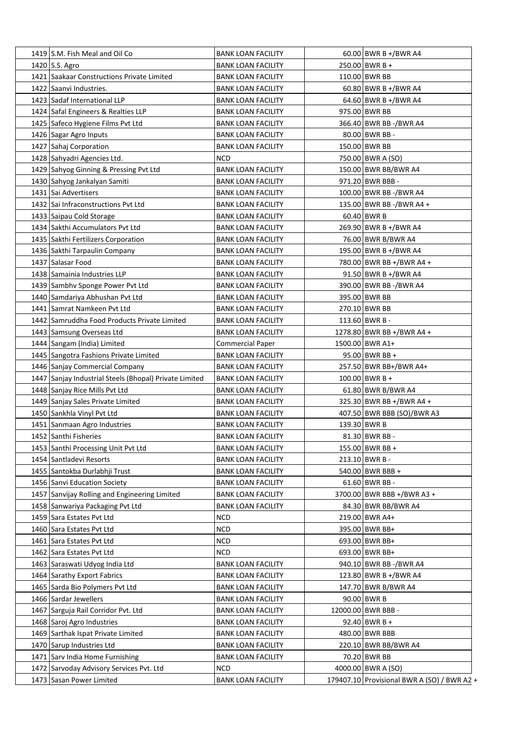| | | | | |
|---|---|---|---|---|
| 1419 | S.M. Fish Meal and Oil Co | BANK LOAN FACILITY | 60.00 | BWR B +/BWR A4 |
| 1420 | S.S. Agro | BANK LOAN FACILITY | 250.00 | BWR B + |
| 1421 | Saakaar Constructions Private Limited | BANK LOAN FACILITY | 110.00 | BWR BB |
| 1422 | Saanvi Industries. | BANK LOAN FACILITY | 60.80 | BWR B +/BWR A4 |
| 1423 | Sadaf International LLP | BANK LOAN FACILITY | 64.60 | BWR B +/BWR A4 |
| 1424 | Safal Engineers & Realties LLP | BANK LOAN FACILITY | 975.00 | BWR BB |
| 1425 | Safeco Hygiene Films Pvt Ltd | BANK LOAN FACILITY | 366.40 | BWR BB -/BWR A4 |
| 1426 | Sagar Agro Inputs | BANK LOAN FACILITY | 80.00 | BWR BB - |
| 1427 | Sahaj Corporation | BANK LOAN FACILITY | 150.00 | BWR BB |
| 1428 | Sahyadri Agencies Ltd. | NCD | 750.00 | BWR A (SO) |
| 1429 | Sahyog Ginning & Pressing Pvt Ltd | BANK LOAN FACILITY | 150.00 | BWR BB/BWR A4 |
| 1430 | Sahyog Jankalyan Samiti | BANK LOAN FACILITY | 971.20 | BWR BBB - |
| 1431 | Sai Advertisers | BANK LOAN FACILITY | 100.00 | BWR BB -/BWR A4 |
| 1432 | Sai Infraconstructions Pvt Ltd | BANK LOAN FACILITY | 135.00 | BWR BB -/BWR A4 + |
| 1433 | Saipau Cold Storage | BANK LOAN FACILITY | 60.40 | BWR B |
| 1434 | Sakthi Accumulators Pvt Ltd | BANK LOAN FACILITY | 269.90 | BWR B +/BWR A4 |
| 1435 | Sakthi Fertilizers Corporation | BANK LOAN FACILITY | 76.00 | BWR B/BWR A4 |
| 1436 | Sakthi Tarpaulin Company | BANK LOAN FACILITY | 195.00 | BWR B +/BWR A4 |
| 1437 | Salasar Food | BANK LOAN FACILITY | 780.00 | BWR BB +/BWR A4 + |
| 1438 | Samainia Industries LLP | BANK LOAN FACILITY | 91.50 | BWR B +/BWR A4 |
| 1439 | Sambhv Sponge Power Pvt Ltd | BANK LOAN FACILITY | 390.00 | BWR BB -/BWR A4 |
| 1440 | Samdariya Abhushan Pvt Ltd | BANK LOAN FACILITY | 395.00 | BWR BB |
| 1441 | Samrat Namkeen Pvt Ltd | BANK LOAN FACILITY | 270.10 | BWR BB |
| 1442 | Samruddha Food Products Private Limited | BANK LOAN FACILITY | 113.60 | BWR B - |
| 1443 | Samsung Overseas Ltd | BANK LOAN FACILITY | 1278.80 | BWR BB +/BWR A4 + |
| 1444 | Sangam (India) Limited | Commercial Paper | 1500.00 | BWR A1+ |
| 1445 | Sangotra Fashions Private Limited | BANK LOAN FACILITY | 95.00 | BWR BB + |
| 1446 | Sanjay Commercial Company | BANK LOAN FACILITY | 257.50 | BWR BB+/BWR A4+ |
| 1447 | Sanjay Industrial Steels (Bhopal) Private Limited | BANK LOAN FACILITY | 100.00 | BWR B + |
| 1448 | Sanjay Rice Mills Pvt Ltd | BANK LOAN FACILITY | 61.80 | BWR B/BWR A4 |
| 1449 | Sanjay Sales Private Limited | BANK LOAN FACILITY | 325.30 | BWR BB +/BWR A4 + |
| 1450 | Sankhla Vinyl Pvt Ltd | BANK LOAN FACILITY | 407.50 | BWR BBB (SO)/BWR A3 |
| 1451 | Sanmaan Agro Industries | BANK LOAN FACILITY | 139.30 | BWR B |
| 1452 | Santhi Fisheries | BANK LOAN FACILITY | 81.30 | BWR BB - |
| 1453 | Santhi Processing Unit Pvt Ltd | BANK LOAN FACILITY | 155.00 | BWR BB + |
| 1454 | Santladevi Resorts | BANK LOAN FACILITY | 213.10 | BWR B - |
| 1455 | Santokba Durlabhji Trust | BANK LOAN FACILITY | 540.00 | BWR BBB + |
| 1456 | Sanvi Education Society | BANK LOAN FACILITY | 61.60 | BWR BB - |
| 1457 | Sanvijay Rolling and Engineering Limited | BANK LOAN FACILITY | 3700.00 | BWR BBB +/BWR A3 + |
| 1458 | Sanwariya Packaging Pvt Ltd | BANK LOAN FACILITY | 84.30 | BWR BB/BWR A4 |
| 1459 | Sara Estates Pvt Ltd | NCD | 219.00 | BWR A4+ |
| 1460 | Sara Estates Pvt Ltd | NCD | 395.00 | BWR BB+ |
| 1461 | Sara Estates Pvt Ltd | NCD | 693.00 | BWR BB+ |
| 1462 | Sara Estates Pvt Ltd | NCD | 693.00 | BWR BB+ |
| 1463 | Saraswati Udyog India Ltd | BANK LOAN FACILITY | 940.10 | BWR BB -/BWR A4 |
| 1464 | Sarathy Export Fabrics | BANK LOAN FACILITY | 123.80 | BWR B +/BWR A4 |
| 1465 | Sarda Bio Polymers Pvt Ltd | BANK LOAN FACILITY | 147.70 | BWR B/BWR A4 |
| 1466 | Sardar Jewellers | BANK LOAN FACILITY | 90.00 | BWR B |
| 1467 | Sarguja Rail Corridor Pvt. Ltd | BANK LOAN FACILITY | 12000.00 | BWR BBB - |
| 1468 | Saroj Agro Industries | BANK LOAN FACILITY | 92.40 | BWR B + |
| 1469 | Sarthak Ispat Private Limited | BANK LOAN FACILITY | 480.00 | BWR BBB |
| 1470 | Sarup Industries Ltd | BANK LOAN FACILITY | 220.10 | BWR BB/BWR A4 |
| 1471 | Sarv India Home Furnishing | BANK LOAN FACILITY | 70.20 | BWR BB |
| 1472 | Sarvoday Advisory Services Pvt. Ltd | NCD | 4000.00 | BWR A (SO) |
| 1473 | Sasan Power Limited | BANK LOAN FACILITY | 179407.10 | Provisional BWR A (SO) / BWR A2 + |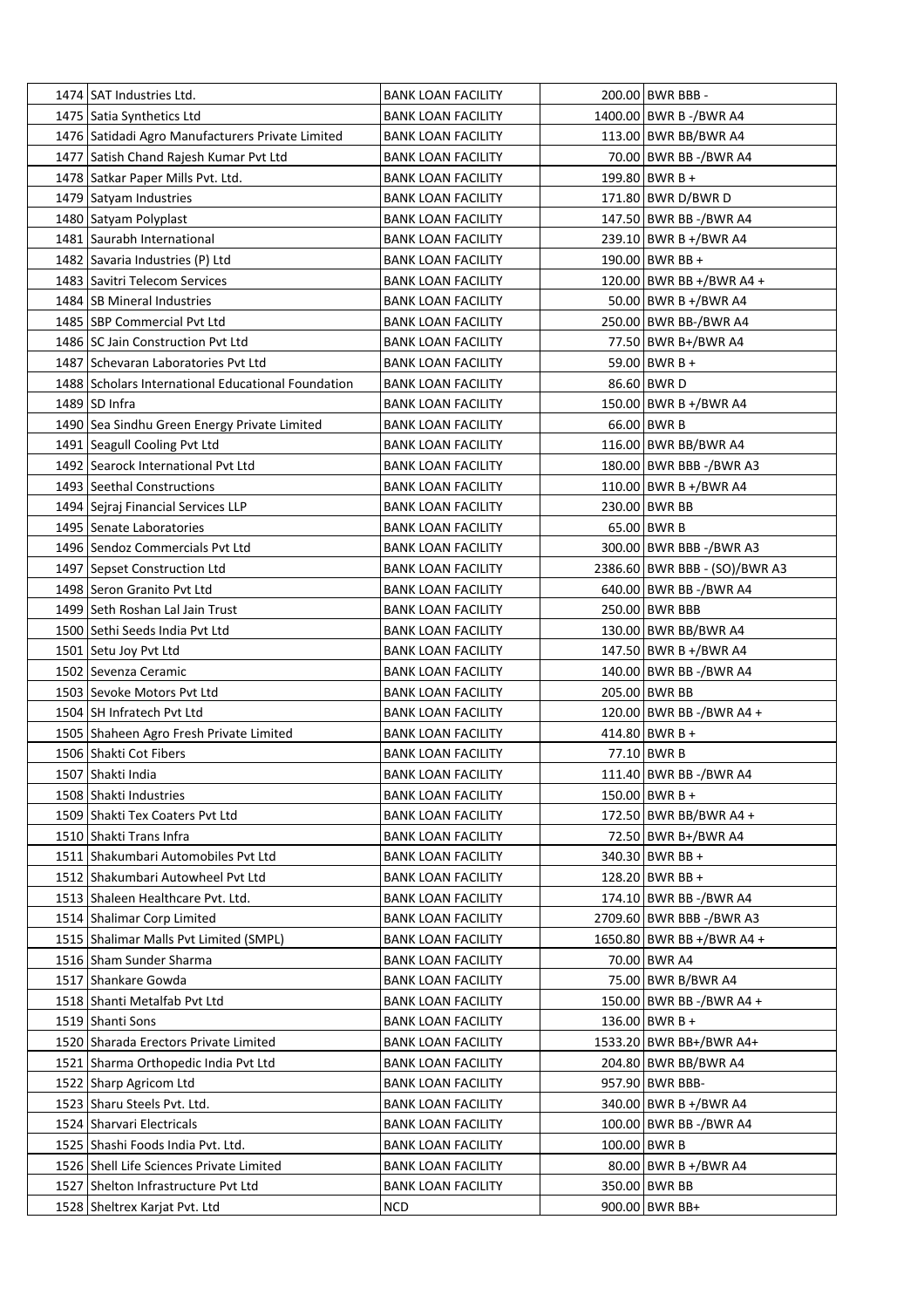| 1474 | SAT Industries Ltd. | BANK LOAN FACILITY | 200.00 | BWR BBB - |
|---|---|---|---|---|
| 1475 | Satia Synthetics Ltd | BANK LOAN FACILITY | 1400.00 | BWR B -/BWR A4 |
| 1476 | Satidadi Agro Manufacturers Private Limited | BANK LOAN FACILITY | 113.00 | BWR BB/BWR A4 |
| 1477 | Satish Chand Rajesh Kumar Pvt Ltd | BANK LOAN FACILITY | 70.00 | BWR BB -/BWR A4 |
| 1478 | Satkar Paper Mills Pvt. Ltd. | BANK LOAN FACILITY | 199.80 | BWR B + |
| 1479 | Satyam Industries | BANK LOAN FACILITY | 171.80 | BWR D/BWR D |
| 1480 | Satyam Polyplast | BANK LOAN FACILITY | 147.50 | BWR BB -/BWR A4 |
| 1481 | Saurabh International | BANK LOAN FACILITY | 239.10 | BWR B +/BWR A4 |
| 1482 | Savaria Industries (P) Ltd | BANK LOAN FACILITY | 190.00 | BWR BB + |
| 1483 | Savitri Telecom Services | BANK LOAN FACILITY | 120.00 | BWR BB +/BWR A4 + |
| 1484 | SB Mineral Industries | BANK LOAN FACILITY | 50.00 | BWR B +/BWR A4 |
| 1485 | SBP Commercial Pvt Ltd | BANK LOAN FACILITY | 250.00 | BWR BB-/BWR A4 |
| 1486 | SC Jain Construction Pvt Ltd | BANK LOAN FACILITY | 77.50 | BWR B+/BWR A4 |
| 1487 | Schevaran Laboratories Pvt Ltd | BANK LOAN FACILITY | 59.00 | BWR B + |
| 1488 | Scholars International Educational Foundation | BANK LOAN FACILITY | 86.60 | BWR D |
| 1489 | SD Infra | BANK LOAN FACILITY | 150.00 | BWR B +/BWR A4 |
| 1490 | Sea Sindhu Green Energy Private Limited | BANK LOAN FACILITY | 66.00 | BWR B |
| 1491 | Seagull Cooling Pvt Ltd | BANK LOAN FACILITY | 116.00 | BWR BB/BWR A4 |
| 1492 | Searock International Pvt Ltd | BANK LOAN FACILITY | 180.00 | BWR BBB -/BWR A3 |
| 1493 | Seethal Constructions | BANK LOAN FACILITY | 110.00 | BWR B +/BWR A4 |
| 1494 | Sejraj Financial Services LLP | BANK LOAN FACILITY | 230.00 | BWR BB |
| 1495 | Senate Laboratories | BANK LOAN FACILITY | 65.00 | BWR B |
| 1496 | Sendoz Commercials Pvt Ltd | BANK LOAN FACILITY | 300.00 | BWR BBB -/BWR A3 |
| 1497 | Sepset Construction Ltd | BANK LOAN FACILITY | 2386.60 | BWR BBB - (SO)/BWR A3 |
| 1498 | Seron Granito Pvt Ltd | BANK LOAN FACILITY | 640.00 | BWR BB -/BWR A4 |
| 1499 | Seth Roshan Lal Jain Trust | BANK LOAN FACILITY | 250.00 | BWR BBB |
| 1500 | Sethi Seeds India Pvt Ltd | BANK LOAN FACILITY | 130.00 | BWR BB/BWR A4 |
| 1501 | Setu Joy Pvt Ltd | BANK LOAN FACILITY | 147.50 | BWR B +/BWR A4 |
| 1502 | Sevenza Ceramic | BANK LOAN FACILITY | 140.00 | BWR BB -/BWR A4 |
| 1503 | Sevoke Motors Pvt Ltd | BANK LOAN FACILITY | 205.00 | BWR BB |
| 1504 | SH Infratech Pvt Ltd | BANK LOAN FACILITY | 120.00 | BWR BB -/BWR A4 + |
| 1505 | Shaheen Agro Fresh Private Limited | BANK LOAN FACILITY | 414.80 | BWR B + |
| 1506 | Shakti Cot Fibers | BANK LOAN FACILITY | 77.10 | BWR B |
| 1507 | Shakti India | BANK LOAN FACILITY | 111.40 | BWR BB -/BWR A4 |
| 1508 | Shakti Industries | BANK LOAN FACILITY | 150.00 | BWR B + |
| 1509 | Shakti Tex Coaters Pvt Ltd | BANK LOAN FACILITY | 172.50 | BWR BB/BWR A4 + |
| 1510 | Shakti Trans Infra | BANK LOAN FACILITY | 72.50 | BWR B+/BWR A4 |
| 1511 | Shakumbari Automobiles Pvt Ltd | BANK LOAN FACILITY | 340.30 | BWR BB + |
| 1512 | Shakumbari Autowheel Pvt Ltd | BANK LOAN FACILITY | 128.20 | BWR BB + |
| 1513 | Shaleen Healthcare Pvt. Ltd. | BANK LOAN FACILITY | 174.10 | BWR BB -/BWR A4 |
| 1514 | Shalimar Corp Limited | BANK LOAN FACILITY | 2709.60 | BWR BBB -/BWR A3 |
| 1515 | Shalimar Malls Pvt Limited (SMPL) | BANK LOAN FACILITY | 1650.80 | BWR BB +/BWR A4 + |
| 1516 | Sham Sunder Sharma | BANK LOAN FACILITY | 70.00 | BWR A4 |
| 1517 | Shankare Gowda | BANK LOAN FACILITY | 75.00 | BWR B/BWR A4 |
| 1518 | Shanti Metalfab Pvt Ltd | BANK LOAN FACILITY | 150.00 | BWR BB -/BWR A4 + |
| 1519 | Shanti Sons | BANK LOAN FACILITY | 136.00 | BWR B + |
| 1520 | Sharada Erectors Private Limited | BANK LOAN FACILITY | 1533.20 | BWR BB+/BWR A4+ |
| 1521 | Sharma Orthopedic India Pvt Ltd | BANK LOAN FACILITY | 204.80 | BWR BB/BWR A4 |
| 1522 | Sharp Agricom Ltd | BANK LOAN FACILITY | 957.90 | BWR BBB- |
| 1523 | Sharu Steels Pvt. Ltd. | BANK LOAN FACILITY | 340.00 | BWR B +/BWR A4 |
| 1524 | Sharvari Electricals | BANK LOAN FACILITY | 100.00 | BWR BB -/BWR A4 |
| 1525 | Shashi Foods India Pvt. Ltd. | BANK LOAN FACILITY | 100.00 | BWR B |
| 1526 | Shell Life Sciences Private Limited | BANK LOAN FACILITY | 80.00 | BWR B +/BWR A4 |
| 1527 | Shelton Infrastructure Pvt Ltd | BANK LOAN FACILITY | 350.00 | BWR BB |
| 1528 | Sheltrex Karjat Pvt. Ltd | NCD | 900.00 | BWR BB+ |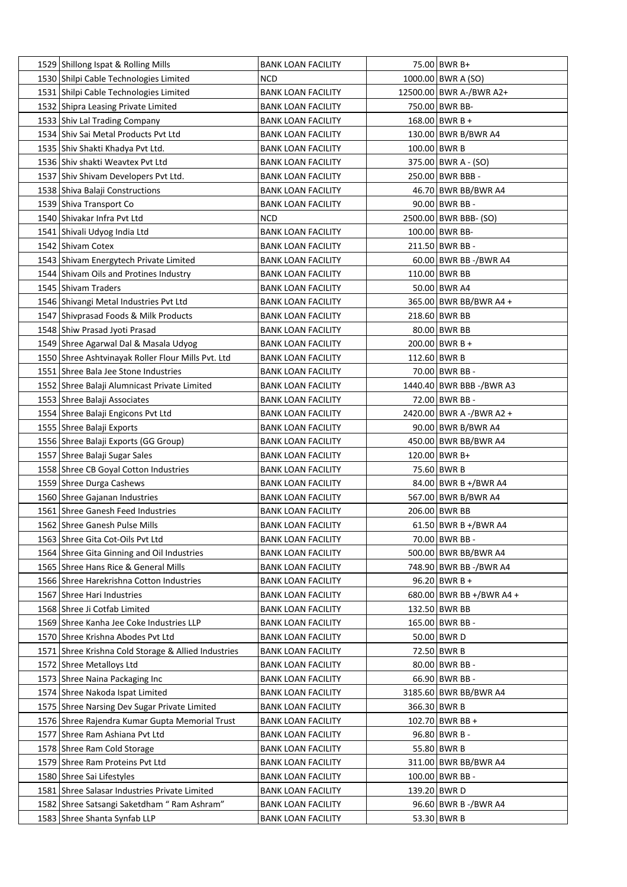| 1529 | Shillong Ispat & Rolling Mills | BANK LOAN FACILITY | 75.00 | BWR B+ |
|---|---|---|---|---|
| 1530 | Shilpi Cable Technologies Limited | NCD | 1000.00 | BWR A (SO) |
| 1531 | Shilpi Cable Technologies Limited | BANK LOAN FACILITY | 12500.00 | BWR A-/BWR A2+ |
| 1532 | Shipra Leasing Private Limited | BANK LOAN FACILITY | 750.00 | BWR BB- |
| 1533 | Shiv Lal Trading Company | BANK LOAN FACILITY | 168.00 | BWR B + |
| 1534 | Shiv Sai Metal Products Pvt Ltd | BANK LOAN FACILITY | 130.00 | BWR B/BWR A4 |
| 1535 | Shiv Shakti Khadya Pvt Ltd. | BANK LOAN FACILITY | 100.00 | BWR B |
| 1536 | Shiv shakti Weavtex Pvt Ltd | BANK LOAN FACILITY | 375.00 | BWR A - (SO) |
| 1537 | Shiv Shivam Developers Pvt Ltd. | BANK LOAN FACILITY | 250.00 | BWR BBB - |
| 1538 | Shiva Balaji Constructions | BANK LOAN FACILITY | 46.70 | BWR BB/BWR A4 |
| 1539 | Shiva Transport Co | BANK LOAN FACILITY | 90.00 | BWR BB - |
| 1540 | Shivakar Infra Pvt Ltd | NCD | 2500.00 | BWR BBB- (SO) |
| 1541 | Shivali Udyog India Ltd | BANK LOAN FACILITY | 100.00 | BWR BB- |
| 1542 | Shivam Cotex | BANK LOAN FACILITY | 211.50 | BWR BB - |
| 1543 | Shivam Energytech Private Limited | BANK LOAN FACILITY | 60.00 | BWR BB -/BWR A4 |
| 1544 | Shivam Oils and Protines Industry | BANK LOAN FACILITY | 110.00 | BWR BB |
| 1545 | Shivam Traders | BANK LOAN FACILITY | 50.00 | BWR A4 |
| 1546 | Shivangi Metal Industries Pvt Ltd | BANK LOAN FACILITY | 365.00 | BWR BB/BWR A4 + |
| 1547 | Shivprasad Foods & Milk Products | BANK LOAN FACILITY | 218.60 | BWR BB |
| 1548 | Shiw Prasad Jyoti Prasad | BANK LOAN FACILITY | 80.00 | BWR BB |
| 1549 | Shree Agarwal Dal & Masala Udyog | BANK LOAN FACILITY | 200.00 | BWR B + |
| 1550 | Shree Ashtvinayak Roller Flour Mills Pvt. Ltd | BANK LOAN FACILITY | 112.60 | BWR B |
| 1551 | Shree Bala Jee Stone Industries | BANK LOAN FACILITY | 70.00 | BWR BB - |
| 1552 | Shree Balaji Alumnicast Private Limited | BANK LOAN FACILITY | 1440.40 | BWR BBB -/BWR A3 |
| 1553 | Shree Balaji Associates | BANK LOAN FACILITY | 72.00 | BWR BB - |
| 1554 | Shree Balaji Engicons Pvt Ltd | BANK LOAN FACILITY | 2420.00 | BWR A -/BWR A2 + |
| 1555 | Shree Balaji Exports | BANK LOAN FACILITY | 90.00 | BWR B/BWR A4 |
| 1556 | Shree Balaji Exports (GG Group) | BANK LOAN FACILITY | 450.00 | BWR BB/BWR A4 |
| 1557 | Shree Balaji Sugar Sales | BANK LOAN FACILITY | 120.00 | BWR B+ |
| 1558 | Shree CB Goyal Cotton Industries | BANK LOAN FACILITY | 75.60 | BWR B |
| 1559 | Shree Durga Cashews | BANK LOAN FACILITY | 84.00 | BWR B +/BWR A4 |
| 1560 | Shree Gajanan Industries | BANK LOAN FACILITY | 567.00 | BWR B/BWR A4 |
| 1561 | Shree Ganesh Feed Industries | BANK LOAN FACILITY | 206.00 | BWR BB |
| 1562 | Shree Ganesh Pulse Mills | BANK LOAN FACILITY | 61.50 | BWR B +/BWR A4 |
| 1563 | Shree Gita Cot-Oils Pvt Ltd | BANK LOAN FACILITY | 70.00 | BWR BB - |
| 1564 | Shree Gita Ginning and Oil Industries | BANK LOAN FACILITY | 500.00 | BWR BB/BWR A4 |
| 1565 | Shree Hans Rice & General Mills | BANK LOAN FACILITY | 748.90 | BWR BB -/BWR A4 |
| 1566 | Shree Harekrishna Cotton Industries | BANK LOAN FACILITY | 96.20 | BWR B + |
| 1567 | Shree Hari Industries | BANK LOAN FACILITY | 680.00 | BWR BB +/BWR A4 + |
| 1568 | Shree Ji Cotfab Limited | BANK LOAN FACILITY | 132.50 | BWR BB |
| 1569 | Shree Kanha Jee Coke Industries LLP | BANK LOAN FACILITY | 165.00 | BWR BB - |
| 1570 | Shree Krishna Abodes Pvt Ltd | BANK LOAN FACILITY | 50.00 | BWR D |
| 1571 | Shree Krishna Cold Storage & Allied Industries | BANK LOAN FACILITY | 72.50 | BWR B |
| 1572 | Shree Metalloys Ltd | BANK LOAN FACILITY | 80.00 | BWR BB - |
| 1573 | Shree Naina Packaging Inc | BANK LOAN FACILITY | 66.90 | BWR BB - |
| 1574 | Shree Nakoda Ispat Limited | BANK LOAN FACILITY | 3185.60 | BWR BB/BWR A4 |
| 1575 | Shree Narsing Dev Sugar Private Limited | BANK LOAN FACILITY | 366.30 | BWR B |
| 1576 | Shree Rajendra Kumar Gupta Memorial Trust | BANK LOAN FACILITY | 102.70 | BWR BB + |
| 1577 | Shree Ram Ashiana Pvt Ltd | BANK LOAN FACILITY | 96.80 | BWR B - |
| 1578 | Shree Ram Cold Storage | BANK LOAN FACILITY | 55.80 | BWR B |
| 1579 | Shree Ram Proteins Pvt Ltd | BANK LOAN FACILITY | 311.00 | BWR BB/BWR A4 |
| 1580 | Shree Sai Lifestyles | BANK LOAN FACILITY | 100.00 | BWR BB - |
| 1581 | Shree Salasar Industries Private Limited | BANK LOAN FACILITY | 139.20 | BWR D |
| 1582 | Shree Satsangi Saketdham " Ram Ashram" | BANK LOAN FACILITY | 96.60 | BWR B -/BWR A4 |
| 1583 | Shree Shanta Synfab LLP | BANK LOAN FACILITY | 53.30 | BWR B |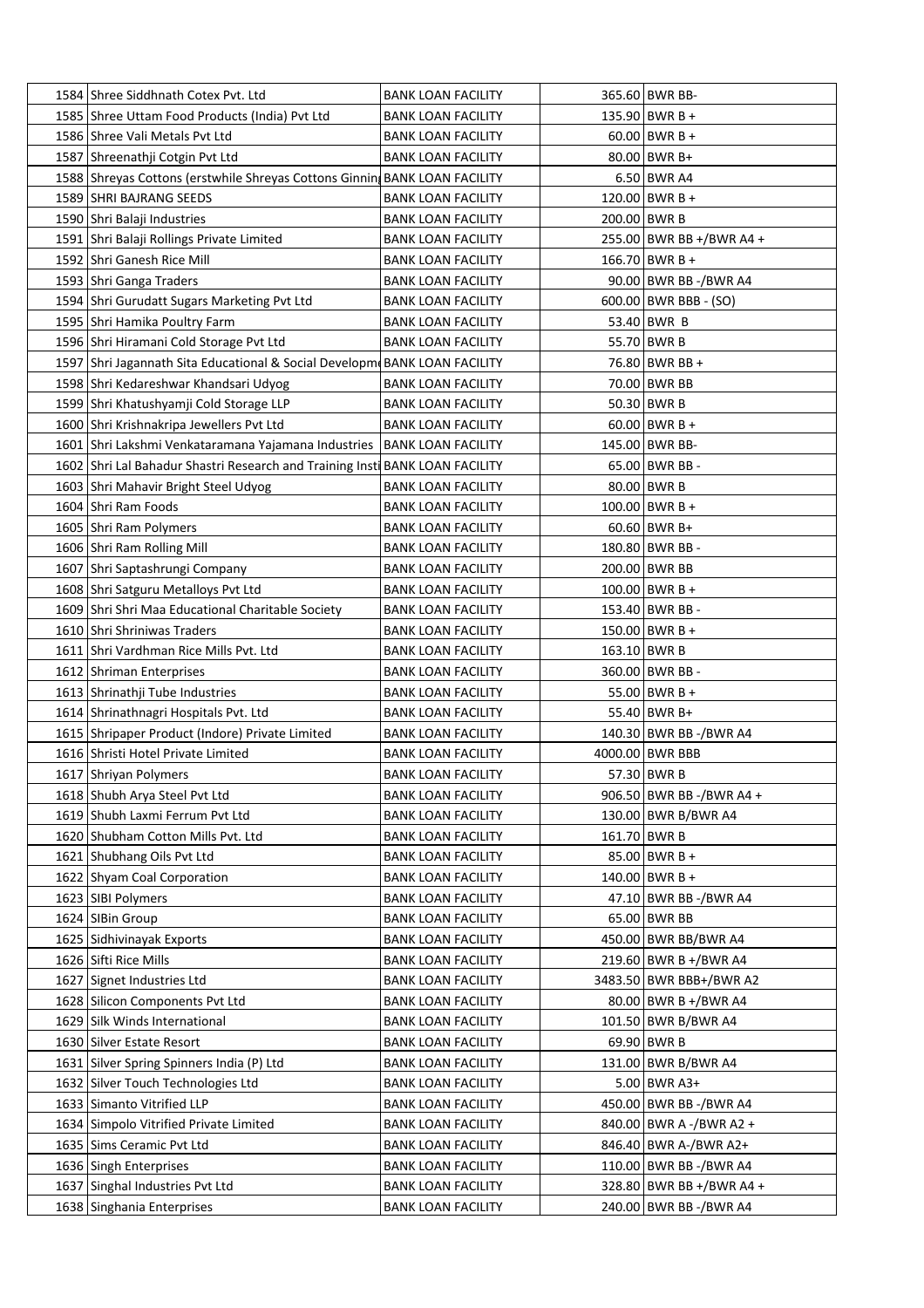| | | | | |
|---|---|---|---|---|
| 1584 | Shree Siddhnath Cotex Pvt. Ltd | BANK LOAN FACILITY | 365.60 | BWR BB- |
| 1585 | Shree Uttam Food Products (India) Pvt Ltd | BANK LOAN FACILITY | 135.90 | BWR B + |
| 1586 | Shree Vali Metals Pvt Ltd | BANK LOAN FACILITY | 60.00 | BWR B + |
| 1587 | Shreenathji Cotgin Pvt Ltd | BANK LOAN FACILITY | 80.00 | BWR B+ |
| 1588 | Shreyas Cottons (erstwhile Shreyas Cottons Ginnin | BANK LOAN FACILITY | 6.50 | BWR A4 |
| 1589 | SHRI BAJRANG SEEDS | BANK LOAN FACILITY | 120.00 | BWR B + |
| 1590 | Shri Balaji Industries | BANK LOAN FACILITY | 200.00 | BWR B |
| 1591 | Shri Balaji Rollings Private Limited | BANK LOAN FACILITY | 255.00 | BWR BB +/BWR A4 + |
| 1592 | Shri Ganesh Rice Mill | BANK LOAN FACILITY | 166.70 | BWR B + |
| 1593 | Shri Ganga Traders | BANK LOAN FACILITY | 90.00 | BWR BB -/BWR A4 |
| 1594 | Shri Gurudatt Sugars Marketing Pvt Ltd | BANK LOAN FACILITY | 600.00 | BWR BBB - (SO) |
| 1595 | Shri Hamika Poultry Farm | BANK LOAN FACILITY | 53.40 | BWR B |
| 1596 | Shri Hiramani Cold Storage Pvt Ltd | BANK LOAN FACILITY | 55.70 | BWR B |
| 1597 | Shri Jagannath Sita Educational & Social Developm | BANK LOAN FACILITY | 76.80 | BWR BB + |
| 1598 | Shri Kedareshwar Khandsari Udyog | BANK LOAN FACILITY | 70.00 | BWR BB |
| 1599 | Shri Khatushyamji Cold Storage LLP | BANK LOAN FACILITY | 50.30 | BWR B |
| 1600 | Shri Krishnakripa Jewellers Pvt Ltd | BANK LOAN FACILITY | 60.00 | BWR B + |
| 1601 | Shri Lakshmi Venkataramana Yajamana Industries | BANK LOAN FACILITY | 145.00 | BWR BB- |
| 1602 | Shri Lal Bahadur Shastri Research and Training Insti | BANK LOAN FACILITY | 65.00 | BWR BB - |
| 1603 | Shri Mahavir Bright Steel Udyog | BANK LOAN FACILITY | 80.00 | BWR B |
| 1604 | Shri Ram Foods | BANK LOAN FACILITY | 100.00 | BWR B + |
| 1605 | Shri Ram Polymers | BANK LOAN FACILITY | 60.60 | BWR B+ |
| 1606 | Shri Ram Rolling Mill | BANK LOAN FACILITY | 180.80 | BWR BB - |
| 1607 | Shri Saptashrungi Company | BANK LOAN FACILITY | 200.00 | BWR BB |
| 1608 | Shri Satguru Metalloys Pvt Ltd | BANK LOAN FACILITY | 100.00 | BWR B + |
| 1609 | Shri Shri Maa Educational Charitable Society | BANK LOAN FACILITY | 153.40 | BWR BB - |
| 1610 | Shri Shriniwas Traders | BANK LOAN FACILITY | 150.00 | BWR B + |
| 1611 | Shri Vardhman Rice Mills Pvt. Ltd | BANK LOAN FACILITY | 163.10 | BWR B |
| 1612 | Shriman Enterprises | BANK LOAN FACILITY | 360.00 | BWR BB - |
| 1613 | Shrinathji Tube Industries | BANK LOAN FACILITY | 55.00 | BWR B + |
| 1614 | Shrinathnagri Hospitals Pvt. Ltd | BANK LOAN FACILITY | 55.40 | BWR B+ |
| 1615 | Shripaper Product (Indore) Private Limited | BANK LOAN FACILITY | 140.30 | BWR BB -/BWR A4 |
| 1616 | Shristi Hotel Private Limited | BANK LOAN FACILITY | 4000.00 | BWR BBB |
| 1617 | Shriyan Polymers | BANK LOAN FACILITY | 57.30 | BWR B |
| 1618 | Shubh Arya Steel Pvt Ltd | BANK LOAN FACILITY | 906.50 | BWR BB -/BWR A4 + |
| 1619 | Shubh Laxmi Ferrum Pvt Ltd | BANK LOAN FACILITY | 130.00 | BWR B/BWR A4 |
| 1620 | Shubham Cotton Mills Pvt. Ltd | BANK LOAN FACILITY | 161.70 | BWR B |
| 1621 | Shubhang Oils Pvt Ltd | BANK LOAN FACILITY | 85.00 | BWR B + |
| 1622 | Shyam Coal Corporation | BANK LOAN FACILITY | 140.00 | BWR B + |
| 1623 | SIBI Polymers | BANK LOAN FACILITY | 47.10 | BWR BB -/BWR A4 |
| 1624 | SIBin Group | BANK LOAN FACILITY | 65.00 | BWR BB |
| 1625 | Sidhivinayak Exports | BANK LOAN FACILITY | 450.00 | BWR BB/BWR A4 |
| 1626 | Sifti Rice Mills | BANK LOAN FACILITY | 219.60 | BWR B +/BWR A4 |
| 1627 | Signet Industries Ltd | BANK LOAN FACILITY | 3483.50 | BWR BBB+/BWR A2 |
| 1628 | Silicon Components Pvt Ltd | BANK LOAN FACILITY | 80.00 | BWR B +/BWR A4 |
| 1629 | Silk Winds International | BANK LOAN FACILITY | 101.50 | BWR B/BWR A4 |
| 1630 | Silver Estate Resort | BANK LOAN FACILITY | 69.90 | BWR B |
| 1631 | Silver Spring Spinners India (P) Ltd | BANK LOAN FACILITY | 131.00 | BWR B/BWR A4 |
| 1632 | Silver Touch Technologies Ltd | BANK LOAN FACILITY | 5.00 | BWR A3+ |
| 1633 | Simanto Vitrified LLP | BANK LOAN FACILITY | 450.00 | BWR BB -/BWR A4 |
| 1634 | Simpolo Vitrified Private Limited | BANK LOAN FACILITY | 840.00 | BWR A -/BWR A2 + |
| 1635 | Sims Ceramic Pvt Ltd | BANK LOAN FACILITY | 846.40 | BWR A-/BWR A2+ |
| 1636 | Singh Enterprises | BANK LOAN FACILITY | 110.00 | BWR BB -/BWR A4 |
| 1637 | Singhal Industries Pvt Ltd | BANK LOAN FACILITY | 328.80 | BWR BB +/BWR A4 + |
| 1638 | Singhania Enterprises | BANK LOAN FACILITY | 240.00 | BWR BB -/BWR A4 |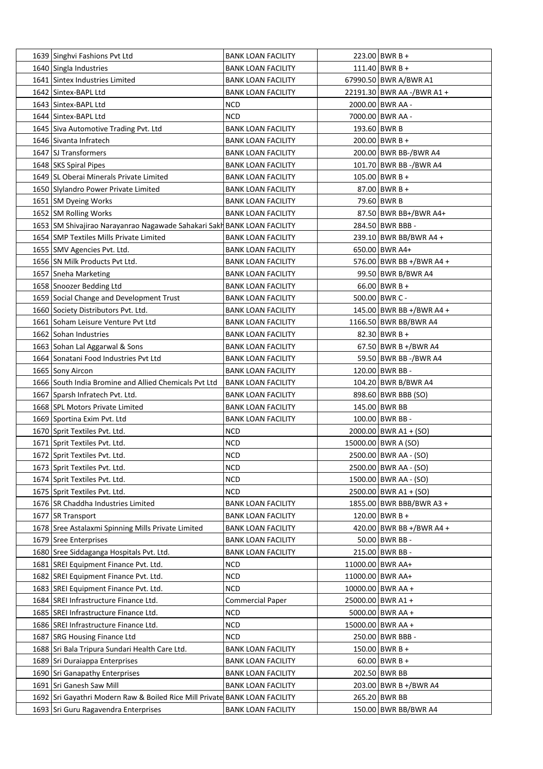| | | | | |
|---|---|---|---|---|
| 1639 | Singhvi Fashions Pvt Ltd | BANK LOAN FACILITY | 223.00 | BWR B + |
| 1640 | Singla Industries | BANK LOAN FACILITY | 111.40 | BWR B + |
| 1641 | Sintex Industries Limited | BANK LOAN FACILITY | 67990.50 | BWR A/BWR A1 |
| 1642 | Sintex-BAPL Ltd | BANK LOAN FACILITY | 22191.30 | BWR AA -/BWR A1 + |
| 1643 | Sintex-BAPL Ltd | NCD | 2000.00 | BWR AA - |
| 1644 | Sintex-BAPL Ltd | NCD | 7000.00 | BWR AA - |
| 1645 | Siva Automotive Trading Pvt. Ltd | BANK LOAN FACILITY | 193.60 | BWR B |
| 1646 | Sivanta Infratech | BANK LOAN FACILITY | 200.00 | BWR B + |
| 1647 | SJ Transformers | BANK LOAN FACILITY | 200.00 | BWR BB-/BWR A4 |
| 1648 | SKS Spiral Pipes | BANK LOAN FACILITY | 101.70 | BWR BB -/BWR A4 |
| 1649 | SL Oberai Minerals Private Limited | BANK LOAN FACILITY | 105.00 | BWR B + |
| 1650 | Slylandro Power Private Limited | BANK LOAN FACILITY | 87.00 | BWR B + |
| 1651 | SM Dyeing Works | BANK LOAN FACILITY | 79.60 | BWR B |
| 1652 | SM Rolling Works | BANK LOAN FACILITY | 87.50 | BWR BB+/BWR A4+ |
| 1653 | SM Shivajirao Narayanrao Nagawade Sahakari Sakh | BANK LOAN FACILITY | 284.50 | BWR BBB - |
| 1654 | SMP Textiles Mills Private Limited | BANK LOAN FACILITY | 239.10 | BWR BB/BWR A4 + |
| 1655 | SMV Agencies Pvt. Ltd. | BANK LOAN FACILITY | 650.00 | BWR A4+ |
| 1656 | SN Milk Products Pvt Ltd. | BANK LOAN FACILITY | 576.00 | BWR BB +/BWR A4 + |
| 1657 | Sneha Marketing | BANK LOAN FACILITY | 99.50 | BWR B/BWR A4 |
| 1658 | Snoozer Bedding Ltd | BANK LOAN FACILITY | 66.00 | BWR B + |
| 1659 | Social Change and Development Trust | BANK LOAN FACILITY | 500.00 | BWR C - |
| 1660 | Society Distributors Pvt. Ltd. | BANK LOAN FACILITY | 145.00 | BWR BB +/BWR A4 + |
| 1661 | Soham Leisure Venture Pvt Ltd | BANK LOAN FACILITY | 1166.50 | BWR BB/BWR A4 |
| 1662 | Sohan Industries | BANK LOAN FACILITY | 82.30 | BWR B + |
| 1663 | Sohan Lal Aggarwal & Sons | BANK LOAN FACILITY | 67.50 | BWR B +/BWR A4 |
| 1664 | Sonatani Food Industries Pvt Ltd | BANK LOAN FACILITY | 59.50 | BWR BB -/BWR A4 |
| 1665 | Sony Aircon | BANK LOAN FACILITY | 120.00 | BWR BB - |
| 1666 | South India Bromine and Allied Chemicals Pvt Ltd | BANK LOAN FACILITY | 104.20 | BWR B/BWR A4 |
| 1667 | Sparsh Infratech Pvt. Ltd. | BANK LOAN FACILITY | 898.60 | BWR BBB (SO) |
| 1668 | SPL Motors Private Limited | BANK LOAN FACILITY | 145.00 | BWR BB |
| 1669 | Sportina Exim Pvt. Ltd | BANK LOAN FACILITY | 100.00 | BWR BB - |
| 1670 | Sprit Textiles Pvt. Ltd. | NCD | 2000.00 | BWR A1 + (SO) |
| 1671 | Sprit Textiles Pvt. Ltd. | NCD | 15000.00 | BWR A (SO) |
| 1672 | Sprit Textiles Pvt. Ltd. | NCD | 2500.00 | BWR AA - (SO) |
| 1673 | Sprit Textiles Pvt. Ltd. | NCD | 2500.00 | BWR AA - (SO) |
| 1674 | Sprit Textiles Pvt. Ltd. | NCD | 1500.00 | BWR AA - (SO) |
| 1675 | Sprit Textiles Pvt. Ltd. | NCD | 2500.00 | BWR A1 + (SO) |
| 1676 | SR Chaddha Industries Limited | BANK LOAN FACILITY | 1855.00 | BWR BBB/BWR A3 + |
| 1677 | SR Transport | BANK LOAN FACILITY | 120.00 | BWR B + |
| 1678 | Sree Astalaxmi Spinning Mills Private Limited | BANK LOAN FACILITY | 420.00 | BWR BB +/BWR A4 + |
| 1679 | Sree Enterprises | BANK LOAN FACILITY | 50.00 | BWR BB - |
| 1680 | Sree Siddaganga Hospitals Pvt. Ltd. | BANK LOAN FACILITY | 215.00 | BWR BB - |
| 1681 | SREI Equipment Finance Pvt. Ltd. | NCD | 11000.00 | BWR AA+ |
| 1682 | SREI Equipment Finance Pvt. Ltd. | NCD | 11000.00 | BWR AA+ |
| 1683 | SREI Equipment Finance Pvt. Ltd. | NCD | 10000.00 | BWR AA + |
| 1684 | SREI Infrastructure Finance Ltd. | Commercial Paper | 25000.00 | BWR A1 + |
| 1685 | SREI Infrastructure Finance Ltd. | NCD | 5000.00 | BWR AA + |
| 1686 | SREI Infrastructure Finance Ltd. | NCD | 15000.00 | BWR AA + |
| 1687 | SRG Housing Finance Ltd | NCD | 250.00 | BWR BBB - |
| 1688 | Sri Bala Tripura Sundari Health Care Ltd. | BANK LOAN FACILITY | 150.00 | BWR B + |
| 1689 | Sri Duraiappa Enterprises | BANK LOAN FACILITY | 60.00 | BWR B + |
| 1690 | Sri Ganapathy Enterprises | BANK LOAN FACILITY | 202.50 | BWR BB |
| 1691 | Sri Ganesh Saw Mill | BANK LOAN FACILITY | 203.00 | BWR B +/BWR A4 |
| 1692 | Sri Gayathri Modern Raw & Boiled Rice Mill Private | BANK LOAN FACILITY | 265.20 | BWR BB |
| 1693 | Sri Guru Ragavendra Enterprises | BANK LOAN FACILITY | 150.00 | BWR BB/BWR A4 |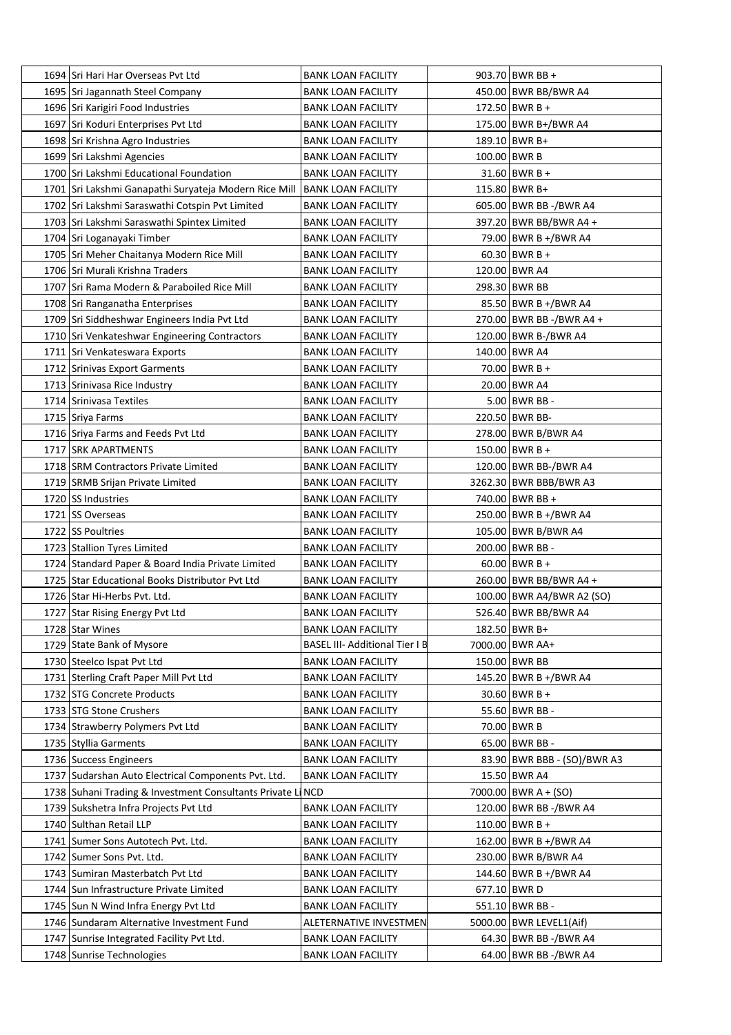| | | | | |
|---|---|---|---|---|
| 1694 | Sri Hari Har Overseas Pvt Ltd | BANK LOAN FACILITY | 903.70 | BWR BB + |
| 1695 | Sri Jagannath Steel Company | BANK LOAN FACILITY | 450.00 | BWR BB/BWR A4 |
| 1696 | Sri Karigiri Food Industries | BANK LOAN FACILITY | 172.50 | BWR B + |
| 1697 | Sri Koduri Enterprises Pvt Ltd | BANK LOAN FACILITY | 175.00 | BWR B+/BWR A4 |
| 1698 | Sri Krishna Agro Industries | BANK LOAN FACILITY | 189.10 | BWR B+ |
| 1699 | Sri Lakshmi Agencies | BANK LOAN FACILITY | 100.00 | BWR B |
| 1700 | Sri Lakshmi Educational Foundation | BANK LOAN FACILITY | 31.60 | BWR B + |
| 1701 | Sri Lakshmi Ganapathi Suryateja Modern Rice Mill | BANK LOAN FACILITY | 115.80 | BWR B+ |
| 1702 | Sri Lakshmi Saraswathi Cotspin Pvt Limited | BANK LOAN FACILITY | 605.00 | BWR BB -/BWR A4 |
| 1703 | Sri Lakshmi Saraswathi Spintex Limited | BANK LOAN FACILITY | 397.20 | BWR BB/BWR A4 + |
| 1704 | Sri Loganayaki Timber | BANK LOAN FACILITY | 79.00 | BWR B +/BWR A4 |
| 1705 | Sri Meher Chaitanya Modern Rice Mill | BANK LOAN FACILITY | 60.30 | BWR B + |
| 1706 | Sri Murali Krishna Traders | BANK LOAN FACILITY | 120.00 | BWR A4 |
| 1707 | Sri Rama Modern & Paraboiled Rice Mill | BANK LOAN FACILITY | 298.30 | BWR BB |
| 1708 | Sri Ranganatha Enterprises | BANK LOAN FACILITY | 85.50 | BWR B +/BWR A4 |
| 1709 | Sri Siddheshwar Engineers India Pvt Ltd | BANK LOAN FACILITY | 270.00 | BWR BB -/BWR A4 + |
| 1710 | Sri Venkateshwar Engineering Contractors | BANK LOAN FACILITY | 120.00 | BWR B-/BWR A4 |
| 1711 | Sri Venkateswara Exports | BANK LOAN FACILITY | 140.00 | BWR A4 |
| 1712 | Srinivas Export Garments | BANK LOAN FACILITY | 70.00 | BWR B + |
| 1713 | Srinivasa Rice Industry | BANK LOAN FACILITY | 20.00 | BWR A4 |
| 1714 | Srinivasa Textiles | BANK LOAN FACILITY | 5.00 | BWR BB - |
| 1715 | Sriya Farms | BANK LOAN FACILITY | 220.50 | BWR BB- |
| 1716 | Sriya Farms and Feeds Pvt Ltd | BANK LOAN FACILITY | 278.00 | BWR B/BWR A4 |
| 1717 | SRK APARTMENTS | BANK LOAN FACILITY | 150.00 | BWR B + |
| 1718 | SRM Contractors Private Limited | BANK LOAN FACILITY | 120.00 | BWR BB-/BWR A4 |
| 1719 | SRMB Srijan Private Limited | BANK LOAN FACILITY | 3262.30 | BWR BBB/BWR A3 |
| 1720 | SS Industries | BANK LOAN FACILITY | 740.00 | BWR BB + |
| 1721 | SS Overseas | BANK LOAN FACILITY | 250.00 | BWR B +/BWR A4 |
| 1722 | SS Poultries | BANK LOAN FACILITY | 105.00 | BWR B/BWR A4 |
| 1723 | Stallion Tyres Limited | BANK LOAN FACILITY | 200.00 | BWR BB - |
| 1724 | Standard Paper & Board India Private Limited | BANK LOAN FACILITY | 60.00 | BWR B + |
| 1725 | Star Educational Books Distributor Pvt Ltd | BANK LOAN FACILITY | 260.00 | BWR BB/BWR A4 + |
| 1726 | Star Hi-Herbs Pvt. Ltd. | BANK LOAN FACILITY | 100.00 | BWR A4/BWR A2 (SO) |
| 1727 | Star Rising Energy Pvt Ltd | BANK LOAN FACILITY | 526.40 | BWR BB/BWR A4 |
| 1728 | Star Wines | BANK LOAN FACILITY | 182.50 | BWR B+ |
| 1729 | State Bank of Mysore | BASEL III- Additional Tier I B | 7000.00 | BWR AA+ |
| 1730 | Steelco Ispat Pvt Ltd | BANK LOAN FACILITY | 150.00 | BWR BB |
| 1731 | Sterling Craft Paper Mill Pvt Ltd | BANK LOAN FACILITY | 145.20 | BWR B +/BWR A4 |
| 1732 | STG Concrete Products | BANK LOAN FACILITY | 30.60 | BWR B + |
| 1733 | STG Stone Crushers | BANK LOAN FACILITY | 55.60 | BWR BB - |
| 1734 | Strawberry Polymers Pvt Ltd | BANK LOAN FACILITY | 70.00 | BWR B |
| 1735 | Styllia Garments | BANK LOAN FACILITY | 65.00 | BWR BB - |
| 1736 | Success Engineers | BANK LOAN FACILITY | 83.90 | BWR BBB - (SO)/BWR A3 |
| 1737 | Sudarshan Auto Electrical Components Pvt. Ltd. | BANK LOAN FACILITY | 15.50 | BWR A4 |
| 1738 | Suhani Trading & Investment Consultants Private Li | NCD | 7000.00 | BWR A + (SO) |
| 1739 | Sukshetra Infra Projects Pvt Ltd | BANK LOAN FACILITY | 120.00 | BWR BB -/BWR A4 |
| 1740 | Sulthan Retail LLP | BANK LOAN FACILITY | 110.00 | BWR B + |
| 1741 | Sumer Sons Autotech Pvt. Ltd. | BANK LOAN FACILITY | 162.00 | BWR B +/BWR A4 |
| 1742 | Sumer Sons Pvt. Ltd. | BANK LOAN FACILITY | 230.00 | BWR B/BWR A4 |
| 1743 | Sumiran Masterbatch Pvt Ltd | BANK LOAN FACILITY | 144.60 | BWR B +/BWR A4 |
| 1744 | Sun Infrastructure Private Limited | BANK LOAN FACILITY | 677.10 | BWR D |
| 1745 | Sun N Wind Infra Energy Pvt Ltd | BANK LOAN FACILITY | 551.10 | BWR BB - |
| 1746 | Sundaram Alternative Investment Fund | ALETERNATIVE INVESTMEN | 5000.00 | BWR LEVEL1(Aif) |
| 1747 | Sunrise Integrated Facility Pvt Ltd. | BANK LOAN FACILITY | 64.30 | BWR BB -/BWR A4 |
| 1748 | Sunrise Technologies | BANK LOAN FACILITY | 64.00 | BWR BB -/BWR A4 |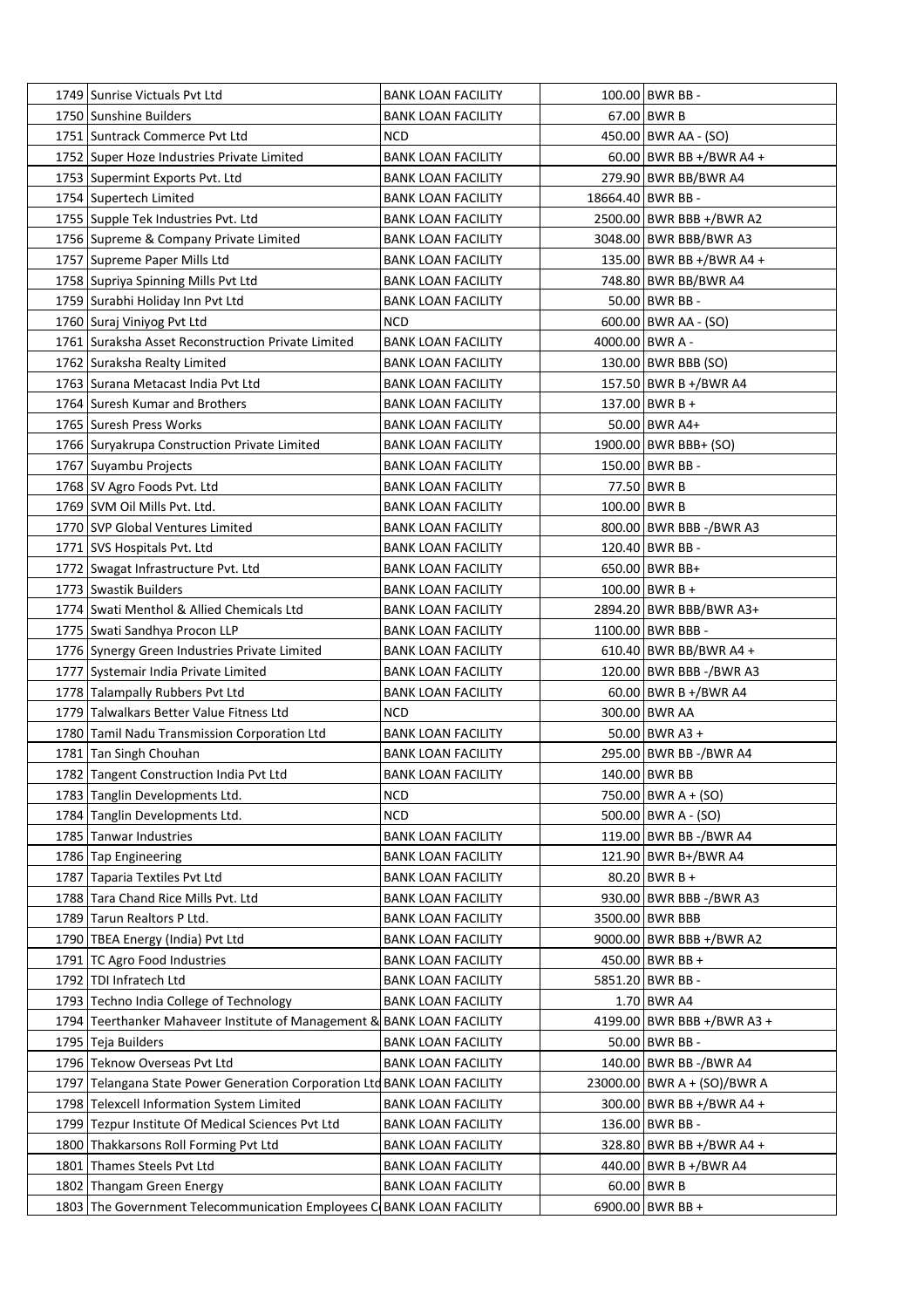| | | | | |
|---|---|---|---|---|
| 1749 | Sunrise Victuals Pvt Ltd | BANK LOAN FACILITY | 100.00 | BWR BB - |
| 1750 | Sunshine Builders | BANK LOAN FACILITY | 67.00 | BWR B |
| 1751 | Suntrack Commerce Pvt Ltd | NCD | 450.00 | BWR AA - (SO) |
| 1752 | Super Hoze Industries Private Limited | BANK LOAN FACILITY | 60.00 | BWR BB +/BWR A4 + |
| 1753 | Supermint Exports Pvt. Ltd | BANK LOAN FACILITY | 279.90 | BWR BB/BWR A4 |
| 1754 | Supertech Limited | BANK LOAN FACILITY | 18664.40 | BWR BB - |
| 1755 | Supple Tek Industries Pvt. Ltd | BANK LOAN FACILITY | 2500.00 | BWR BBB +/BWR A2 |
| 1756 | Supreme & Company Private Limited | BANK LOAN FACILITY | 3048.00 | BWR BBB/BWR A3 |
| 1757 | Supreme Paper Mills Ltd | BANK LOAN FACILITY | 135.00 | BWR BB +/BWR A4 + |
| 1758 | Supriya Spinning Mills Pvt Ltd | BANK LOAN FACILITY | 748.80 | BWR BB/BWR A4 |
| 1759 | Surabhi Holiday Inn Pvt Ltd | BANK LOAN FACILITY | 50.00 | BWR BB - |
| 1760 | Suraj Viniyog Pvt Ltd | NCD | 600.00 | BWR AA - (SO) |
| 1761 | Suraksha Asset Reconstruction Private Limited | BANK LOAN FACILITY | 4000.00 | BWR A - |
| 1762 | Suraksha Realty Limited | BANK LOAN FACILITY | 130.00 | BWR BBB (SO) |
| 1763 | Surana Metacast India Pvt Ltd | BANK LOAN FACILITY | 157.50 | BWR B +/BWR A4 |
| 1764 | Suresh Kumar and Brothers | BANK LOAN FACILITY | 137.00 | BWR B + |
| 1765 | Suresh Press Works | BANK LOAN FACILITY | 50.00 | BWR A4+ |
| 1766 | Suryakrupa Construction Private Limited | BANK LOAN FACILITY | 1900.00 | BWR BBB+ (SO) |
| 1767 | Suyambu Projects | BANK LOAN FACILITY | 150.00 | BWR BB - |
| 1768 | SV Agro Foods Pvt. Ltd | BANK LOAN FACILITY | 77.50 | BWR B |
| 1769 | SVM Oil Mills Pvt. Ltd. | BANK LOAN FACILITY | 100.00 | BWR B |
| 1770 | SVP Global Ventures Limited | BANK LOAN FACILITY | 800.00 | BWR BBB -/BWR A3 |
| 1771 | SVS Hospitals Pvt. Ltd | BANK LOAN FACILITY | 120.40 | BWR BB - |
| 1772 | Swagat Infrastructure Pvt. Ltd | BANK LOAN FACILITY | 650.00 | BWR BB+ |
| 1773 | Swastik Builders | BANK LOAN FACILITY | 100.00 | BWR B + |
| 1774 | Swati Menthol & Allied Chemicals Ltd | BANK LOAN FACILITY | 2894.20 | BWR BBB/BWR A3+ |
| 1775 | Swati Sandhya Procon LLP | BANK LOAN FACILITY | 1100.00 | BWR BBB - |
| 1776 | Synergy Green Industries Private Limited | BANK LOAN FACILITY | 610.40 | BWR BB/BWR A4 + |
| 1777 | Systemair India Private Limited | BANK LOAN FACILITY | 120.00 | BWR BBB -/BWR A3 |
| 1778 | Talampally Rubbers Pvt Ltd | BANK LOAN FACILITY | 60.00 | BWR B +/BWR A4 |
| 1779 | Talwalkars Better Value Fitness Ltd | NCD | 300.00 | BWR AA |
| 1780 | Tamil Nadu Transmission Corporation Ltd | BANK LOAN FACILITY | 50.00 | BWR A3 + |
| 1781 | Tan Singh Chouhan | BANK LOAN FACILITY | 295.00 | BWR BB -/BWR A4 |
| 1782 | Tangent Construction India Pvt Ltd | BANK LOAN FACILITY | 140.00 | BWR BB |
| 1783 | Tanglin Developments Ltd. | NCD | 750.00 | BWR A + (SO) |
| 1784 | Tanglin Developments Ltd. | NCD | 500.00 | BWR A - (SO) |
| 1785 | Tanwar Industries | BANK LOAN FACILITY | 119.00 | BWR BB -/BWR A4 |
| 1786 | Tap Engineering | BANK LOAN FACILITY | 121.90 | BWR B+/BWR A4 |
| 1787 | Taparia Textiles Pvt Ltd | BANK LOAN FACILITY | 80.20 | BWR B + |
| 1788 | Tara Chand Rice Mills Pvt. Ltd | BANK LOAN FACILITY | 930.00 | BWR BBB -/BWR A3 |
| 1789 | Tarun Realtors P Ltd. | BANK LOAN FACILITY | 3500.00 | BWR BBB |
| 1790 | TBEA Energy (India) Pvt Ltd | BANK LOAN FACILITY | 9000.00 | BWR BBB +/BWR A2 |
| 1791 | TC Agro Food Industries | BANK LOAN FACILITY | 450.00 | BWR BB + |
| 1792 | TDI Infratech Ltd | BANK LOAN FACILITY | 5851.20 | BWR BB - |
| 1793 | Techno India College of Technology | BANK LOAN FACILITY | 1.70 | BWR A4 |
| 1794 | Teerthanker Mahaveer Institute of Management & | BANK LOAN FACILITY | 4199.00 | BWR BBB +/BWR A3 + |
| 1795 | Teja Builders | BANK LOAN FACILITY | 50.00 | BWR BB - |
| 1796 | Teknow Overseas Pvt Ltd | BANK LOAN FACILITY | 140.00 | BWR BB -/BWR A4 |
| 1797 | Telangana State Power Generation Corporation Ltd | BANK LOAN FACILITY | 23000.00 | BWR A + (SO)/BWR A |
| 1798 | Telexcell Information System Limited | BANK LOAN FACILITY | 300.00 | BWR BB +/BWR A4 + |
| 1799 | Tezpur Institute Of Medical Sciences Pvt Ltd | BANK LOAN FACILITY | 136.00 | BWR BB - |
| 1800 | Thakkarsons Roll Forming Pvt Ltd | BANK LOAN FACILITY | 328.80 | BWR BB +/BWR A4 + |
| 1801 | Thames Steels Pvt Ltd | BANK LOAN FACILITY | 440.00 | BWR B +/BWR A4 |
| 1802 | Thangam Green Energy | BANK LOAN FACILITY | 60.00 | BWR B |
| 1803 | The Government Telecommunication Employees C | BANK LOAN FACILITY | 6900.00 | BWR BB + |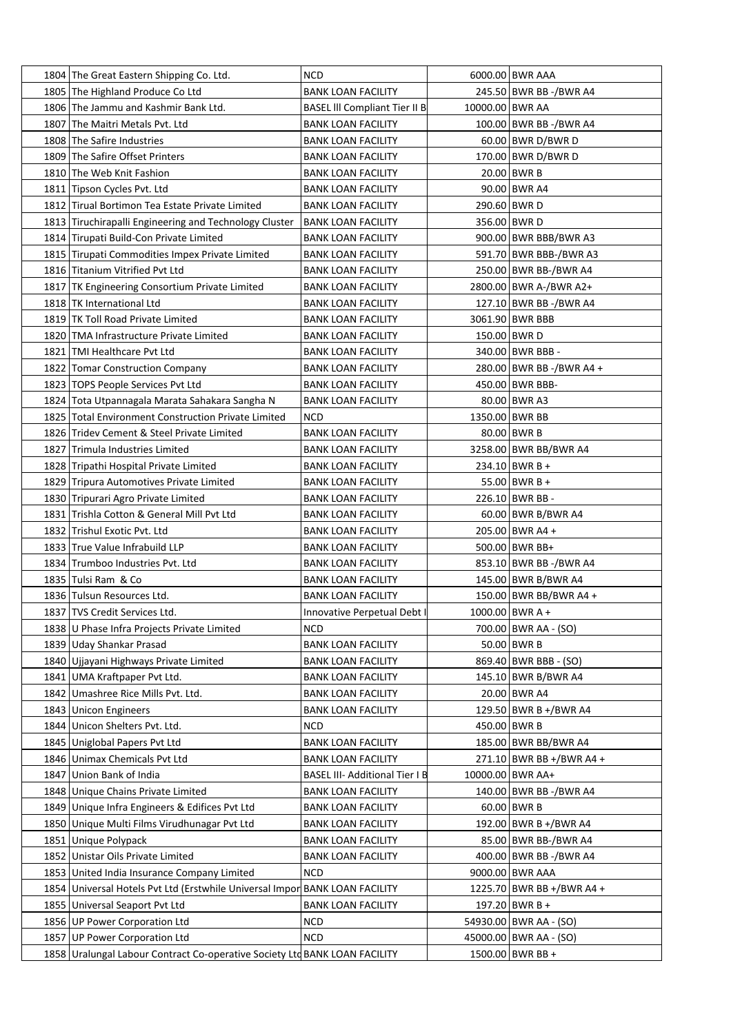| | | | | |
|---|---|---|---|---|
| 1804 | The Great Eastern Shipping Co. Ltd. | NCD | 6000.00 | BWR AAA |
| 1805 | The Highland Produce Co Ltd | BANK LOAN FACILITY | 245.50 | BWR BB -/BWR A4 |
| 1806 | The Jammu and Kashmir Bank Ltd. | BASEL lll Compliant Tier II B | 10000.00 | BWR AA |
| 1807 | The Maitri Metals Pvt. Ltd | BANK LOAN FACILITY | 100.00 | BWR BB -/BWR A4 |
| 1808 | The Safire Industries | BANK LOAN FACILITY | 60.00 | BWR D/BWR D |
| 1809 | The Safire Offset Printers | BANK LOAN FACILITY | 170.00 | BWR D/BWR D |
| 1810 | The Web Knit Fashion | BANK LOAN FACILITY | 20.00 | BWR B |
| 1811 | Tipson Cycles Pvt. Ltd | BANK LOAN FACILITY | 90.00 | BWR A4 |
| 1812 | Tirual Bortimon Tea Estate Private Limited | BANK LOAN FACILITY | 290.60 | BWR D |
| 1813 | Tiruchirapalli Engineering and Technology Cluster | BANK LOAN FACILITY | 356.00 | BWR D |
| 1814 | Tirupati Build-Con Private Limited | BANK LOAN FACILITY | 900.00 | BWR BBB/BWR A3 |
| 1815 | Tirupati Commodities Impex Private Limited | BANK LOAN FACILITY | 591.70 | BWR BBB-/BWR A3 |
| 1816 | Titanium Vitrified Pvt Ltd | BANK LOAN FACILITY | 250.00 | BWR BB-/BWR A4 |
| 1817 | TK Engineering Consortium Private Limited | BANK LOAN FACILITY | 2800.00 | BWR A-/BWR A2+ |
| 1818 | TK International Ltd | BANK LOAN FACILITY | 127.10 | BWR BB -/BWR A4 |
| 1819 | TK Toll Road Private Limited | BANK LOAN FACILITY | 3061.90 | BWR BBB |
| 1820 | TMA Infrastructure Private Limited | BANK LOAN FACILITY | 150.00 | BWR D |
| 1821 | TMI Healthcare Pvt Ltd | BANK LOAN FACILITY | 340.00 | BWR BBB - |
| 1822 | Tomar Construction Company | BANK LOAN FACILITY | 280.00 | BWR BB -/BWR A4 + |
| 1823 | TOPS People Services Pvt Ltd | BANK LOAN FACILITY | 450.00 | BWR BBB- |
| 1824 | Tota Utpannagala Marata Sahakara Sangha N | BANK LOAN FACILITY | 80.00 | BWR A3 |
| 1825 | Total Environment Construction Private Limited | NCD | 1350.00 | BWR BB |
| 1826 | Tridev Cement & Steel Private Limited | BANK LOAN FACILITY | 80.00 | BWR B |
| 1827 | Trimula Industries Limited | BANK LOAN FACILITY | 3258.00 | BWR BB/BWR A4 |
| 1828 | Tripathi Hospital Private Limited | BANK LOAN FACILITY | 234.10 | BWR B + |
| 1829 | Tripura Automotives Private Limited | BANK LOAN FACILITY | 55.00 | BWR B + |
| 1830 | Tripurari Agro Private Limited | BANK LOAN FACILITY | 226.10 | BWR BB - |
| 1831 | Trishla Cotton & General Mill Pvt Ltd | BANK LOAN FACILITY | 60.00 | BWR B/BWR A4 |
| 1832 | Trishul Exotic Pvt. Ltd | BANK LOAN FACILITY | 205.00 | BWR A4 + |
| 1833 | True Value Infrabuild LLP | BANK LOAN FACILITY | 500.00 | BWR BB+ |
| 1834 | Trumboo Industries Pvt. Ltd | BANK LOAN FACILITY | 853.10 | BWR BB -/BWR A4 |
| 1835 | Tulsi Ram & Co | BANK LOAN FACILITY | 145.00 | BWR B/BWR A4 |
| 1836 | Tulsun Resources Ltd. | BANK LOAN FACILITY | 150.00 | BWR BB/BWR A4 + |
| 1837 | TVS Credit Services Ltd. | Innovative Perpetual Debt I | 1000.00 | BWR A + |
| 1838 | U Phase Infra Projects Private Limited | NCD | 700.00 | BWR AA - (SO) |
| 1839 | Uday Shankar Prasad | BANK LOAN FACILITY | 50.00 | BWR B |
| 1840 | Ujjayani Highways Private Limited | BANK LOAN FACILITY | 869.40 | BWR BBB - (SO) |
| 1841 | UMA Kraftpaper Pvt Ltd. | BANK LOAN FACILITY | 145.10 | BWR B/BWR A4 |
| 1842 | Umashree Rice Mills Pvt. Ltd. | BANK LOAN FACILITY | 20.00 | BWR A4 |
| 1843 | Unicon Engineers | BANK LOAN FACILITY | 129.50 | BWR B +/BWR A4 |
| 1844 | Unicon Shelters Pvt. Ltd. | NCD | 450.00 | BWR B |
| 1845 | Uniglobal Papers Pvt Ltd | BANK LOAN FACILITY | 185.00 | BWR BB/BWR A4 |
| 1846 | Unimax Chemicals Pvt Ltd | BANK LOAN FACILITY | 271.10 | BWR BB +/BWR A4 + |
| 1847 | Union Bank of India | BASEL III- Additional Tier I B | 10000.00 | BWR AA+ |
| 1848 | Unique Chains Private Limited | BANK LOAN FACILITY | 140.00 | BWR BB -/BWR A4 |
| 1849 | Unique Infra Engineers & Edifices Pvt Ltd | BANK LOAN FACILITY | 60.00 | BWR B |
| 1850 | Unique Multi Films Virudhunagar Pvt Ltd | BANK LOAN FACILITY | 192.00 | BWR B +/BWR A4 |
| 1851 | Unique Polypack | BANK LOAN FACILITY | 85.00 | BWR BB-/BWR A4 |
| 1852 | Unistar Oils Private Limited | BANK LOAN FACILITY | 400.00 | BWR BB -/BWR A4 |
| 1853 | United India Insurance Company Limited | NCD | 9000.00 | BWR AAA |
| 1854 | Universal Hotels Pvt Ltd (Erstwhile Universal Impor | BANK LOAN FACILITY | 1225.70 | BWR BB +/BWR A4 + |
| 1855 | Universal Seaport Pvt Ltd | BANK LOAN FACILITY | 197.20 | BWR B + |
| 1856 | UP Power Corporation Ltd | NCD | 54930.00 | BWR AA - (SO) |
| 1857 | UP Power Corporation Ltd | NCD | 45000.00 | BWR AA - (SO) |
| 1858 | Uralungal Labour Contract Co-operative Society Ltd | BANK LOAN FACILITY | 1500.00 | BWR BB + |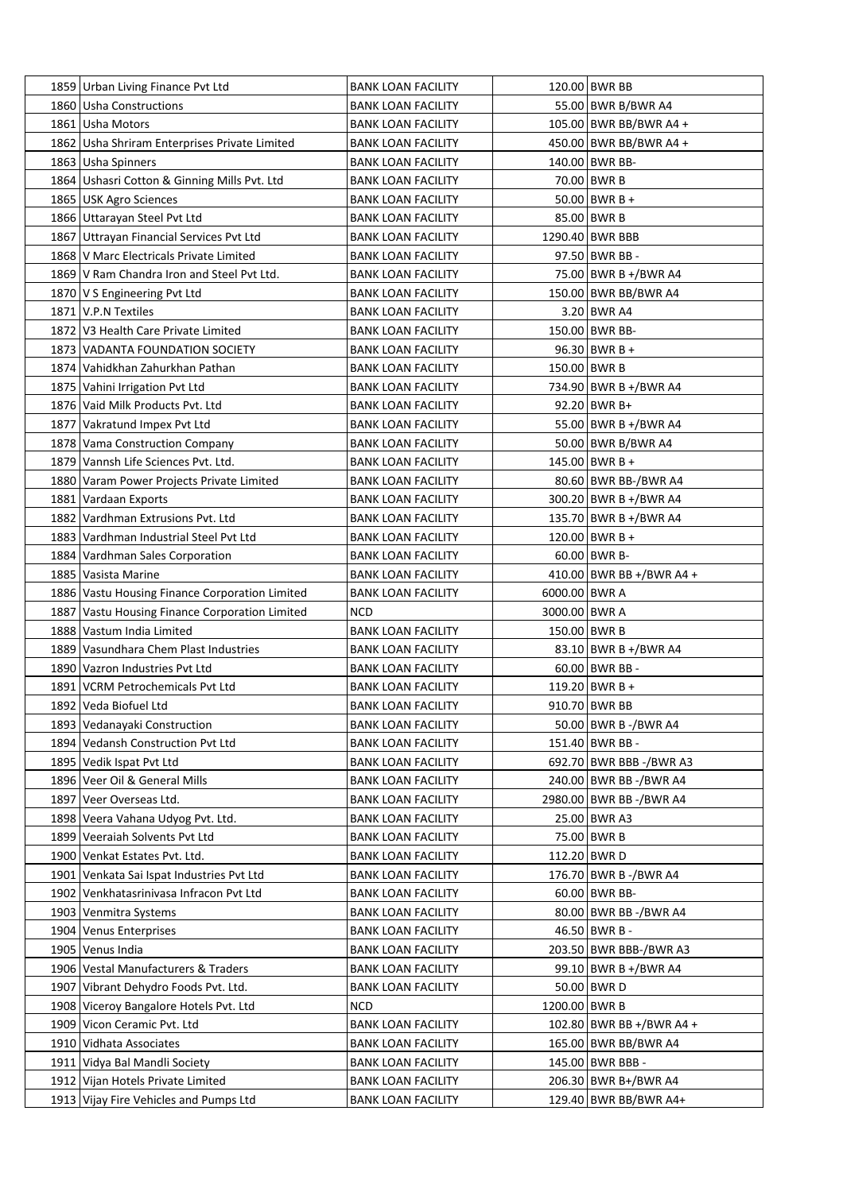| | | | | |
|---|---|---|---|---|
| 1859 | Urban Living Finance Pvt Ltd | BANK LOAN FACILITY | 120.00 | BWR BB |
| 1860 | Usha Constructions | BANK LOAN FACILITY | 55.00 | BWR B/BWR A4 |
| 1861 | Usha Motors | BANK LOAN FACILITY | 105.00 | BWR BB/BWR A4 + |
| 1862 | Usha Shriram Enterprises Private Limited | BANK LOAN FACILITY | 450.00 | BWR BB/BWR A4 + |
| 1863 | Usha Spinners | BANK LOAN FACILITY | 140.00 | BWR BB- |
| 1864 | Ushasri Cotton & Ginning Mills Pvt. Ltd | BANK LOAN FACILITY | 70.00 | BWR B |
| 1865 | USK Agro Sciences | BANK LOAN FACILITY | 50.00 | BWR B + |
| 1866 | Uttarayan Steel Pvt Ltd | BANK LOAN FACILITY | 85.00 | BWR B |
| 1867 | Uttrayan Financial Services Pvt Ltd | BANK LOAN FACILITY | 1290.40 | BWR BBB |
| 1868 | V Marc Electricals Private Limited | BANK LOAN FACILITY | 97.50 | BWR BB - |
| 1869 | V Ram Chandra Iron and Steel Pvt Ltd. | BANK LOAN FACILITY | 75.00 | BWR B +/BWR A4 |
| 1870 | V S Engineering Pvt Ltd | BANK LOAN FACILITY | 150.00 | BWR BB/BWR A4 |
| 1871 | V.P.N Textiles | BANK LOAN FACILITY | 3.20 | BWR A4 |
| 1872 | V3 Health Care Private Limited | BANK LOAN FACILITY | 150.00 | BWR BB- |
| 1873 | VADANTA FOUNDATION SOCIETY | BANK LOAN FACILITY | 96.30 | BWR B + |
| 1874 | Vahidkhan Zahurkhan Pathan | BANK LOAN FACILITY | 150.00 | BWR B |
| 1875 | Vahini Irrigation Pvt Ltd | BANK LOAN FACILITY | 734.90 | BWR B +/BWR A4 |
| 1876 | Vaid Milk Products Pvt. Ltd | BANK LOAN FACILITY | 92.20 | BWR B+ |
| 1877 | Vakratund Impex Pvt Ltd | BANK LOAN FACILITY | 55.00 | BWR B +/BWR A4 |
| 1878 | Vama Construction Company | BANK LOAN FACILITY | 50.00 | BWR B/BWR A4 |
| 1879 | Vannsh Life Sciences Pvt. Ltd. | BANK LOAN FACILITY | 145.00 | BWR B + |
| 1880 | Varam Power Projects Private Limited | BANK LOAN FACILITY | 80.60 | BWR BB-/BWR A4 |
| 1881 | Vardaan Exports | BANK LOAN FACILITY | 300.20 | BWR B +/BWR A4 |
| 1882 | Vardhman Extrusions Pvt. Ltd | BANK LOAN FACILITY | 135.70 | BWR B +/BWR A4 |
| 1883 | Vardhman Industrial Steel Pvt Ltd | BANK LOAN FACILITY | 120.00 | BWR B + |
| 1884 | Vardhman Sales Corporation | BANK LOAN FACILITY | 60.00 | BWR B- |
| 1885 | Vasista Marine | BANK LOAN FACILITY | 410.00 | BWR BB +/BWR A4 + |
| 1886 | Vastu Housing Finance Corporation Limited | BANK LOAN FACILITY | 6000.00 | BWR A |
| 1887 | Vastu Housing Finance Corporation Limited | NCD | 3000.00 | BWR A |
| 1888 | Vastum India Limited | BANK LOAN FACILITY | 150.00 | BWR B |
| 1889 | Vasundhara Chem Plast Industries | BANK LOAN FACILITY | 83.10 | BWR B +/BWR A4 |
| 1890 | Vazron Industries Pvt Ltd | BANK LOAN FACILITY | 60.00 | BWR BB - |
| 1891 | VCRM Petrochemicals Pvt Ltd | BANK LOAN FACILITY | 119.20 | BWR B + |
| 1892 | Veda Biofuel Ltd | BANK LOAN FACILITY | 910.70 | BWR BB |
| 1893 | Vedanayaki Construction | BANK LOAN FACILITY | 50.00 | BWR B -/BWR A4 |
| 1894 | Vedansh Construction Pvt Ltd | BANK LOAN FACILITY | 151.40 | BWR BB - |
| 1895 | Vedik Ispat Pvt Ltd | BANK LOAN FACILITY | 692.70 | BWR BBB -/BWR A3 |
| 1896 | Veer Oil & General Mills | BANK LOAN FACILITY | 240.00 | BWR BB -/BWR A4 |
| 1897 | Veer Overseas Ltd. | BANK LOAN FACILITY | 2980.00 | BWR BB -/BWR A4 |
| 1898 | Veera Vahana Udyog Pvt. Ltd. | BANK LOAN FACILITY | 25.00 | BWR A3 |
| 1899 | Veeraiah Solvents Pvt Ltd | BANK LOAN FACILITY | 75.00 | BWR B |
| 1900 | Venkat Estates Pvt. Ltd. | BANK LOAN FACILITY | 112.20 | BWR D |
| 1901 | Venkata Sai Ispat Industries Pvt Ltd | BANK LOAN FACILITY | 176.70 | BWR B -/BWR A4 |
| 1902 | Venkhatasrinivasa Infracon Pvt Ltd | BANK LOAN FACILITY | 60.00 | BWR BB- |
| 1903 | Venmitra Systems | BANK LOAN FACILITY | 80.00 | BWR BB -/BWR A4 |
| 1904 | Venus Enterprises | BANK LOAN FACILITY | 46.50 | BWR B - |
| 1905 | Venus India | BANK LOAN FACILITY | 203.50 | BWR BBB-/BWR A3 |
| 1906 | Vestal Manufacturers & Traders | BANK LOAN FACILITY | 99.10 | BWR B +/BWR A4 |
| 1907 | Vibrant Dehydro Foods Pvt. Ltd. | BANK LOAN FACILITY | 50.00 | BWR D |
| 1908 | Viceroy Bangalore Hotels Pvt. Ltd | NCD | 1200.00 | BWR B |
| 1909 | Vicon Ceramic Pvt. Ltd | BANK LOAN FACILITY | 102.80 | BWR BB +/BWR A4 + |
| 1910 | Vidhata Associates | BANK LOAN FACILITY | 165.00 | BWR BB/BWR A4 |
| 1911 | Vidya Bal Mandli Society | BANK LOAN FACILITY | 145.00 | BWR BBB - |
| 1912 | Vijan Hotels Private Limited | BANK LOAN FACILITY | 206.30 | BWR B+/BWR A4 |
| 1913 | Vijay Fire Vehicles and Pumps Ltd | BANK LOAN FACILITY | 129.40 | BWR BB/BWR A4+ |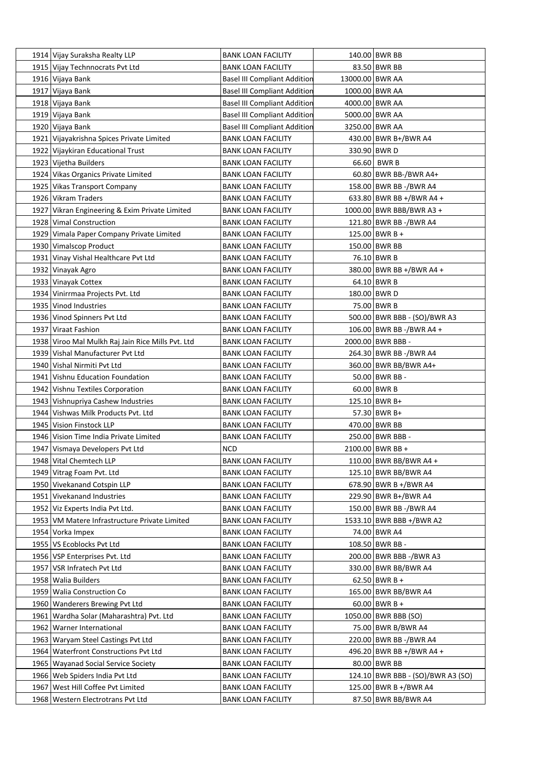| | | | | |
|---|---|---|---|---|
| 1914 | Vijay Suraksha Realty LLP | BANK LOAN FACILITY | 140.00 | BWR BB |
| 1915 | Vijay Technnocrats Pvt Ltd | BANK LOAN FACILITY | 83.50 | BWR BB |
| 1916 | Vijaya Bank | Basel III Compliant Addition | 13000.00 | BWR AA |
| 1917 | Vijaya Bank | Basel III Compliant Addition | 1000.00 | BWR AA |
| 1918 | Vijaya Bank | Basel III Compliant Addition | 4000.00 | BWR AA |
| 1919 | Vijaya Bank | Basel III Compliant Addition | 5000.00 | BWR AA |
| 1920 | Vijaya Bank | Basel III Compliant Addition | 3250.00 | BWR AA |
| 1921 | Vijayakrishna Spices Private Limited | BANK LOAN FACILITY | 430.00 | BWR B+/BWR A4 |
| 1922 | Vijaykiran Educational Trust | BANK LOAN FACILITY | 330.90 | BWR D |
| 1923 | Vijetha Builders | BANK LOAN FACILITY | 66.60 | BWR B |
| 1924 | Vikas Organics Private Limited | BANK LOAN FACILITY | 60.80 | BWR BB-/BWR A4+ |
| 1925 | Vikas Transport Company | BANK LOAN FACILITY | 158.00 | BWR BB -/BWR A4 |
| 1926 | Vikram Traders | BANK LOAN FACILITY | 633.80 | BWR BB +/BWR A4 + |
| 1927 | Vikran Engineering & Exim Private Limited | BANK LOAN FACILITY | 1000.00 | BWR BBB/BWR A3 + |
| 1928 | Vimal Construction | BANK LOAN FACILITY | 121.80 | BWR BB -/BWR A4 |
| 1929 | Vimala Paper Company Private Limited | BANK LOAN FACILITY | 125.00 | BWR B + |
| 1930 | Vimalscop Product | BANK LOAN FACILITY | 150.00 | BWR BB |
| 1931 | Vinay Vishal Healthcare Pvt Ltd | BANK LOAN FACILITY | 76.10 | BWR B |
| 1932 | Vinayak Agro | BANK LOAN FACILITY | 380.00 | BWR BB +/BWR A4 + |
| 1933 | Vinayak Cottex | BANK LOAN FACILITY | 64.10 | BWR B |
| 1934 | Vinirrmaa Projects Pvt. Ltd | BANK LOAN FACILITY | 180.00 | BWR D |
| 1935 | Vinod Industries | BANK LOAN FACILITY | 75.00 | BWR B |
| 1936 | Vinod Spinners Pvt Ltd | BANK LOAN FACILITY | 500.00 | BWR BBB - (SO)/BWR A3 |
| 1937 | Viraat Fashion | BANK LOAN FACILITY | 106.00 | BWR BB -/BWR A4 + |
| 1938 | Viroo Mal Mulkh Raj Jain Rice Mills Pvt. Ltd | BANK LOAN FACILITY | 2000.00 | BWR BBB - |
| 1939 | Vishal Manufacturer Pvt Ltd | BANK LOAN FACILITY | 264.30 | BWR BB -/BWR A4 |
| 1940 | Vishal Nirmiti Pvt Ltd | BANK LOAN FACILITY | 360.00 | BWR BB/BWR A4+ |
| 1941 | Vishnu Education Foundation | BANK LOAN FACILITY | 50.00 | BWR BB - |
| 1942 | Vishnu Textiles Corporation | BANK LOAN FACILITY | 60.00 | BWR B |
| 1943 | Vishnupriya Cashew Industries | BANK LOAN FACILITY | 125.10 | BWR B+ |
| 1944 | Vishwas Milk Products Pvt. Ltd | BANK LOAN FACILITY | 57.30 | BWR B+ |
| 1945 | Vision Finstock LLP | BANK LOAN FACILITY | 470.00 | BWR BB |
| 1946 | Vision Time India Private Limited | BANK LOAN FACILITY | 250.00 | BWR BBB - |
| 1947 | Vismaya Developers Pvt Ltd | NCD | 2100.00 | BWR BB + |
| 1948 | Vital Chemtech LLP | BANK LOAN FACILITY | 110.00 | BWR BB/BWR A4 + |
| 1949 | Vitrag Foam Pvt. Ltd | BANK LOAN FACILITY | 125.10 | BWR BB/BWR A4 |
| 1950 | Vivekanand Cotspin LLP | BANK LOAN FACILITY | 678.90 | BWR B +/BWR A4 |
| 1951 | Vivekanand Industries | BANK LOAN FACILITY | 229.90 | BWR B+/BWR A4 |
| 1952 | Viz Experts India Pvt Ltd. | BANK LOAN FACILITY | 150.00 | BWR BB -/BWR A4 |
| 1953 | VM Matere Infrastructure Private Limited | BANK LOAN FACILITY | 1533.10 | BWR BBB +/BWR A2 |
| 1954 | Vorka Impex | BANK LOAN FACILITY | 74.00 | BWR A4 |
| 1955 | VS Ecoblocks Pvt Ltd | BANK LOAN FACILITY | 108.50 | BWR BB - |
| 1956 | VSP Enterprises Pvt. Ltd | BANK LOAN FACILITY | 200.00 | BWR BBB -/BWR A3 |
| 1957 | VSR Infratech Pvt Ltd | BANK LOAN FACILITY | 330.00 | BWR BB/BWR A4 |
| 1958 | Walia Builders | BANK LOAN FACILITY | 62.50 | BWR B + |
| 1959 | Walia Construction Co | BANK LOAN FACILITY | 165.00 | BWR BB/BWR A4 |
| 1960 | Wanderers Brewing Pvt Ltd | BANK LOAN FACILITY | 60.00 | BWR B + |
| 1961 | Wardha Solar (Maharashtra) Pvt. Ltd | BANK LOAN FACILITY | 1050.00 | BWR BBB (SO) |
| 1962 | Warner International | BANK LOAN FACILITY | 75.00 | BWR B/BWR A4 |
| 1963 | Waryam Steel Castings Pvt Ltd | BANK LOAN FACILITY | 220.00 | BWR BB -/BWR A4 |
| 1964 | Waterfront Constructions Pvt Ltd | BANK LOAN FACILITY | 496.20 | BWR BB +/BWR A4 + |
| 1965 | Wayanad Social Service Society | BANK LOAN FACILITY | 80.00 | BWR BB |
| 1966 | Web Spiders India Pvt Ltd | BANK LOAN FACILITY | 124.10 | BWR BBB - (SO)/BWR A3 (SO) |
| 1967 | West Hill Coffee Pvt Limited | BANK LOAN FACILITY | 125.00 | BWR B +/BWR A4 |
| 1968 | Western Electrotrans Pvt Ltd | BANK LOAN FACILITY | 87.50 | BWR BB/BWR A4 |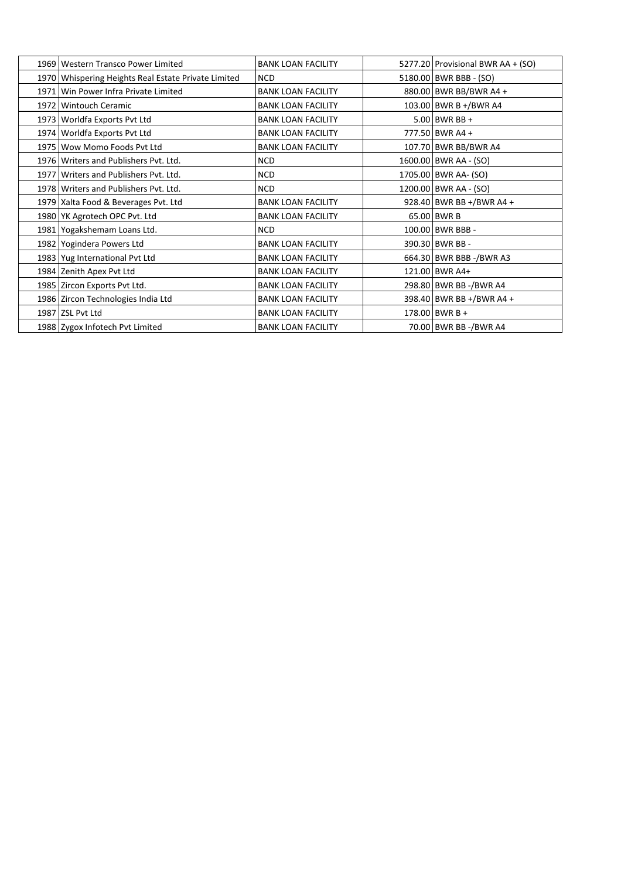| | | | | |
|---|---|---|---|---|
| 1969 | Western Transco Power Limited | BANK LOAN FACILITY | 5277.20 | Provisional BWR AA + (SO) |
| 1970 | Whispering Heights Real Estate Private Limited | NCD | 5180.00 | BWR BBB - (SO) |
| 1971 | Win Power Infra Private Limited | BANK LOAN FACILITY | 880.00 | BWR BB/BWR A4 + |
| 1972 | Wintouch Ceramic | BANK LOAN FACILITY | 103.00 | BWR B +/BWR A4 |
| 1973 | Worldfa Exports Pvt Ltd | BANK LOAN FACILITY | 5.00 | BWR BB + |
| 1974 | Worldfa Exports Pvt Ltd | BANK LOAN FACILITY | 777.50 | BWR A4 + |
| 1975 | Wow Momo Foods Pvt Ltd | BANK LOAN FACILITY | 107.70 | BWR BB/BWR A4 |
| 1976 | Writers and Publishers Pvt. Ltd. | NCD | 1600.00 | BWR AA - (SO) |
| 1977 | Writers and Publishers Pvt. Ltd. | NCD | 1705.00 | BWR AA- (SO) |
| 1978 | Writers and Publishers Pvt. Ltd. | NCD | 1200.00 | BWR AA - (SO) |
| 1979 | Xalta Food & Beverages Pvt. Ltd | BANK LOAN FACILITY | 928.40 | BWR BB +/BWR A4 + |
| 1980 | YK Agrotech OPC Pvt. Ltd | BANK LOAN FACILITY | 65.00 | BWR B |
| 1981 | Yogakshemam Loans Ltd. | NCD | 100.00 | BWR BBB - |
| 1982 | Yogindera Powers Ltd | BANK LOAN FACILITY | 390.30 | BWR BB - |
| 1983 | Yug International Pvt Ltd | BANK LOAN FACILITY | 664.30 | BWR BBB -/BWR A3 |
| 1984 | Zenith Apex Pvt Ltd | BANK LOAN FACILITY | 121.00 | BWR A4+ |
| 1985 | Zircon Exports Pvt Ltd. | BANK LOAN FACILITY | 298.80 | BWR BB -/BWR A4 |
| 1986 | Zircon Technologies India Ltd | BANK LOAN FACILITY | 398.40 | BWR BB +/BWR A4 + |
| 1987 | ZSL Pvt Ltd | BANK LOAN FACILITY | 178.00 | BWR B + |
| 1988 | Zygox Infotech Pvt Limited | BANK LOAN FACILITY | 70.00 | BWR BB -/BWR A4 |